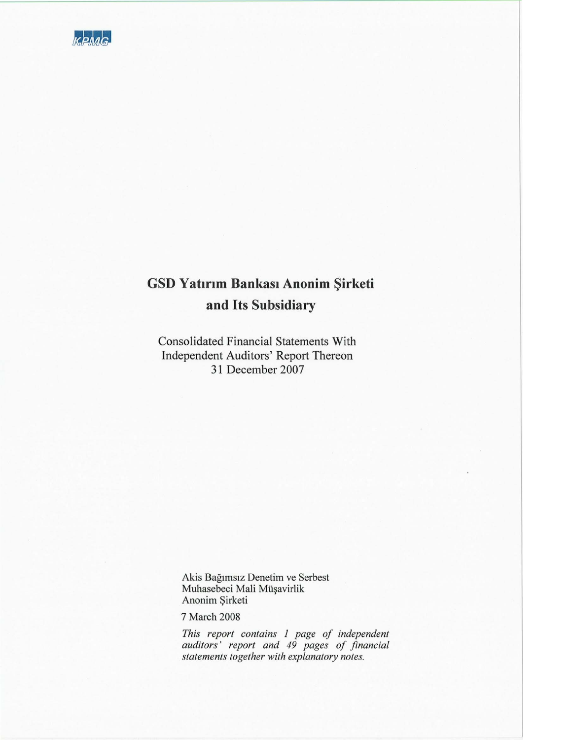KPMG

# GSD Yatırım Bankası Anonim Şirketi and Its Subsidiary

Consolidated Financial Statements With Independent Auditors' Report Thereon
31 December 2007

Akis Bağımsız Denetim ve Serbest Muhasebeci Mali Müşavirlik Anonim Şirketi

7 March 2008

*This report contains 1 page of independent auditors' report and 49 pages of financial statements together with explanatory notes.*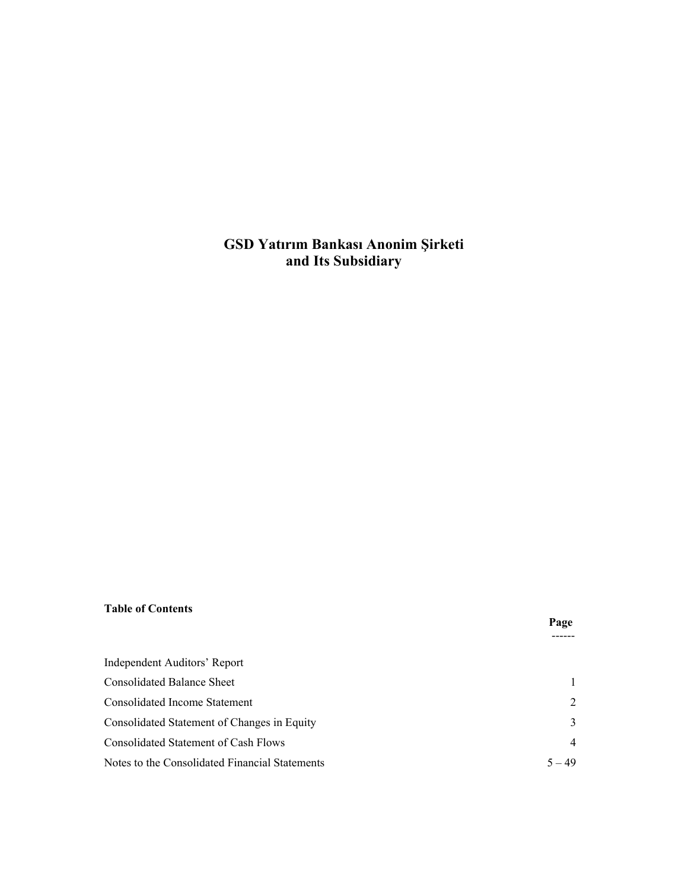# GSD Yatırım Bankası Anonim Şirketi
# and Its Subsidiary

**Table of Contents**

| | Page |
|---|---|
| Independent Auditors' Report | |
| Consolidated Balance Sheet | 1 |
| Consolidated Income Statement | 2 |
| Consolidated Statement of Changes in Equity | 3 |
| Consolidated Statement of Cash Flows | 4 |
| Notes to the Consolidated Financial Statements | 5 – 49 |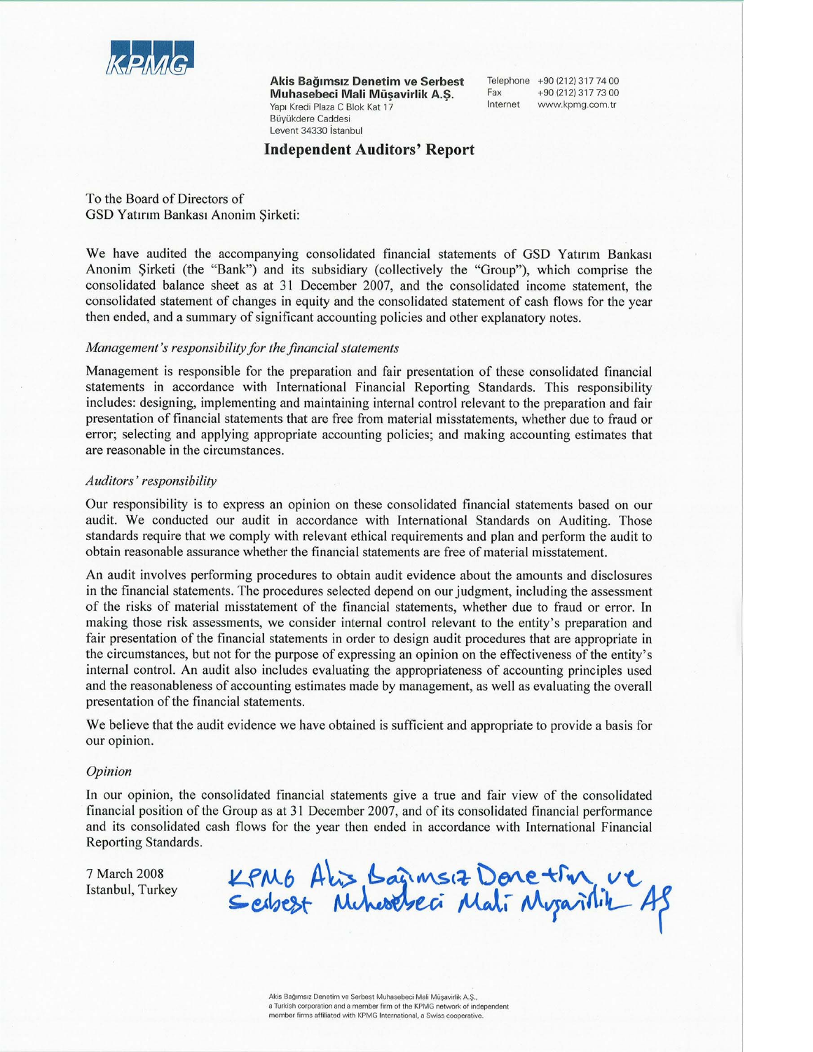**Akis Bağımsız Denetim ve Serbest Muhasebeci Mali Müşavirlik A.Ş.**
Yapı Kredi Plaza C Blok Kat 17
Büyükdere Caddesi
Levent 34330 İstanbul

Telephone +90 (212) 317 74 00
Fax +90 (212) 317 73 00
Internet www.kpmg.com.tr

# Independent Auditors' Report

To the Board of Directors of
GSD Yatırım Bankası Anonim Şirketi:

We have audited the accompanying consolidated financial statements of GSD Yatırım Bankası Anonim Şirketi (the "Bank") and its subsidiary (collectively the "Group"), which comprise the consolidated balance sheet as at 31 December 2007, and the consolidated income statement, the consolidated statement of changes in equity and the consolidated statement of cash flows for the year then ended, and a summary of significant accounting policies and other explanatory notes.

*Management's responsibility for the financial statements*

Management is responsible for the preparation and fair presentation of these consolidated financial statements in accordance with International Financial Reporting Standards. This responsibility includes: designing, implementing and maintaining internal control relevant to the preparation and fair presentation of financial statements that are free from material misstatements, whether due to fraud or error; selecting and applying appropriate accounting policies; and making accounting estimates that are reasonable in the circumstances.

*Auditors' responsibility*

Our responsibility is to express an opinion on these consolidated financial statements based on our audit. We conducted our audit in accordance with International Standards on Auditing. Those standards require that we comply with relevant ethical requirements and plan and perform the audit to obtain reasonable assurance whether the financial statements are free of material misstatement.

An audit involves performing procedures to obtain audit evidence about the amounts and disclosures in the financial statements. The procedures selected depend on our judgment, including the assessment of the risks of material misstatement of the financial statements, whether due to fraud or error. In making those risk assessments, we consider internal control relevant to the entity's preparation and fair presentation of the financial statements in order to design audit procedures that are appropriate in the circumstances, but not for the purpose of expressing an opinion on the effectiveness of the entity's internal control. An audit also includes evaluating the appropriateness of accounting principles used and the reasonableness of accounting estimates made by management, as well as evaluating the overall presentation of the financial statements.

We believe that the audit evidence we have obtained is sufficient and appropriate to provide a basis for our opinion.

*Opinion*

In our opinion, the consolidated financial statements give a true and fair view of the consolidated financial position of the Group as at 31 December 2007, and of its consolidated financial performance and its consolidated cash flows for the year then ended in accordance with International Financial Reporting Standards.

7 March 2008
Istanbul, Turkey

KPMG Akis Bağımsız Denetim ve Serbest Muhasebeci Mali Müşavirlik AŞ

Akis Bağımsız Denetim ve Serbest Muhasebeci Mali Müşavirlik A.Ş., a Turkish corporation and a member firm of the KPMG network of independent member firms affiliated with KPMG International, a Swiss cooperative.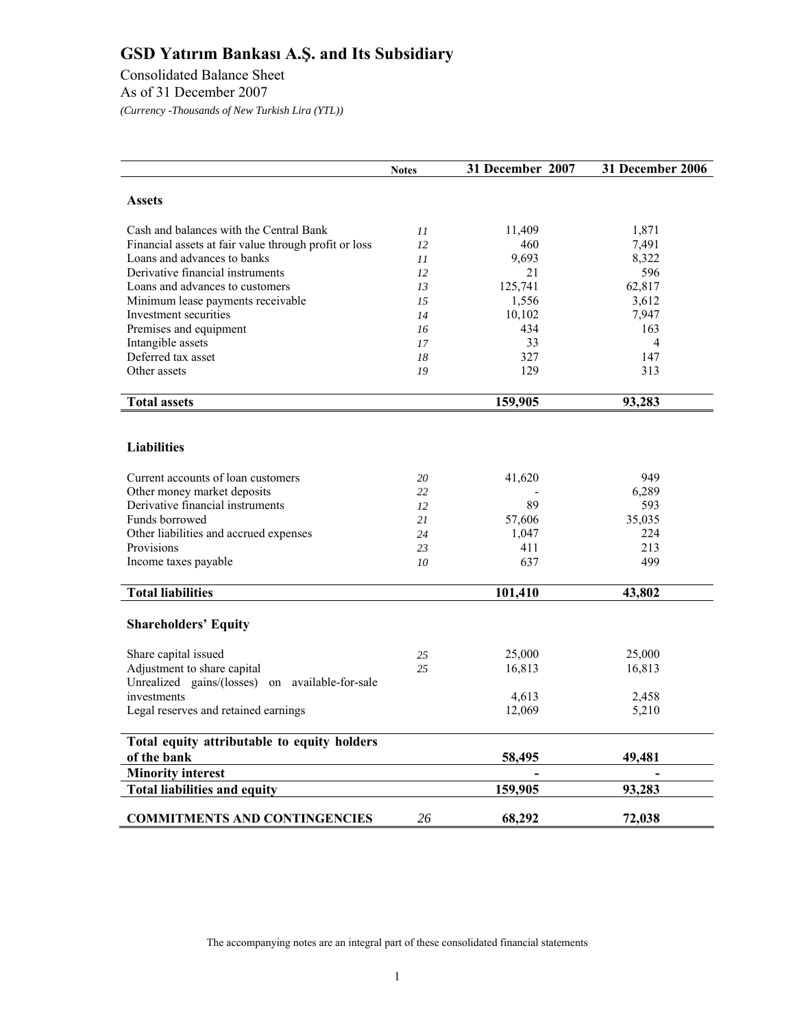# GSD Yatırım Bankası A.Ş. and Its Subsidiary

Consolidated Balance Sheet
As of 31 December 2007
*(Currency -Thousands of New Turkish Lira (YTL))*

| | Notes | 31 December 2007 | 31 December 2006 |
|---|---|---|---|
| **Assets** | | | |
| Cash and balances with the Central Bank | *11* | 11,409 | 1,871 |
| Financial assets at fair value through profit or loss | *12* | 460 | 7,491 |
| Loans and advances to banks | *11* | 9,693 | 8,322 |
| Derivative financial instruments | *12* | 21 | 596 |
| Loans and advances to customers | *13* | 125,741 | 62,817 |
| Minimum lease payments receivable | *15* | 1,556 | 3,612 |
| Investment securities | *14* | 10,102 | 7,947 |
| Premises and equipment | *16* | 434 | 163 |
| Intangible assets | *17* | 33 | 4 |
| Deferred tax asset | *18* | 327 | 147 |
| Other assets | *19* | 129 | 313 |
| **Total assets** | | **159,905** | **93,283** |
| **Liabilities** | | | |
| Current accounts of loan customers | *20* | 41,620 | 949 |
| Other money market deposits | *22* | - | 6,289 |
| Derivative financial instruments | *12* | 89 | 593 |
| Funds borrowed | *21* | 57,606 | 35,035 |
| Other liabilities and accrued expenses | *24* | 1,047 | 224 |
| Provisions | *23* | 411 | 213 |
| Income taxes payable | *10* | 637 | 499 |
| **Total liabilities** | | **101,410** | **43,802** |
| **Shareholders' Equity** | | | |
| Share capital issued | *25* | 25,000 | 25,000 |
| Adjustment to share capital | *25* | 16,813 | 16,813 |
| Unrealized gains/(losses) on available-for-sale investments | | 4,613 | 2,458 |
| Legal reserves and retained earnings | | 12,069 | 5,210 |
| **Total equity attributable to equity holders of the bank** | | **58,495** | **49,481** |
| **Minority interest** | | **-** | **-** |
| **Total liabilities and equity** | | **159,905** | **93,283** |
| **COMMITMENTS AND CONTINGENCIES** | *26* | **68,292** | **72,038** |

The accompanying notes are an integral part of these consolidated financial statements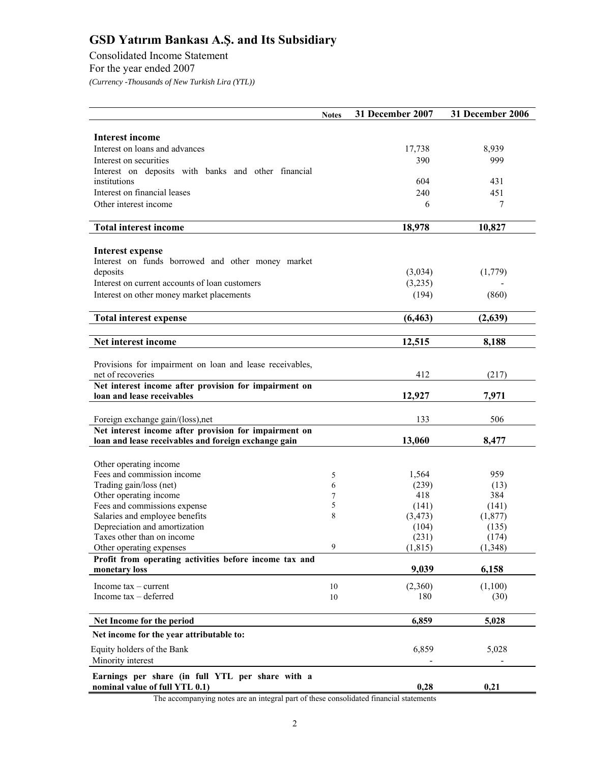# GSD Yatırım Bankası A.Ş. and Its Subsidiary

Consolidated Income Statement

For the year ended 2007

*(Currency -Thousands of New Turkish Lira (YTL))*

| | Notes | 31 December 2007 | 31 December 2006 |
|---|---|---|---|
| **Interest income** | | | |
| Interest on loans and advances | | 17,738 | 8,939 |
| Interest on securities | | 390 | 999 |
| Interest on deposits with banks and other financial institutions | | 604 | 431 |
| Interest on financial leases | | 240 | 451 |
| Other interest income | | 6 | 7 |
| **Total interest income** | | **18,978** | **10,827** |
| **Interest expense** | | | |
| Interest on funds borrowed and other money market deposits | | (3,034) | (1,779) |
| Interest on current accounts of loan customers | | (3,235) | - |
| Interest on other money market placements | | (194) | (860) |
| **Total interest expense** | | **(6,463)** | **(2,639)** |
| **Net interest income** | | **12,515** | **8,188** |
| Provisions for impairment on loan and lease receivables, net of recoveries | | 412 | (217) |
| **Net interest income after provision for impairment on loan and lease receivables** | | **12,927** | **7,971** |
| Foreign exchange gain/(loss),net | | 133 | 506 |
| **Net interest income after provision for impairment on loan and lease receivables and foreign exchange gain** | | **13,060** | **8,477** |
| Other operating income | | | |
| Fees and commission income | 5 | 1,564 | 959 |
| Trading gain/loss (net) | 6 | (239) | (13) |
| Other operating income | 7 | 418 | 384 |
| Fees and commissions expense | 5 | (141) | (141) |
| Salaries and employee benefits | 8 | (3,473) | (1,877) |
| Depreciation and amortization | | (104) | (135) |
| Taxes other than on income | | (231) | (174) |
| Other operating expenses | 9 | (1,815) | (1,348) |
| **Profit from operating activities before income tax and monetary loss** | | **9,039** | **6,158** |
| Income tax – current | 10 | (2,360) | (1,100) |
| Income tax – deferred | 10 | 180 | (30) |
| **Net Income for the period** | | **6,859** | **5,028** |
| **Net income for the year attributable to:** | | | |
| Equity holders of the Bank | | 6,859 | 5,028 |
| Minority interest | | - | - |
| **Earnings per share (in full YTL per share with a nominal value of full YTL 0.1)** | | **0,28** | **0,21** |

The accompanying notes are an integral part of these consolidated financial statements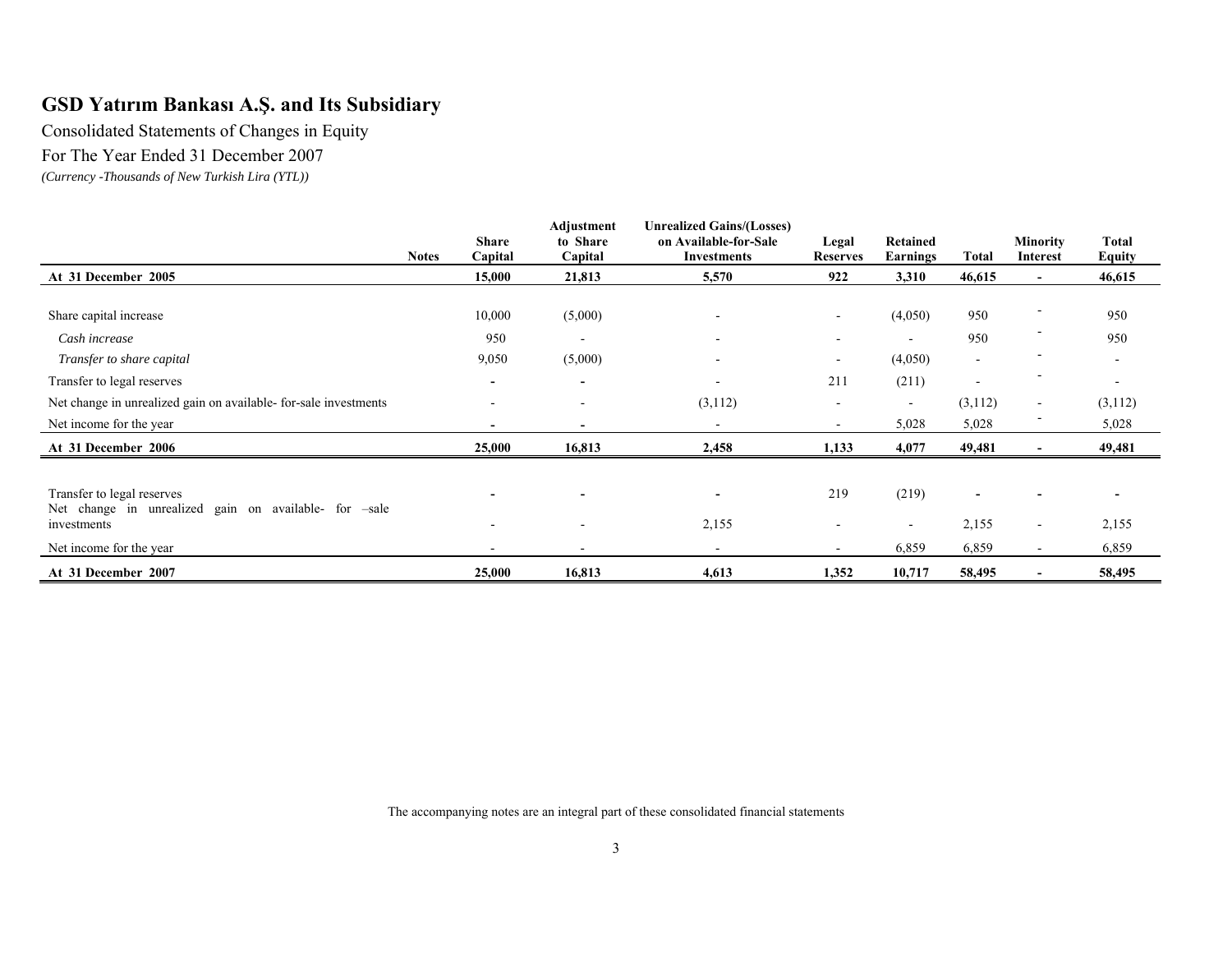# GSD Yatırım Bankası A.Ş. and Its Subsidiary

Consolidated Statements of Changes in Equity

For The Year Ended 31 December 2007

*(Currency -Thousands of New Turkish Lira (YTL))*

| | Notes | Share Capital | Adjustment to Share Capital | Unrealized Gains/(Losses) on Available-for-Sale Investments | Legal Reserves | Retained Earnings | Total | Minority Interest | Total Equity |
|---|---|---|---|---|---|---|---|---|---|
| **At 31 December 2005** | | **15,000** | **21,813** | **5,570** | **922** | **3,310** | **46,615** | **-** | **46,615** |
| Share capital increase | | 10,000 | (5,000) | - | - | (4,050) | 950 | - | 950 |
| *Cash increase* | | 950 | - | - | - | - | 950 | - | 950 |
| *Transfer to share capital* | | 9,050 | (5,000) | - | - | (4,050) | - | - | - |
| Transfer to legal reserves | | - | - | - | 211 | (211) | - | - | - |
| Net change in unrealized gain on available- for-sale investments | | - | - | (3,112) | - | - | (3,112) | - | (3,112) |
| Net income for the year | | - | - | - | - | 5,028 | 5,028 | - | 5,028 |
| **At 31 December 2006** | | **25,000** | **16,813** | **2,458** | **1,133** | **4,077** | **49,481** | **-** | **49,481** |
| Transfer to legal reserves | | - | - | - | 219 | (219) | - | - | - |
| Net change in unrealized gain on available- for –sale investments | | - | - | 2,155 | - | - | 2,155 | - | 2,155 |
| Net income for the year | | - | - | - | - | 6,859 | 6,859 | - | 6,859 |
| **At 31 December 2007** | | **25,000** | **16,813** | **4,613** | **1,352** | **10,717** | **58,495** | **-** | **58,495** |

The accompanying notes are an integral part of these consolidated financial statements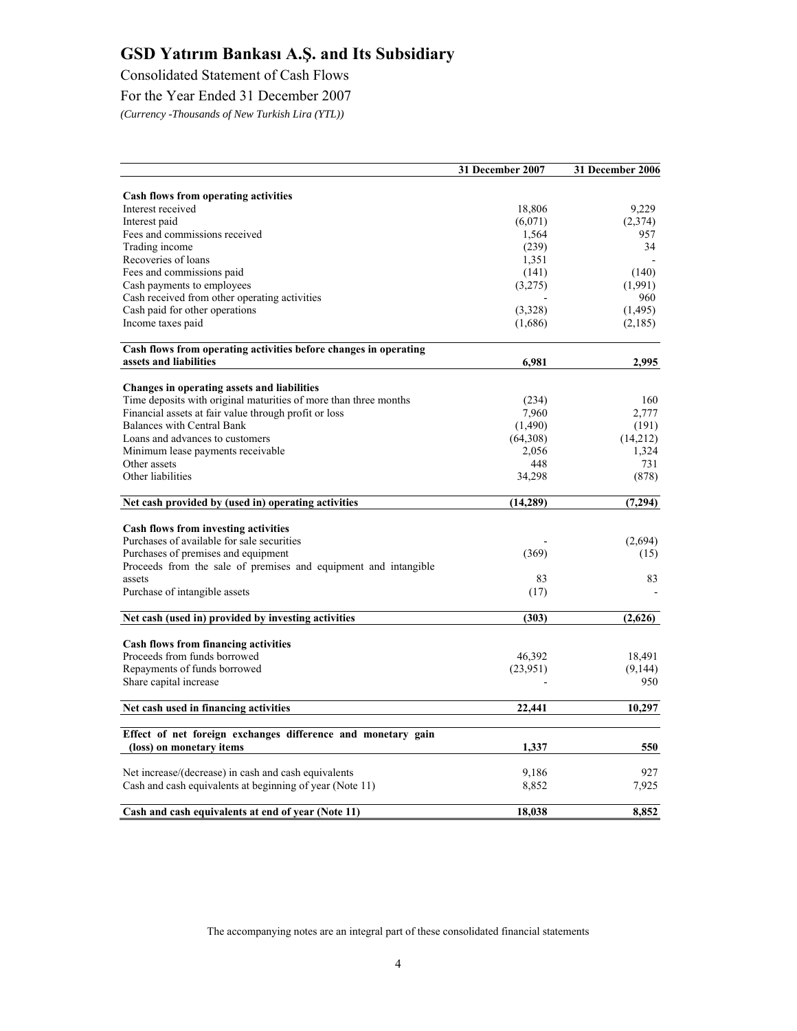# GSD Yatırım Bankası A.Ş. and Its Subsidiary

Consolidated Statement of Cash Flows

For the Year Ended 31 December 2007

*(Currency -Thousands of New Turkish Lira (YTL))*

| | 31 December 2007 | 31 December 2006 |
|---|---|---|
| **Cash flows from operating activities** | | |
| Interest received | 18,806 | 9,229 |
| Interest paid | (6,071) | (2,374) |
| Fees and commissions received | 1,564 | 957 |
| Trading income | (239) | 34 |
| Recoveries of loans | 1,351 | - |
| Fees and commissions paid | (141) | (140) |
| Cash payments to employees | (3,275) | (1,991) |
| Cash received from other operating activities | - | 960 |
| Cash paid for other operations | (3,328) | (1,495) |
| Income taxes paid | (1,686) | (2,185) |
| **Cash flows from operating activities before changes in operating assets and liabilities** | **6,981** | **2,995** |
| **Changes in operating assets and liabilities** | | |
| Time deposits with original maturities of more than three months | (234) | 160 |
| Financial assets at fair value through profit or loss | 7,960 | 2,777 |
| Balances with Central Bank | (1,490) | (191) |
| Loans and advances to customers | (64,308) | (14,212) |
| Minimum lease payments receivable | 2,056 | 1,324 |
| Other assets | 448 | 731 |
| Other liabilities | 34,298 | (878) |
| **Net cash provided by (used in) operating activities** | **(14,289)** | **(7,294)** |
| **Cash flows from investing activities** | | |
| Purchases of available for sale securities | - | (2,694) |
| Purchases of premises and equipment | (369) | (15) |
| Proceeds from the sale of premises and equipment and intangible assets | 83 | 83 |
| Purchase of intangible assets | (17) | - |
| **Net cash (used in) provided by investing activities** | **(303)** | **(2,626)** |
| **Cash flows from financing activities** | | |
| Proceeds from funds borrowed | 46,392 | 18,491 |
| Repayments of funds borrowed | (23,951) | (9,144) |
| Share capital increase | - | 950 |
| **Net cash used in financing activities** | **22,441** | **10,297** |
| **Effect of net foreign exchanges difference and monetary gain (loss) on monetary items** | **1,337** | **550** |
| Net increase/(decrease) in cash and cash equivalents | 9,186 | 927 |
| Cash and cash equivalents at beginning of year (Note 11) | 8,852 | 7,925 |
| **Cash and cash equivalents at end of year (Note 11)** | **18,038** | **8,852** |

The accompanying notes are an integral part of these consolidated financial statements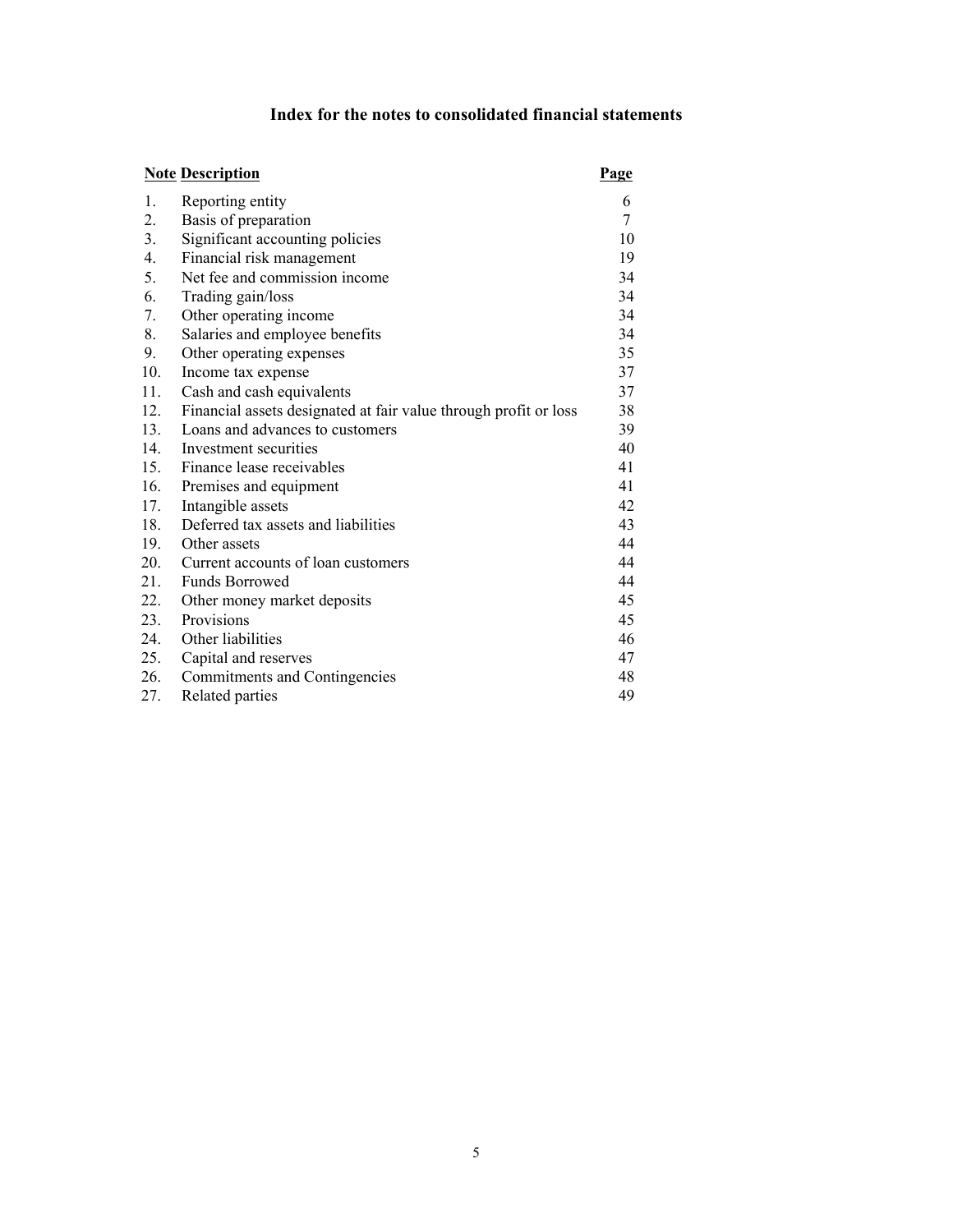## Index for the notes to consolidated financial statements

| Note | Description | Page |
|---|---|---|
| 1. | Reporting entity | 6 |
| 2. | Basis of preparation | 7 |
| 3. | Significant accounting policies | 10 |
| 4. | Financial risk management | 19 |
| 5. | Net fee and commission income | 34 |
| 6. | Trading gain/loss | 34 |
| 7. | Other operating income | 34 |
| 8. | Salaries and employee benefits | 34 |
| 9. | Other operating expenses | 35 |
| 10. | Income tax expense | 37 |
| 11. | Cash and cash equivalents | 37 |
| 12. | Financial assets designated at fair value through profit or loss | 38 |
| 13. | Loans and advances to customers | 39 |
| 14. | Investment securities | 40 |
| 15. | Finance lease receivables | 41 |
| 16. | Premises and equipment | 41 |
| 17. | Intangible assets | 42 |
| 18. | Deferred tax assets and liabilities | 43 |
| 19. | Other assets | 44 |
| 20. | Current accounts of loan customers | 44 |
| 21. | Funds Borrowed | 44 |
| 22. | Other money market deposits | 45 |
| 23. | Provisions | 45 |
| 24. | Other liabilities | 46 |
| 25. | Capital and reserves | 47 |
| 26. | Commitments and Contingencies | 48 |
| 27. | Related parties | 49 |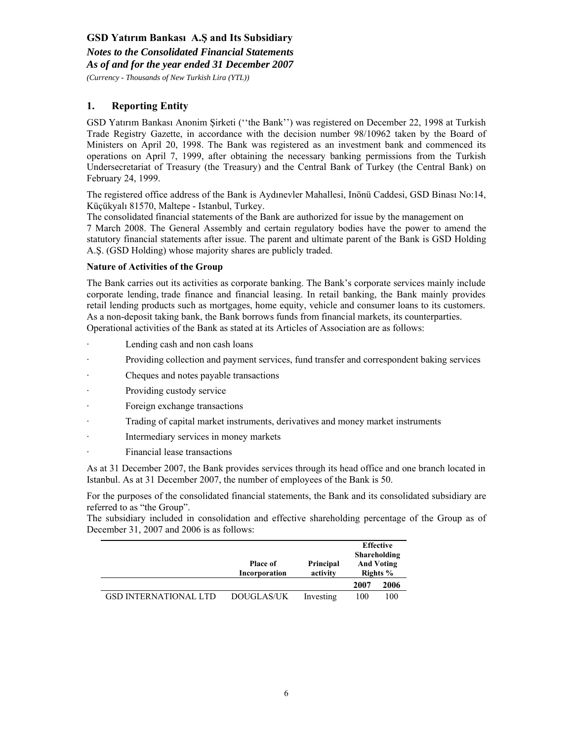## 1. Reporting Entity

GSD Yatırım Bankası Anonim Şirketi (''the Bank'') was registered on December 22, 1998 at Turkish Trade Registry Gazette, in accordance with the decision number 98/10962 taken by the Board of Ministers on April 20, 1998. The Bank was registered as an investment bank and commenced its operations on April 7, 1999, after obtaining the necessary banking permissions from the Turkish Undersecretariat of Treasury (the Treasury) and the Central Bank of Turkey (the Central Bank) on February 24, 1999.

The registered office address of the Bank is Aydınevler Mahallesi, Inönü Caddesi, GSD Binası No:14, Küçükyalı 81570, Maltepe - Istanbul, Turkey.
The consolidated financial statements of the Bank are authorized for issue by the management on 7 March 2008. The General Assembly and certain regulatory bodies have the power to amend the statutory financial statements after issue. The parent and ultimate parent of the Bank is GSD Holding A.Ş. (GSD Holding) whose majority shares are publicly traded.

**Nature of Activities of the Group**

The Bank carries out its activities as corporate banking. The Bank's corporate services mainly include corporate lending, trade finance and financial leasing. In retail banking, the Bank mainly provides retail lending products such as mortgages, home equity, vehicle and consumer loans to its customers. As a non-deposit taking bank, the Bank borrows funds from financial markets, its counterparties.
Operational activities of the Bank as stated at its Articles of Association are as follows:

- Lending cash and non cash loans
- Providing collection and payment services, fund transfer and correspondent baking services
- Cheques and notes payable transactions
- Providing custody service
- Foreign exchange transactions
- Trading of capital market instruments, derivatives and money market instruments
- Intermediary services in money markets
- Financial lease transactions

As at 31 December 2007, the Bank provides services through its head office and one branch located in Istanbul. As at 31 December 2007, the number of employees of the Bank is 50.

For the purposes of the consolidated financial statements, the Bank and its consolidated subsidiary are referred to as "the Group".
The subsidiary included in consolidation and effective shareholding percentage of the Group as of December 31, 2007 and 2006 is as follows:

| | Place of Incorporation | Principal activity | Effective Shareholding And Voting Rights % | |
|---|---|---|---|---|
| | | | 2007 | 2006 |
| GSD INTERNATIONAL LTD | DOUGLAS/UK | Investing | 100 | 100 |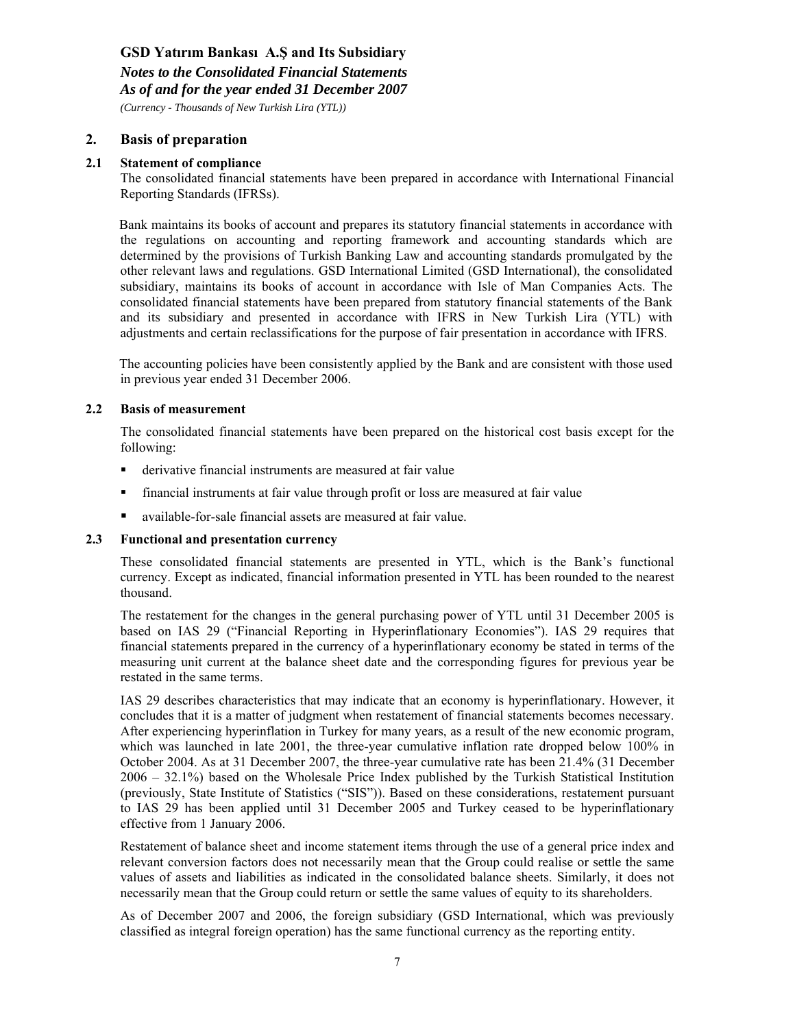## 2. Basis of preparation

### 2.1 Statement of compliance

The consolidated financial statements have been prepared in accordance with International Financial Reporting Standards (IFRSs).

Bank maintains its books of account and prepares its statutory financial statements in accordance with the regulations on accounting and reporting framework and accounting standards which are determined by the provisions of Turkish Banking Law and accounting standards promulgated by the other relevant laws and regulations. GSD International Limited (GSD International), the consolidated subsidiary, maintains its books of account in accordance with Isle of Man Companies Acts. The consolidated financial statements have been prepared from statutory financial statements of the Bank and its subsidiary and presented in accordance with IFRS in New Turkish Lira (YTL) with adjustments and certain reclassifications for the purpose of fair presentation in accordance with IFRS.

The accounting policies have been consistently applied by the Bank and are consistent with those used in previous year ended 31 December 2006.

### 2.2 Basis of measurement

The consolidated financial statements have been prepared on the historical cost basis except for the following:

- derivative financial instruments are measured at fair value
- financial instruments at fair value through profit or loss are measured at fair value
- available-for-sale financial assets are measured at fair value.

### 2.3 Functional and presentation currency

These consolidated financial statements are presented in YTL, which is the Bank's functional currency. Except as indicated, financial information presented in YTL has been rounded to the nearest thousand.

The restatement for the changes in the general purchasing power of YTL until 31 December 2005 is based on IAS 29 ("Financial Reporting in Hyperinflationary Economies"). IAS 29 requires that financial statements prepared in the currency of a hyperinflationary economy be stated in terms of the measuring unit current at the balance sheet date and the corresponding figures for previous year be restated in the same terms.

IAS 29 describes characteristics that may indicate that an economy is hyperinflationary. However, it concludes that it is a matter of judgment when restatement of financial statements becomes necessary. After experiencing hyperinflation in Turkey for many years, as a result of the new economic program, which was launched in late 2001, the three-year cumulative inflation rate dropped below 100% in October 2004. As at 31 December 2007, the three-year cumulative rate has been 21.4% (31 December 2006 – 32.1%) based on the Wholesale Price Index published by the Turkish Statistical Institution (previously, State Institute of Statistics ("SIS")). Based on these considerations, restatement pursuant to IAS 29 has been applied until 31 December 2005 and Turkey ceased to be hyperinflationary effective from 1 January 2006.

Restatement of balance sheet and income statement items through the use of a general price index and relevant conversion factors does not necessarily mean that the Group could realise or settle the same values of assets and liabilities as indicated in the consolidated balance sheets. Similarly, it does not necessarily mean that the Group could return or settle the same values of equity to its shareholders.

As of December 2007 and 2006, the foreign subsidiary (GSD International, which was previously classified as integral foreign operation) has the same functional currency as the reporting entity.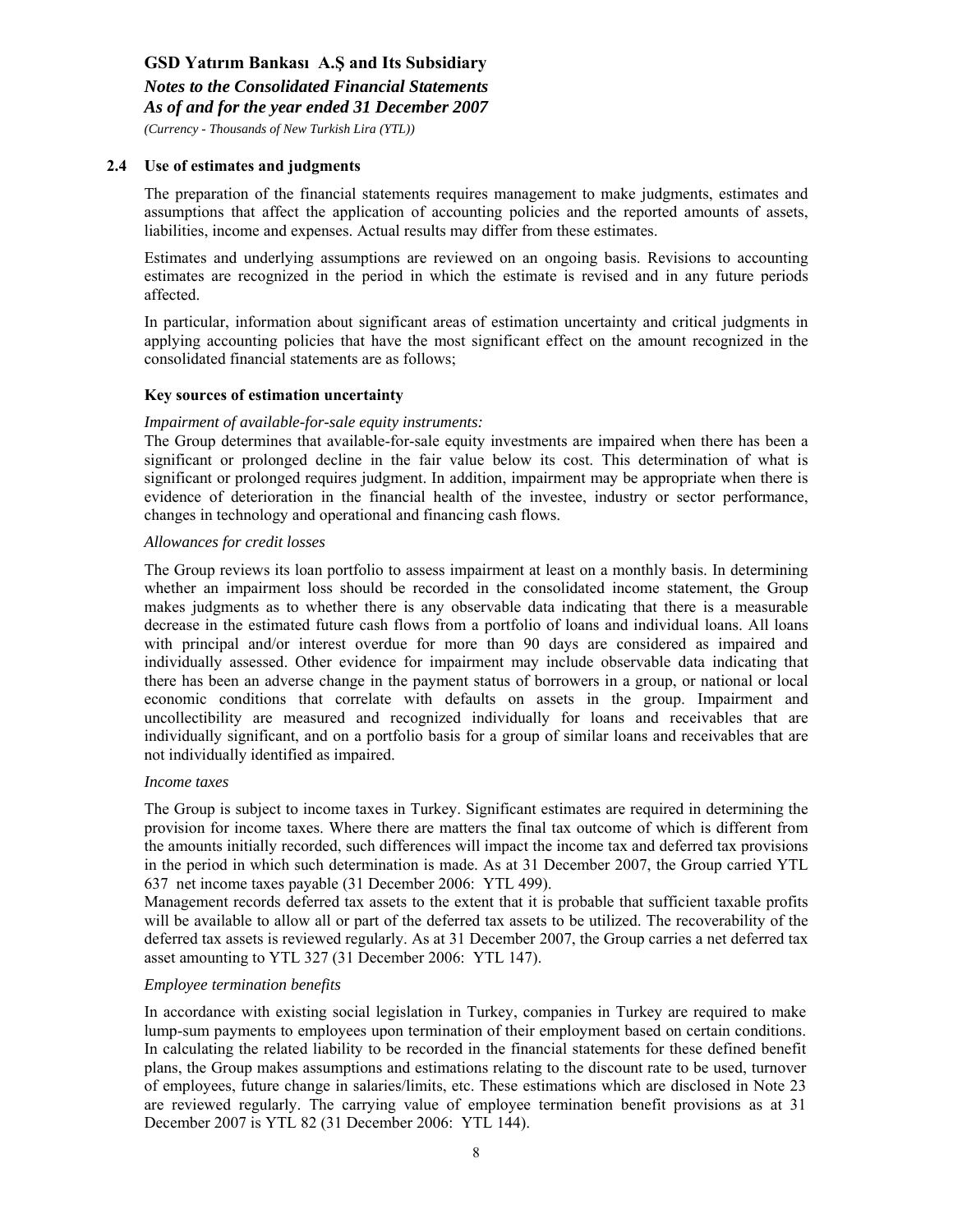### 2.4 Use of estimates and judgments

The preparation of the financial statements requires management to make judgments, estimates and assumptions that affect the application of accounting policies and the reported amounts of assets, liabilities, income and expenses. Actual results may differ from these estimates.

Estimates and underlying assumptions are reviewed on an ongoing basis. Revisions to accounting estimates are recognized in the period in which the estimate is revised and in any future periods affected.

In particular, information about significant areas of estimation uncertainty and critical judgments in applying accounting policies that have the most significant effect on the amount recognized in the consolidated financial statements are as follows;

**Key sources of estimation uncertainty**

*Impairment of available-for-sale equity instruments:*

The Group determines that available-for-sale equity investments are impaired when there has been a significant or prolonged decline in the fair value below its cost. This determination of what is significant or prolonged requires judgment. In addition, impairment may be appropriate when there is evidence of deterioration in the financial health of the investee, industry or sector performance, changes in technology and operational and financing cash flows.

*Allowances for credit losses*

The Group reviews its loan portfolio to assess impairment at least on a monthly basis. In determining whether an impairment loss should be recorded in the consolidated income statement, the Group makes judgments as to whether there is any observable data indicating that there is a measurable decrease in the estimated future cash flows from a portfolio of loans and individual loans. All loans with principal and/or interest overdue for more than 90 days are considered as impaired and individually assessed. Other evidence for impairment may include observable data indicating that there has been an adverse change in the payment status of borrowers in a group, or national or local economic conditions that correlate with defaults on assets in the group. Impairment and uncollectibility are measured and recognized individually for loans and receivables that are individually significant, and on a portfolio basis for a group of similar loans and receivables that are not individually identified as impaired.

*Income taxes*

The Group is subject to income taxes in Turkey. Significant estimates are required in determining the provision for income taxes. Where there are matters the final tax outcome of which is different from the amounts initially recorded, such differences will impact the income tax and deferred tax provisions in the period in which such determination is made. As at 31 December 2007, the Group carried YTL 637 net income taxes payable (31 December 2006: YTL 499).

Management records deferred tax assets to the extent that it is probable that sufficient taxable profits will be available to allow all or part of the deferred tax assets to be utilized. The recoverability of the deferred tax assets is reviewed regularly. As at 31 December 2007, the Group carries a net deferred tax asset amounting to YTL 327 (31 December 2006: YTL 147).

*Employee termination benefits*

In accordance with existing social legislation in Turkey, companies in Turkey are required to make lump-sum payments to employees upon termination of their employment based on certain conditions. In calculating the related liability to be recorded in the financial statements for these defined benefit plans, the Group makes assumptions and estimations relating to the discount rate to be used, turnover of employees, future change in salaries/limits, etc. These estimations which are disclosed in Note 23 are reviewed regularly. The carrying value of employee termination benefit provisions as at 31 December 2007 is YTL 82 (31 December 2006: YTL 144).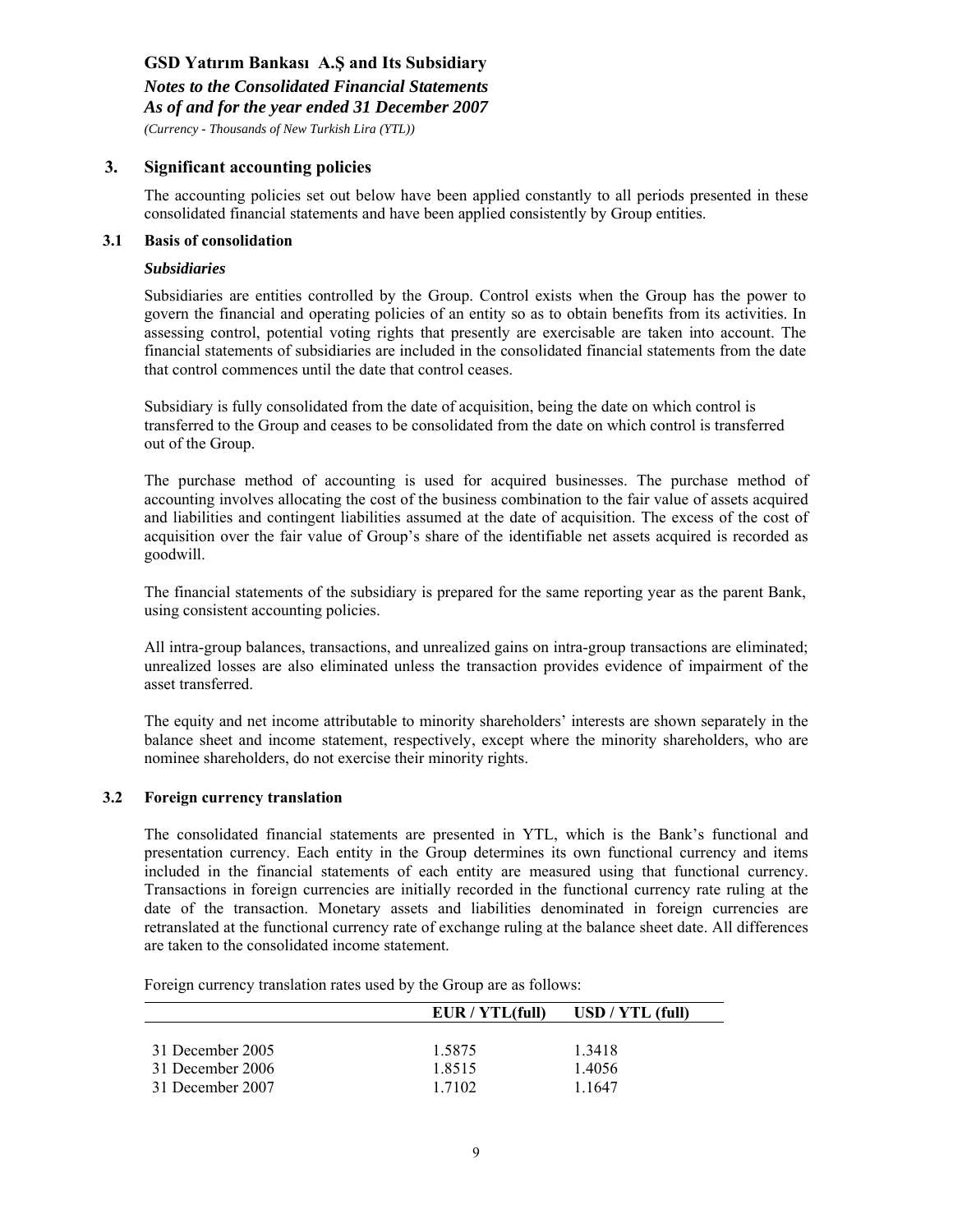## 3. Significant accounting policies

The accounting policies set out below have been applied constantly to all periods presented in these consolidated financial statements and have been applied consistently by Group entities.

### 3.1 Basis of consolidation

***Subsidiaries***

Subsidiaries are entities controlled by the Group. Control exists when the Group has the power to govern the financial and operating policies of an entity so as to obtain benefits from its activities. In assessing control, potential voting rights that presently are exercisable are taken into account. The financial statements of subsidiaries are included in the consolidated financial statements from the date that control commences until the date that control ceases.

Subsidiary is fully consolidated from the date of acquisition, being the date on which control is transferred to the Group and ceases to be consolidated from the date on which control is transferred out of the Group.

The purchase method of accounting is used for acquired businesses. The purchase method of accounting involves allocating the cost of the business combination to the fair value of assets acquired and liabilities and contingent liabilities assumed at the date of acquisition. The excess of the cost of acquisition over the fair value of Group's share of the identifiable net assets acquired is recorded as goodwill.

The financial statements of the subsidiary is prepared for the same reporting year as the parent Bank, using consistent accounting policies.

All intra-group balances, transactions, and unrealized gains on intra-group transactions are eliminated; unrealized losses are also eliminated unless the transaction provides evidence of impairment of the asset transferred.

The equity and net income attributable to minority shareholders' interests are shown separately in the balance sheet and income statement, respectively, except where the minority shareholders, who are nominee shareholders, do not exercise their minority rights.

### 3.2 Foreign currency translation

The consolidated financial statements are presented in YTL, which is the Bank's functional and presentation currency. Each entity in the Group determines its own functional currency and items included in the financial statements of each entity are measured using that functional currency. Transactions in foreign currencies are initially recorded in the functional currency rate ruling at the date of the transaction. Monetary assets and liabilities denominated in foreign currencies are retranslated at the functional currency rate of exchange ruling at the balance sheet date. All differences are taken to the consolidated income statement.

Foreign currency translation rates used by the Group are as follows:

| | EUR / YTL(full) | USD / YTL (full) |
|---|---|---|
| 31 December 2005 | 1.5875 | 1.3418 |
| 31 December 2006 | 1.8515 | 1.4056 |
| 31 December 2007 | 1.7102 | 1.1647 |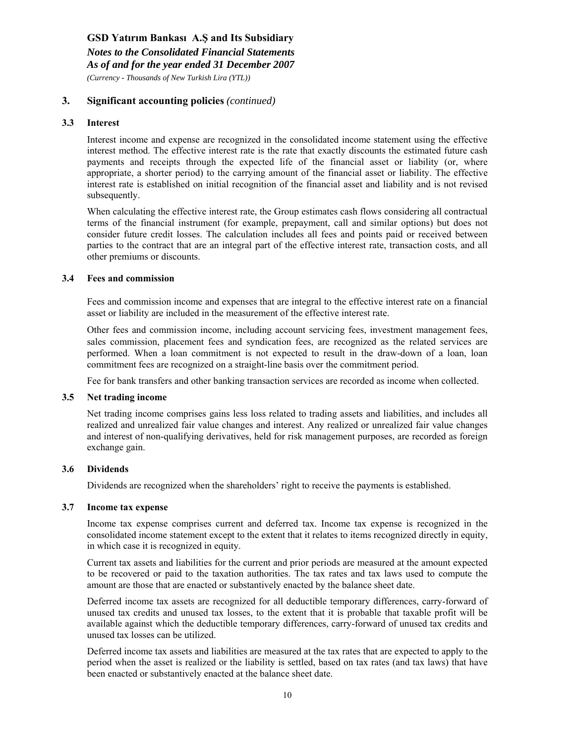## 3. Significant accounting policies *(continued)*

### 3.3 Interest

Interest income and expense are recognized in the consolidated income statement using the effective interest method. The effective interest rate is the rate that exactly discounts the estimated future cash payments and receipts through the expected life of the financial asset or liability (or, where appropriate, a shorter period) to the carrying amount of the financial asset or liability. The effective interest rate is established on initial recognition of the financial asset and liability and is not revised subsequently.

When calculating the effective interest rate, the Group estimates cash flows considering all contractual terms of the financial instrument (for example, prepayment, call and similar options) but does not consider future credit losses. The calculation includes all fees and points paid or received between parties to the contract that are an integral part of the effective interest rate, transaction costs, and all other premiums or discounts.

### 3.4 Fees and commission

Fees and commission income and expenses that are integral to the effective interest rate on a financial asset or liability are included in the measurement of the effective interest rate.

Other fees and commission income, including account servicing fees, investment management fees, sales commission, placement fees and syndication fees, are recognized as the related services are performed. When a loan commitment is not expected to result in the draw-down of a loan, loan commitment fees are recognized on a straight-line basis over the commitment period.

Fee for bank transfers and other banking transaction services are recorded as income when collected.

### 3.5 Net trading income

Net trading income comprises gains less loss related to trading assets and liabilities, and includes all realized and unrealized fair value changes and interest. Any realized or unrealized fair value changes and interest of non-qualifying derivatives, held for risk management purposes, are recorded as foreign exchange gain.

### 3.6 Dividends

Dividends are recognized when the shareholders' right to receive the payments is established.

### 3.7 Income tax expense

Income tax expense comprises current and deferred tax. Income tax expense is recognized in the consolidated income statement except to the extent that it relates to items recognized directly in equity, in which case it is recognized in equity.

Current tax assets and liabilities for the current and prior periods are measured at the amount expected to be recovered or paid to the taxation authorities. The tax rates and tax laws used to compute the amount are those that are enacted or substantively enacted by the balance sheet date.

Deferred income tax assets are recognized for all deductible temporary differences, carry-forward of unused tax credits and unused tax losses, to the extent that it is probable that taxable profit will be available against which the deductible temporary differences, carry-forward of unused tax credits and unused tax losses can be utilized.

Deferred income tax assets and liabilities are measured at the tax rates that are expected to apply to the period when the asset is realized or the liability is settled, based on tax rates (and tax laws) that have been enacted or substantively enacted at the balance sheet date.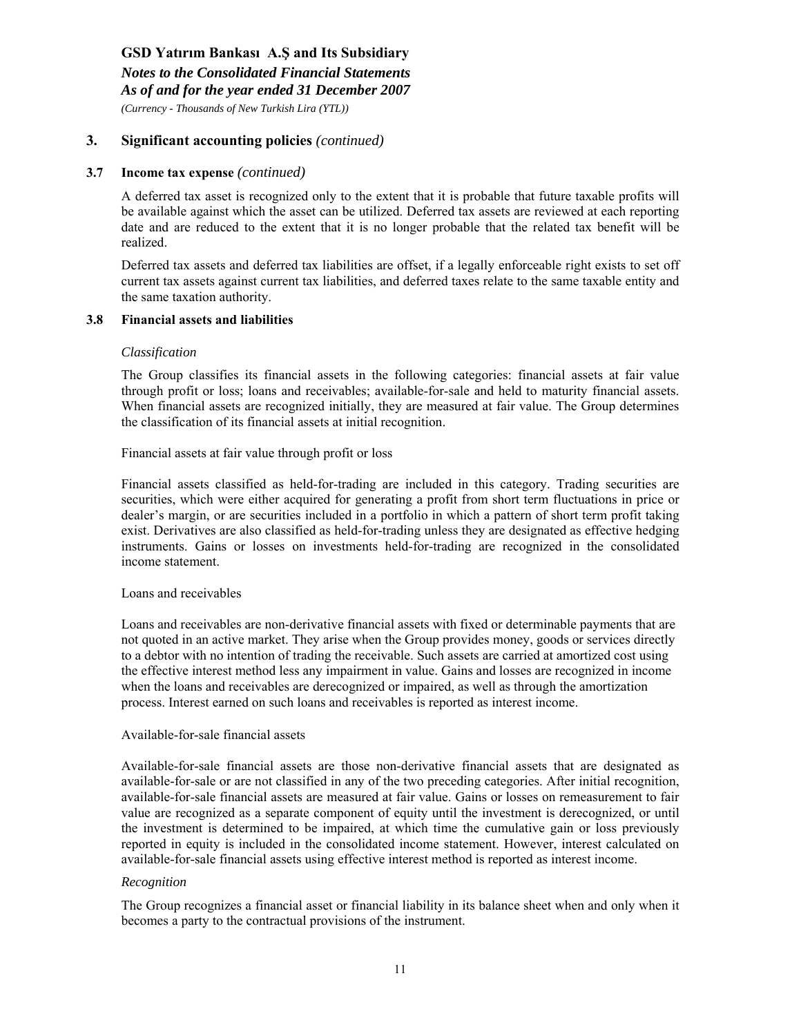## 3. Significant accounting policies *(continued)*

### 3.7 Income tax expense *(continued)*

A deferred tax asset is recognized only to the extent that it is probable that future taxable profits will be available against which the asset can be utilized. Deferred tax assets are reviewed at each reporting date and are reduced to the extent that it is no longer probable that the related tax benefit will be realized.

Deferred tax assets and deferred tax liabilities are offset, if a legally enforceable right exists to set off current tax assets against current tax liabilities, and deferred taxes relate to the same taxable entity and the same taxation authority.

### 3.8 Financial assets and liabilities

*Classification*

The Group classifies its financial assets in the following categories: financial assets at fair value through profit or loss; loans and receivables; available-for-sale and held to maturity financial assets. When financial assets are recognized initially, they are measured at fair value. The Group determines the classification of its financial assets at initial recognition.

Financial assets at fair value through profit or loss

Financial assets classified as held-for-trading are included in this category. Trading securities are securities, which were either acquired for generating a profit from short term fluctuations in price or dealer's margin, or are securities included in a portfolio in which a pattern of short term profit taking exist. Derivatives are also classified as held-for-trading unless they are designated as effective hedging instruments. Gains or losses on investments held-for-trading are recognized in the consolidated income statement.

Loans and receivables

Loans and receivables are non-derivative financial assets with fixed or determinable payments that are not quoted in an active market. They arise when the Group provides money, goods or services directly to a debtor with no intention of trading the receivable. Such assets are carried at amortized cost using the effective interest method less any impairment in value. Gains and losses are recognized in income when the loans and receivables are derecognized or impaired, as well as through the amortization process. Interest earned on such loans and receivables is reported as interest income.

Available-for-sale financial assets

Available-for-sale financial assets are those non-derivative financial assets that are designated as available-for-sale or are not classified in any of the two preceding categories. After initial recognition, available-for-sale financial assets are measured at fair value. Gains or losses on remeasurement to fair value are recognized as a separate component of equity until the investment is derecognized, or until the investment is determined to be impaired, at which time the cumulative gain or loss previously reported in equity is included in the consolidated income statement. However, interest calculated on available-for-sale financial assets using effective interest method is reported as interest income.

*Recognition*

The Group recognizes a financial asset or financial liability in its balance sheet when and only when it becomes a party to the contractual provisions of the instrument.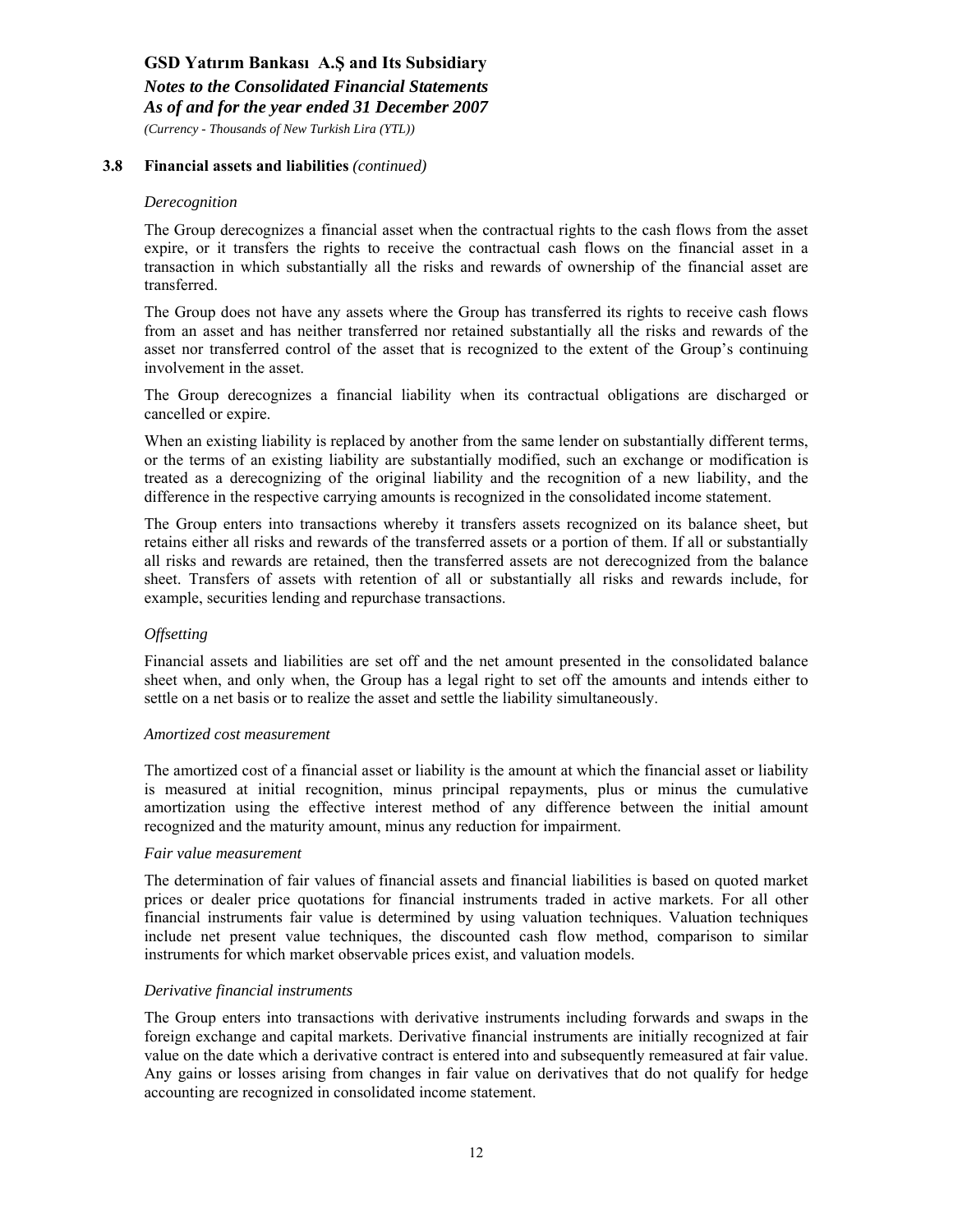### 3.8 Financial assets and liabilities *(continued)*

*Derecognition*

The Group derecognizes a financial asset when the contractual rights to the cash flows from the asset expire, or it transfers the rights to receive the contractual cash flows on the financial asset in a transaction in which substantially all the risks and rewards of ownership of the financial asset are transferred.

The Group does not have any assets where the Group has transferred its rights to receive cash flows from an asset and has neither transferred nor retained substantially all the risks and rewards of the asset nor transferred control of the asset that is recognized to the extent of the Group's continuing involvement in the asset.

The Group derecognizes a financial liability when its contractual obligations are discharged or cancelled or expire.

When an existing liability is replaced by another from the same lender on substantially different terms, or the terms of an existing liability are substantially modified, such an exchange or modification is treated as a derecognizing of the original liability and the recognition of a new liability, and the difference in the respective carrying amounts is recognized in the consolidated income statement.

The Group enters into transactions whereby it transfers assets recognized on its balance sheet, but retains either all risks and rewards of the transferred assets or a portion of them. If all or substantially all risks and rewards are retained, then the transferred assets are not derecognized from the balance sheet. Transfers of assets with retention of all or substantially all risks and rewards include, for example, securities lending and repurchase transactions.

*Offsetting*

Financial assets and liabilities are set off and the net amount presented in the consolidated balance sheet when, and only when, the Group has a legal right to set off the amounts and intends either to settle on a net basis or to realize the asset and settle the liability simultaneously.

*Amortized cost measurement*

The amortized cost of a financial asset or liability is the amount at which the financial asset or liability is measured at initial recognition, minus principal repayments, plus or minus the cumulative amortization using the effective interest method of any difference between the initial amount recognized and the maturity amount, minus any reduction for impairment.

*Fair value measurement*

The determination of fair values of financial assets and financial liabilities is based on quoted market prices or dealer price quotations for financial instruments traded in active markets. For all other financial instruments fair value is determined by using valuation techniques. Valuation techniques include net present value techniques, the discounted cash flow method, comparison to similar instruments for which market observable prices exist, and valuation models.

*Derivative financial instruments*

The Group enters into transactions with derivative instruments including forwards and swaps in the foreign exchange and capital markets. Derivative financial instruments are initially recognized at fair value on the date which a derivative contract is entered into and subsequently remeasured at fair value. Any gains or losses arising from changes in fair value on derivatives that do not qualify for hedge accounting are recognized in consolidated income statement.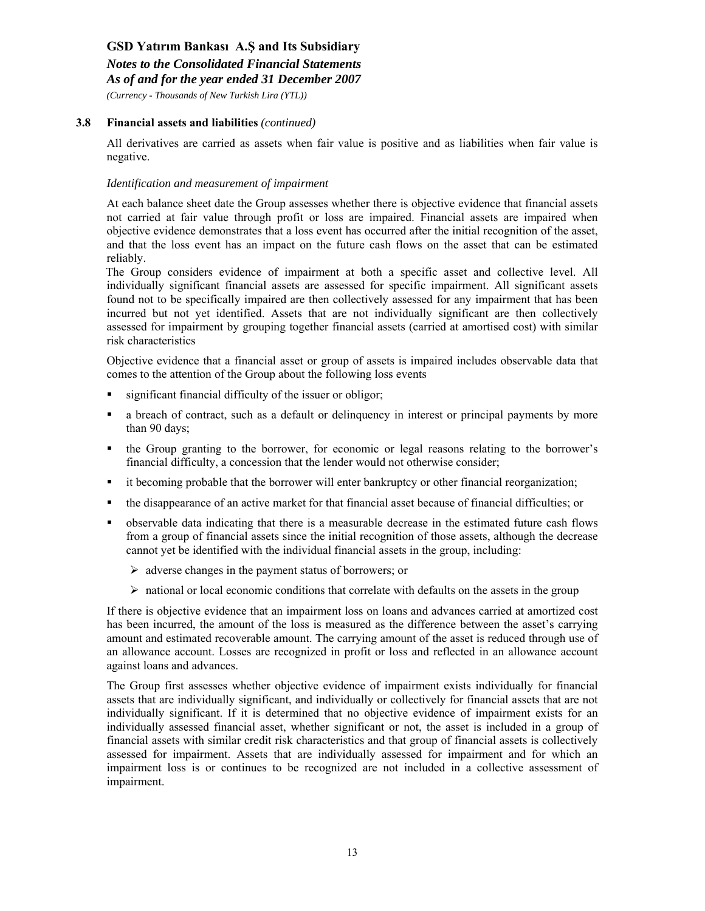### 3.8 Financial assets and liabilities *(continued)*

All derivatives are carried as assets when fair value is positive and as liabilities when fair value is negative.

*Identification and measurement of impairment*

At each balance sheet date the Group assesses whether there is objective evidence that financial assets not carried at fair value through profit or loss are impaired. Financial assets are impaired when objective evidence demonstrates that a loss event has occurred after the initial recognition of the asset, and that the loss event has an impact on the future cash flows on the asset that can be estimated reliably.

The Group considers evidence of impairment at both a specific asset and collective level. All individually significant financial assets are assessed for specific impairment. All significant assets found not to be specifically impaired are then collectively assessed for any impairment that has been incurred but not yet identified. Assets that are not individually significant are then collectively assessed for impairment by grouping together financial assets (carried at amortised cost) with similar risk characteristics

Objective evidence that a financial asset or group of assets is impaired includes observable data that comes to the attention of the Group about the following loss events

- significant financial difficulty of the issuer or obligor;
- a breach of contract, such as a default or delinquency in interest or principal payments by more than 90 days;
- the Group granting to the borrower, for economic or legal reasons relating to the borrower's financial difficulty, a concession that the lender would not otherwise consider;
- it becoming probable that the borrower will enter bankruptcy or other financial reorganization;
- the disappearance of an active market for that financial asset because of financial difficulties; or
- observable data indicating that there is a measurable decrease in the estimated future cash flows from a group of financial assets since the initial recognition of those assets, although the decrease cannot yet be identified with the individual financial assets in the group, including:
  - adverse changes in the payment status of borrowers; or
  - national or local economic conditions that correlate with defaults on the assets in the group

If there is objective evidence that an impairment loss on loans and advances carried at amortized cost has been incurred, the amount of the loss is measured as the difference between the asset's carrying amount and estimated recoverable amount. The carrying amount of the asset is reduced through use of an allowance account. Losses are recognized in profit or loss and reflected in an allowance account against loans and advances.

The Group first assesses whether objective evidence of impairment exists individually for financial assets that are individually significant, and individually or collectively for financial assets that are not individually significant. If it is determined that no objective evidence of impairment exists for an individually assessed financial asset, whether significant or not, the asset is included in a group of financial assets with similar credit risk characteristics and that group of financial assets is collectively assessed for impairment. Assets that are individually assessed for impairment and for which an impairment loss is or continues to be recognized are not included in a collective assessment of impairment.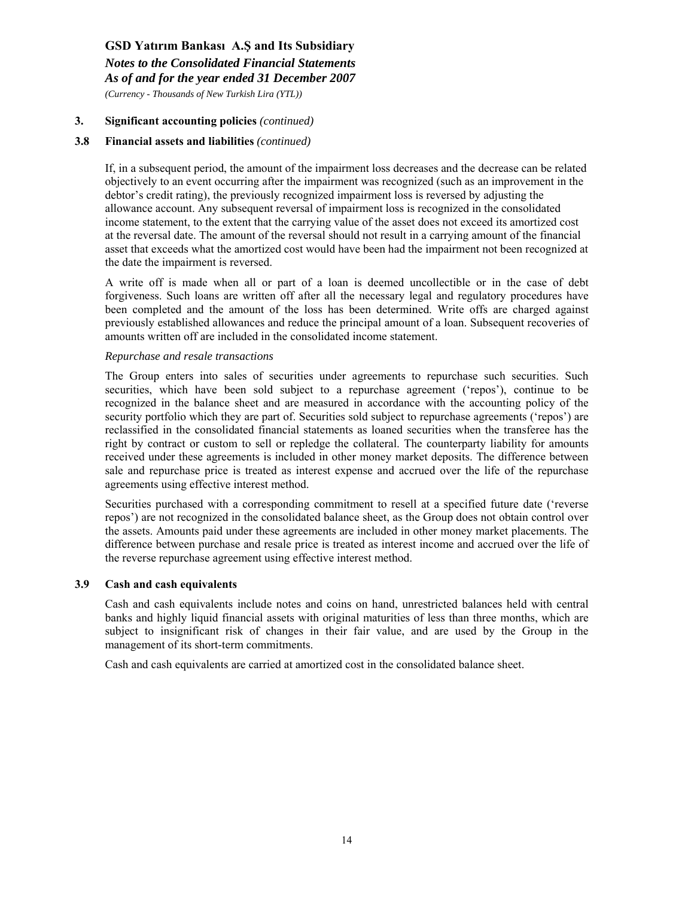### 3. Significant accounting policies *(continued)*

### 3.8 Financial assets and liabilities *(continued)*

If, in a subsequent period, the amount of the impairment loss decreases and the decrease can be related objectively to an event occurring after the impairment was recognized (such as an improvement in the debtor's credit rating), the previously recognized impairment loss is reversed by adjusting the allowance account. Any subsequent reversal of impairment loss is recognized in the consolidated income statement, to the extent that the carrying value of the asset does not exceed its amortized cost at the reversal date. The amount of the reversal should not result in a carrying amount of the financial asset that exceeds what the amortized cost would have been had the impairment not been recognized at the date the impairment is reversed.

A write off is made when all or part of a loan is deemed uncollectible or in the case of debt forgiveness. Such loans are written off after all the necessary legal and regulatory procedures have been completed and the amount of the loss has been determined. Write offs are charged against previously established allowances and reduce the principal amount of a loan. Subsequent recoveries of amounts written off are included in the consolidated income statement.

*Repurchase and resale transactions*

The Group enters into sales of securities under agreements to repurchase such securities. Such securities, which have been sold subject to a repurchase agreement ('repos'), continue to be recognized in the balance sheet and are measured in accordance with the accounting policy of the security portfolio which they are part of. Securities sold subject to repurchase agreements ('repos') are reclassified in the consolidated financial statements as loaned securities when the transferee has the right by contract or custom to sell or repledge the collateral. The counterparty liability for amounts received under these agreements is included in other money market deposits. The difference between sale and repurchase price is treated as interest expense and accrued over the life of the repurchase agreements using effective interest method.

Securities purchased with a corresponding commitment to resell at a specified future date ('reverse repos') are not recognized in the consolidated balance sheet, as the Group does not obtain control over the assets. Amounts paid under these agreements are included in other money market placements. The difference between purchase and resale price is treated as interest income and accrued over the life of the reverse repurchase agreement using effective interest method.

### 3.9 Cash and cash equivalents

Cash and cash equivalents include notes and coins on hand, unrestricted balances held with central banks and highly liquid financial assets with original maturities of less than three months, which are subject to insignificant risk of changes in their fair value, and are used by the Group in the management of its short-term commitments.

Cash and cash equivalents are carried at amortized cost in the consolidated balance sheet.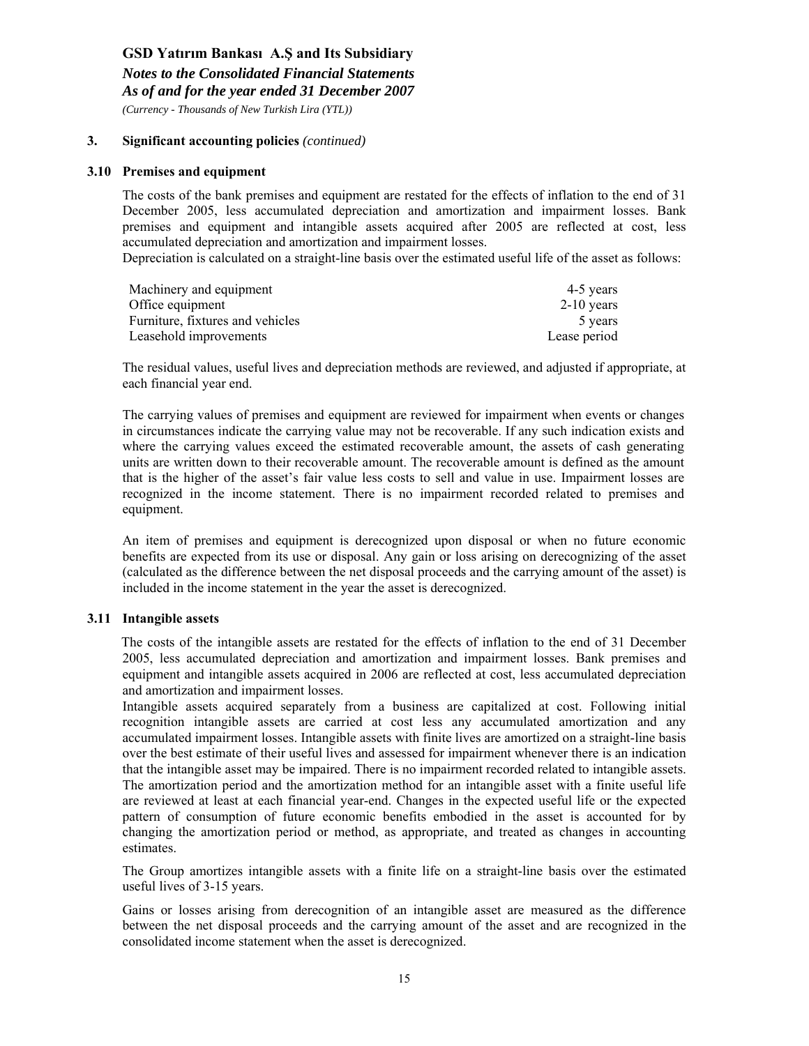### 3. Significant accounting policies *(continued)*

### 3.10 Premises and equipment

The costs of the bank premises and equipment are restated for the effects of inflation to the end of 31 December 2005, less accumulated depreciation and amortization and impairment losses. Bank premises and equipment and intangible assets acquired after 2005 are reflected at cost, less accumulated depreciation and amortization and impairment losses.
Depreciation is calculated on a straight-line basis over the estimated useful life of the asset as follows:

| | |
|---|---|
| Machinery and equipment | 4-5 years |
| Office equipment | 2-10 years |
| Furniture, fixtures and vehicles | 5 years |
| Leasehold improvements | Lease period |

The residual values, useful lives and depreciation methods are reviewed, and adjusted if appropriate, at each financial year end.

The carrying values of premises and equipment are reviewed for impairment when events or changes in circumstances indicate the carrying value may not be recoverable. If any such indication exists and where the carrying values exceed the estimated recoverable amount, the assets of cash generating units are written down to their recoverable amount. The recoverable amount is defined as the amount that is the higher of the asset's fair value less costs to sell and value in use. Impairment losses are recognized in the income statement. There is no impairment recorded related to premises and equipment.

An item of premises and equipment is derecognized upon disposal or when no future economic benefits are expected from its use or disposal. Any gain or loss arising on derecognizing of the asset (calculated as the difference between the net disposal proceeds and the carrying amount of the asset) is included in the income statement in the year the asset is derecognized.

### 3.11 Intangible assets

The costs of the intangible assets are restated for the effects of inflation to the end of 31 December 2005, less accumulated depreciation and amortization and impairment losses. Bank premises and equipment and intangible assets acquired in 2006 are reflected at cost, less accumulated depreciation and amortization and impairment losses.
Intangible assets acquired separately from a business are capitalized at cost. Following initial recognition intangible assets are carried at cost less any accumulated amortization and any accumulated impairment losses. Intangible assets with finite lives are amortized on a straight-line basis over the best estimate of their useful lives and assessed for impairment whenever there is an indication that the intangible asset may be impaired. There is no impairment recorded related to intangible assets. The amortization period and the amortization method for an intangible asset with a finite useful life are reviewed at least at each financial year-end. Changes in the expected useful life or the expected pattern of consumption of future economic benefits embodied in the asset is accounted for by changing the amortization period or method, as appropriate, and treated as changes in accounting estimates.

The Group amortizes intangible assets with a finite life on a straight-line basis over the estimated useful lives of 3-15 years.

Gains or losses arising from derecognition of an intangible asset are measured as the difference between the net disposal proceeds and the carrying amount of the asset and are recognized in the consolidated income statement when the asset is derecognized.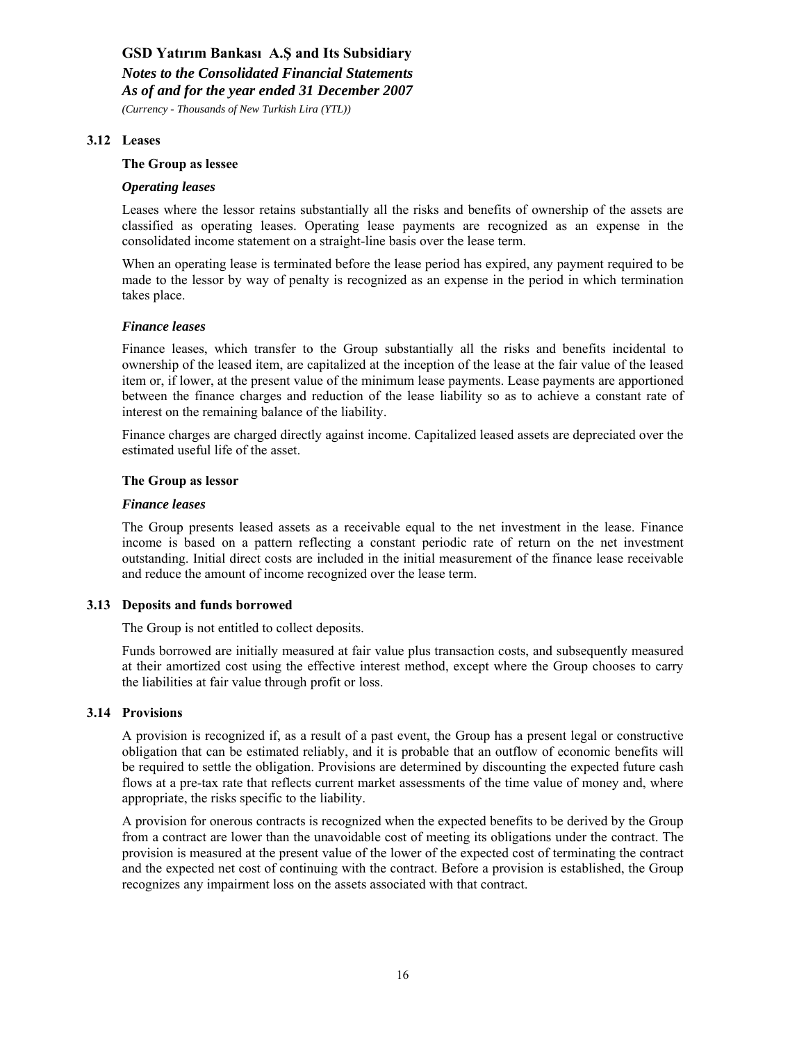### 3.12 Leases

**The Group as lessee**

***Operating leases***

Leases where the lessor retains substantially all the risks and benefits of ownership of the assets are classified as operating leases. Operating lease payments are recognized as an expense in the consolidated income statement on a straight-line basis over the lease term.

When an operating lease is terminated before the lease period has expired, any payment required to be made to the lessor by way of penalty is recognized as an expense in the period in which termination takes place.

***Finance leases***

Finance leases, which transfer to the Group substantially all the risks and benefits incidental to ownership of the leased item, are capitalized at the inception of the lease at the fair value of the leased item or, if lower, at the present value of the minimum lease payments. Lease payments are apportioned between the finance charges and reduction of the lease liability so as to achieve a constant rate of interest on the remaining balance of the liability.

Finance charges are charged directly against income. Capitalized leased assets are depreciated over the estimated useful life of the asset.

**The Group as lessor**

***Finance leases***

The Group presents leased assets as a receivable equal to the net investment in the lease. Finance income is based on a pattern reflecting a constant periodic rate of return on the net investment outstanding. Initial direct costs are included in the initial measurement of the finance lease receivable and reduce the amount of income recognized over the lease term.

### 3.13 Deposits and funds borrowed

The Group is not entitled to collect deposits.

Funds borrowed are initially measured at fair value plus transaction costs, and subsequently measured at their amortized cost using the effective interest method, except where the Group chooses to carry the liabilities at fair value through profit or loss.

### 3.14 Provisions

A provision is recognized if, as a result of a past event, the Group has a present legal or constructive obligation that can be estimated reliably, and it is probable that an outflow of economic benefits will be required to settle the obligation. Provisions are determined by discounting the expected future cash flows at a pre-tax rate that reflects current market assessments of the time value of money and, where appropriate, the risks specific to the liability.

A provision for onerous contracts is recognized when the expected benefits to be derived by the Group from a contract are lower than the unavoidable cost of meeting its obligations under the contract. The provision is measured at the present value of the lower of the expected cost of terminating the contract and the expected net cost of continuing with the contract. Before a provision is established, the Group recognizes any impairment loss on the assets associated with that contract.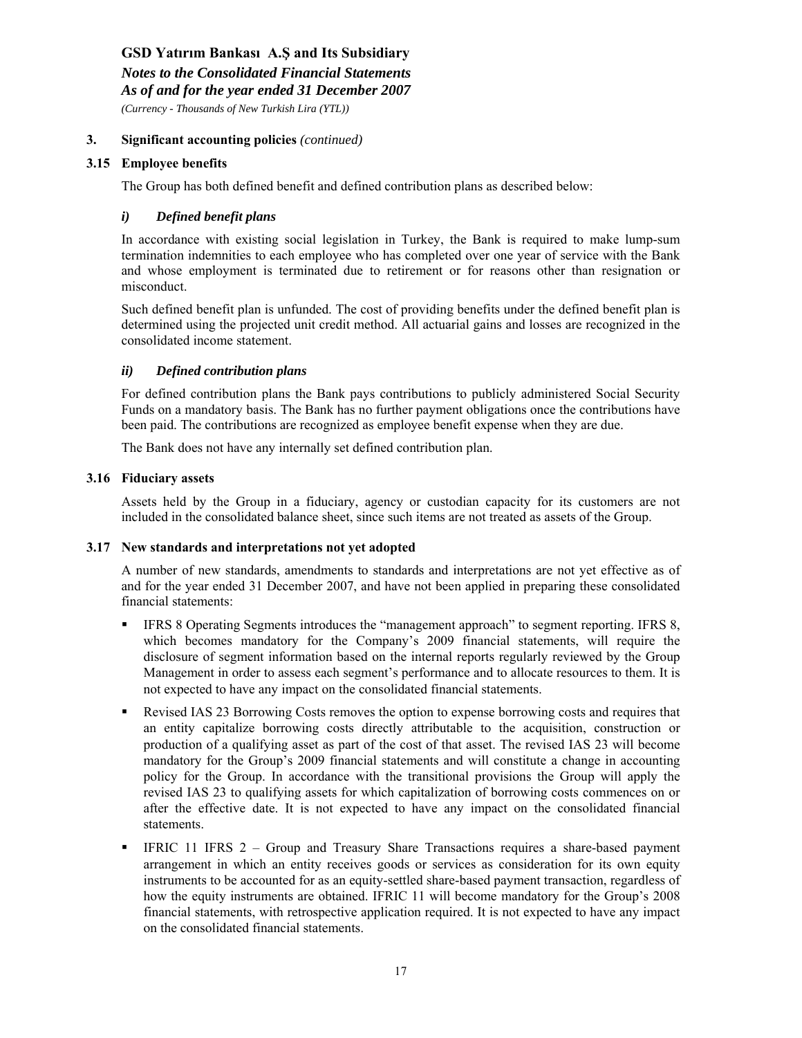### 3. Significant accounting policies *(continued)*

### 3.15 Employee benefits

The Group has both defined benefit and defined contribution plans as described below:

#### *i) Defined benefit plans*

In accordance with existing social legislation in Turkey, the Bank is required to make lump-sum termination indemnities to each employee who has completed over one year of service with the Bank and whose employment is terminated due to retirement or for reasons other than resignation or misconduct.

Such defined benefit plan is unfunded. The cost of providing benefits under the defined benefit plan is determined using the projected unit credit method. All actuarial gains and losses are recognized in the consolidated income statement.

#### *ii) Defined contribution plans*

For defined contribution plans the Bank pays contributions to publicly administered Social Security Funds on a mandatory basis. The Bank has no further payment obligations once the contributions have been paid. The contributions are recognized as employee benefit expense when they are due.

The Bank does not have any internally set defined contribution plan.

### 3.16 Fiduciary assets

Assets held by the Group in a fiduciary, agency or custodian capacity for its customers are not included in the consolidated balance sheet, since such items are not treated as assets of the Group.

### 3.17 New standards and interpretations not yet adopted

A number of new standards, amendments to standards and interpretations are not yet effective as of and for the year ended 31 December 2007, and have not been applied in preparing these consolidated financial statements:

- IFRS 8 Operating Segments introduces the "management approach" to segment reporting. IFRS 8, which becomes mandatory for the Company's 2009 financial statements, will require the disclosure of segment information based on the internal reports regularly reviewed by the Group Management in order to assess each segment's performance and to allocate resources to them. It is not expected to have any impact on the consolidated financial statements.

- Revised IAS 23 Borrowing Costs removes the option to expense borrowing costs and requires that an entity capitalize borrowing costs directly attributable to the acquisition, construction or production of a qualifying asset as part of the cost of that asset. The revised IAS 23 will become mandatory for the Group's 2009 financial statements and will constitute a change in accounting policy for the Group. In accordance with the transitional provisions the Group will apply the revised IAS 23 to qualifying assets for which capitalization of borrowing costs commences on or after the effective date. It is not expected to have any impact on the consolidated financial statements.

- IFRIC 11 IFRS 2 – Group and Treasury Share Transactions requires a share-based payment arrangement in which an entity receives goods or services as consideration for its own equity instruments to be accounted for as an equity-settled share-based payment transaction, regardless of how the equity instruments are obtained. IFRIC 11 will become mandatory for the Group's 2008 financial statements, with retrospective application required. It is not expected to have any impact on the consolidated financial statements.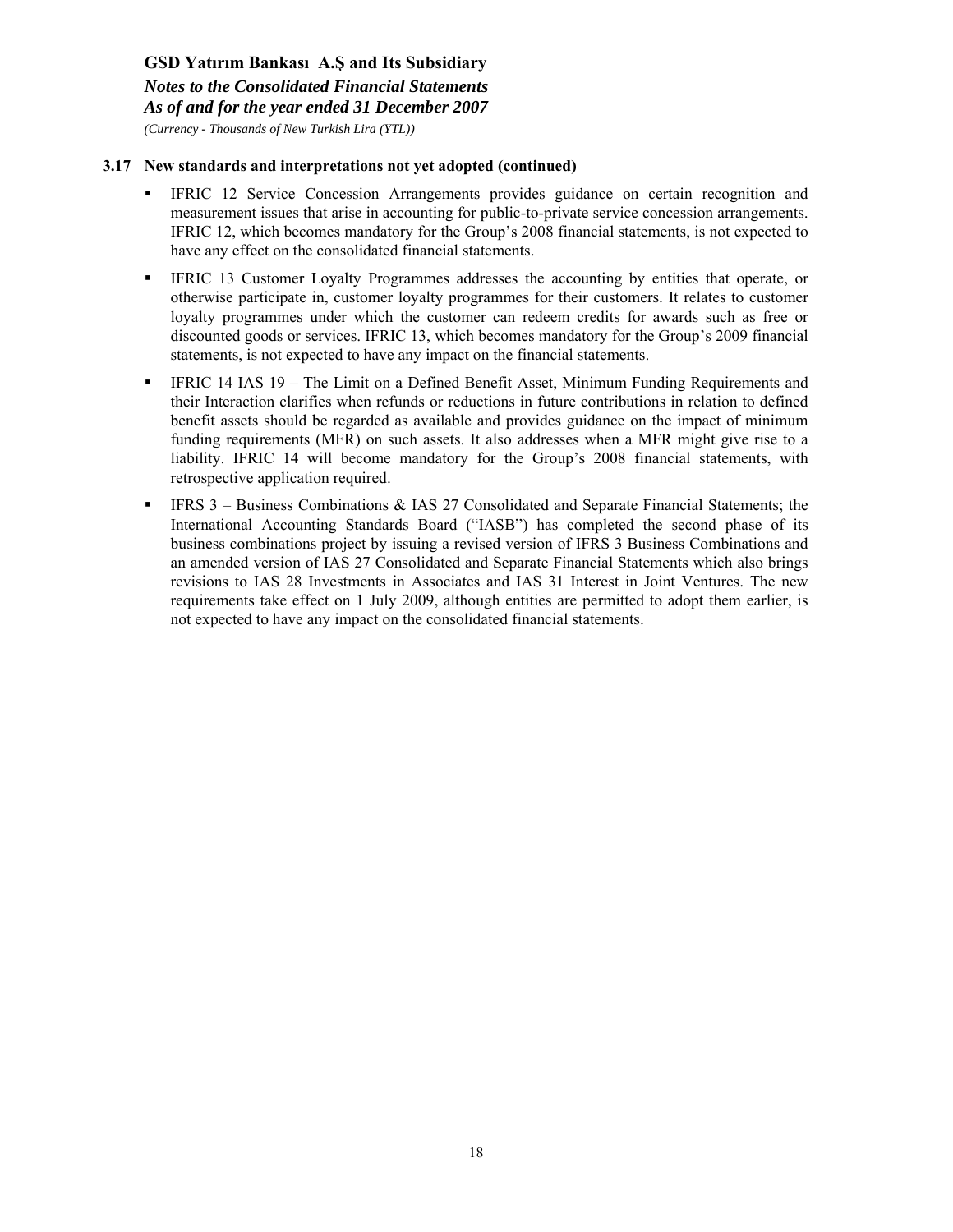### 3.17 New standards and interpretations not yet adopted (continued)

- IFRIC 12 Service Concession Arrangements provides guidance on certain recognition and measurement issues that arise in accounting for public-to-private service concession arrangements. IFRIC 12, which becomes mandatory for the Group's 2008 financial statements, is not expected to have any effect on the consolidated financial statements.
- IFRIC 13 Customer Loyalty Programmes addresses the accounting by entities that operate, or otherwise participate in, customer loyalty programmes for their customers. It relates to customer loyalty programmes under which the customer can redeem credits for awards such as free or discounted goods or services. IFRIC 13, which becomes mandatory for the Group's 2009 financial statements, is not expected to have any impact on the financial statements.
- IFRIC 14 IAS 19 – The Limit on a Defined Benefit Asset, Minimum Funding Requirements and their Interaction clarifies when refunds or reductions in future contributions in relation to defined benefit assets should be regarded as available and provides guidance on the impact of minimum funding requirements (MFR) on such assets. It also addresses when a MFR might give rise to a liability. IFRIC 14 will become mandatory for the Group's 2008 financial statements, with retrospective application required.
- IFRS 3 – Business Combinations & IAS 27 Consolidated and Separate Financial Statements; the International Accounting Standards Board ("IASB") has completed the second phase of its business combinations project by issuing a revised version of IFRS 3 Business Combinations and an amended version of IAS 27 Consolidated and Separate Financial Statements which also brings revisions to IAS 28 Investments in Associates and IAS 31 Interest in Joint Ventures. The new requirements take effect on 1 July 2009, although entities are permitted to adopt them earlier, is not expected to have any impact on the consolidated financial statements.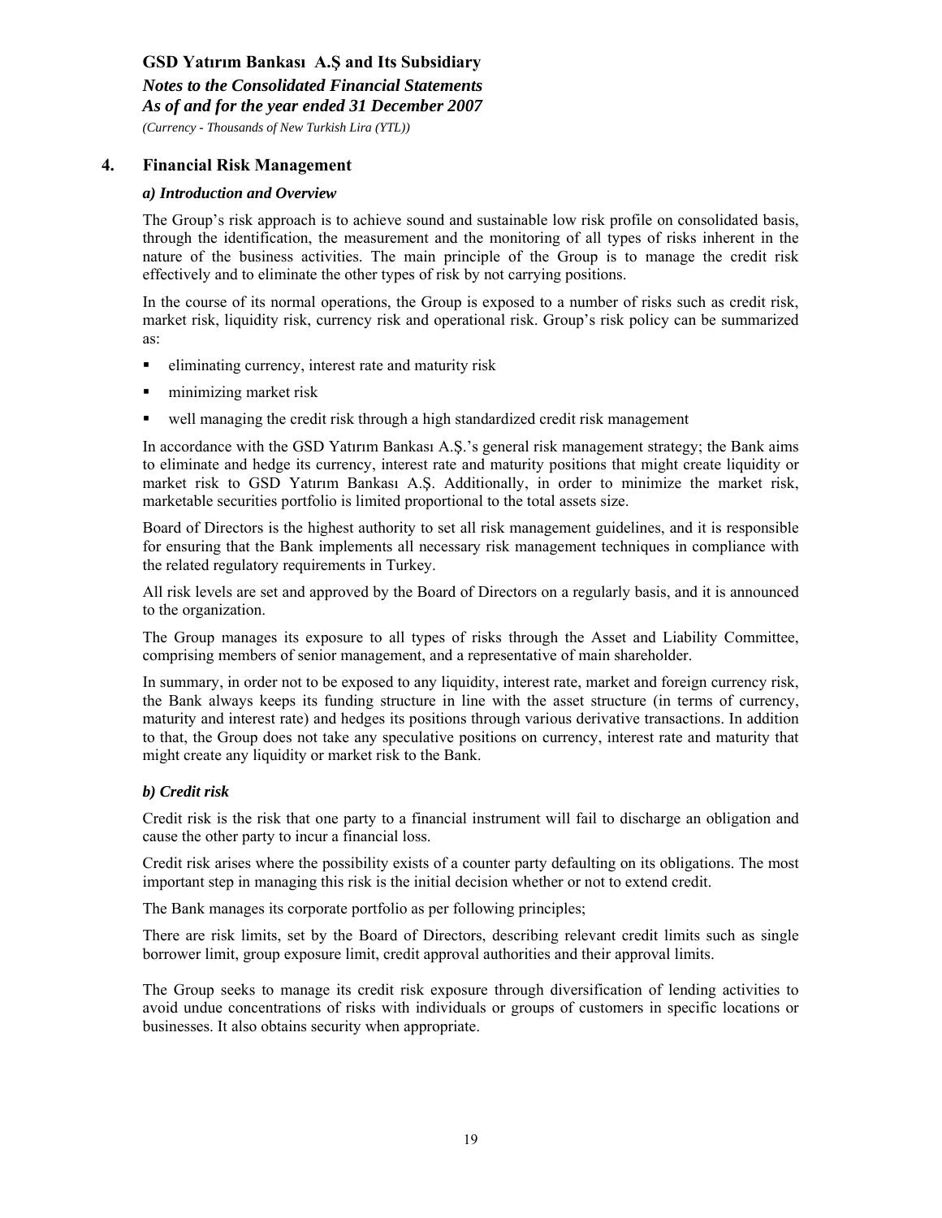## 4. Financial Risk Management

### *a) Introduction and Overview*

The Group's risk approach is to achieve sound and sustainable low risk profile on consolidated basis, through the identification, the measurement and the monitoring of all types of risks inherent in the nature of the business activities. The main principle of the Group is to manage the credit risk effectively and to eliminate the other types of risk by not carrying positions.

In the course of its normal operations, the Group is exposed to a number of risks such as credit risk, market risk, liquidity risk, currency risk and operational risk. Group's risk policy can be summarized as:

- eliminating currency, interest rate and maturity risk
- minimizing market risk
- well managing the credit risk through a high standardized credit risk management

In accordance with the GSD Yatırım Bankası A.Ş.'s general risk management strategy; the Bank aims to eliminate and hedge its currency, interest rate and maturity positions that might create liquidity or market risk to GSD Yatırım Bankası A.Ş. Additionally, in order to minimize the market risk, marketable securities portfolio is limited proportional to the total assets size.

Board of Directors is the highest authority to set all risk management guidelines, and it is responsible for ensuring that the Bank implements all necessary risk management techniques in compliance with the related regulatory requirements in Turkey.

All risk levels are set and approved by the Board of Directors on a regularly basis, and it is announced to the organization.

The Group manages its exposure to all types of risks through the Asset and Liability Committee, comprising members of senior management, and a representative of main shareholder.

In summary, in order not to be exposed to any liquidity, interest rate, market and foreign currency risk, the Bank always keeps its funding structure in line with the asset structure (in terms of currency, maturity and interest rate) and hedges its positions through various derivative transactions. In addition to that, the Group does not take any speculative positions on currency, interest rate and maturity that might create any liquidity or market risk to the Bank.

### *b) Credit risk*

Credit risk is the risk that one party to a financial instrument will fail to discharge an obligation and cause the other party to incur a financial loss.

Credit risk arises where the possibility exists of a counter party defaulting on its obligations. The most important step in managing this risk is the initial decision whether or not to extend credit.

The Bank manages its corporate portfolio as per following principles;

There are risk limits, set by the Board of Directors, describing relevant credit limits such as single borrower limit, group exposure limit, credit approval authorities and their approval limits.

The Group seeks to manage its credit risk exposure through diversification of lending activities to avoid undue concentrations of risks with individuals or groups of customers in specific locations or businesses. It also obtains security when appropriate.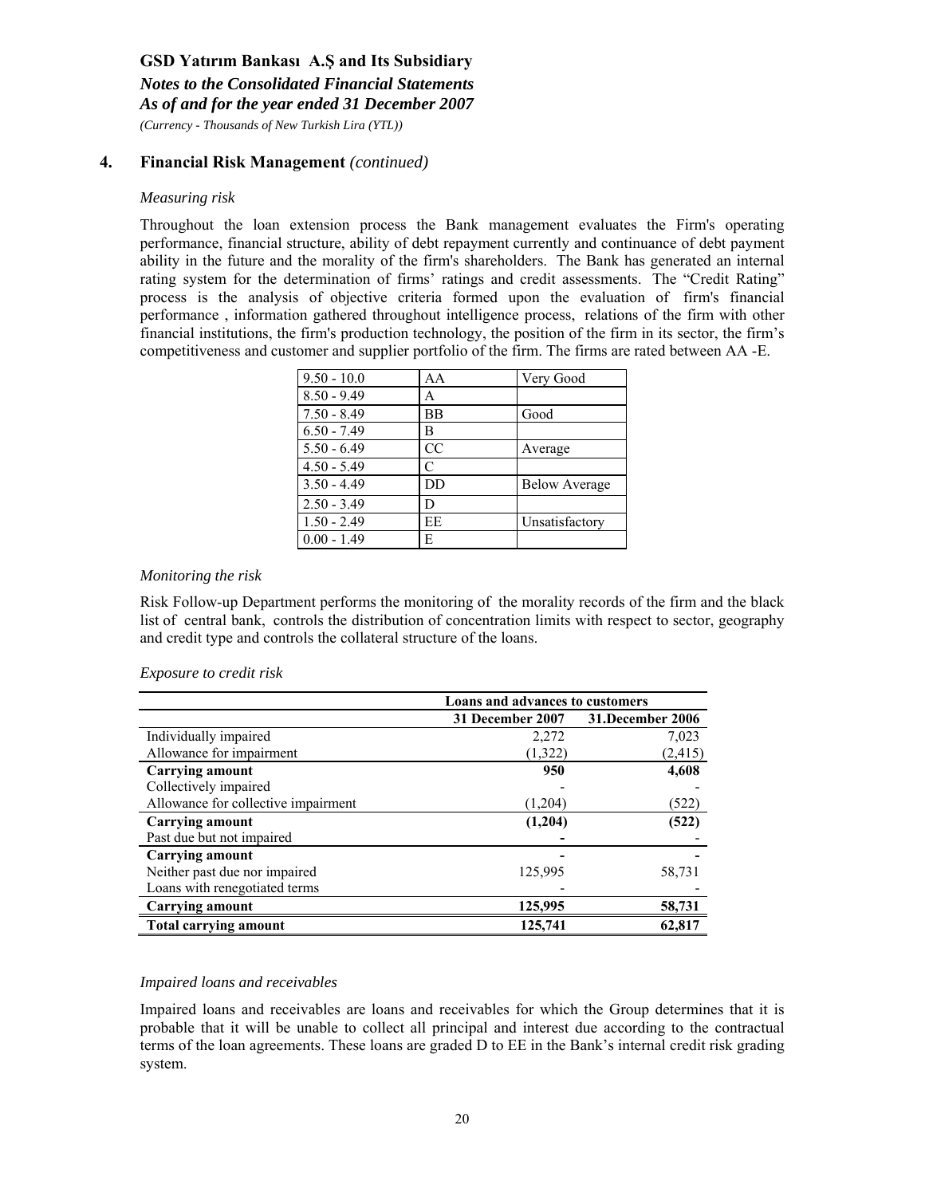## 4. Financial Risk Management *(continued)*

*Measuring risk*

Throughout the loan extension process the Bank management evaluates the Firm's operating performance, financial structure, ability of debt repayment currently and continuance of debt payment ability in the future and the morality of the firm's shareholders. The Bank has generated an internal rating system for the determination of firms' ratings and credit assessments. The "Credit Rating" process is the analysis of objective criteria formed upon the evaluation of firm's financial performance , information gathered throughout intelligence process, relations of the firm with other financial institutions, the firm's production technology, the position of the firm in its sector, the firm's competitiveness and customer and supplier portfolio of the firm. The firms are rated between AA -E.

| | | |
|---|---|---|
| 9.50 - 10.0 | AA | Very Good |
| 8.50 - 9.49 | A | |
| 7.50 - 8.49 | BB | Good |
| 6.50 - 7.49 | B | |
| 5.50 - 6.49 | CC | Average |
| 4.50 - 5.49 | C | |
| 3.50 - 4.49 | DD | Below Average |
| 2.50 - 3.49 | D | |
| 1.50 - 2.49 | EE | Unsatisfactory |
| 0.00 - 1.49 | E | |

*Monitoring the risk*

Risk Follow-up Department performs the monitoring of the morality records of the firm and the black list of central bank, controls the distribution of concentration limits with respect to sector, geography and credit type and controls the collateral structure of the loans.

*Exposure to credit risk*

| | Loans and advances to customers | |
|---|---|---|
| | **31 December 2007** | **31.December 2006** |
| Individually impaired | 2,272 | 7,023 |
| Allowance for impairment | (1,322) | (2,415) |
| **Carrying amount** | **950** | **4,608** |
| Collectively impaired | - | - |
| Allowance for collective impairment | (1,204) | (522) |
| **Carrying amount** | **(1,204)** | **(522)** |
| Past due but not impaired | - | - |
| **Carrying amount** | **-** | **-** |
| Neither past due nor impaired | 125,995 | 58,731 |
| Loans with renegotiated terms | - | - |
| **Carrying amount** | **125,995** | **58,731** |
| **Total carrying amount** | **125,741** | **62,817** |

*Impaired loans and receivables*

Impaired loans and receivables are loans and receivables for which the Group determines that it is probable that it will be unable to collect all principal and interest due according to the contractual terms of the loan agreements. These loans are graded D to EE in the Bank's internal credit risk grading system.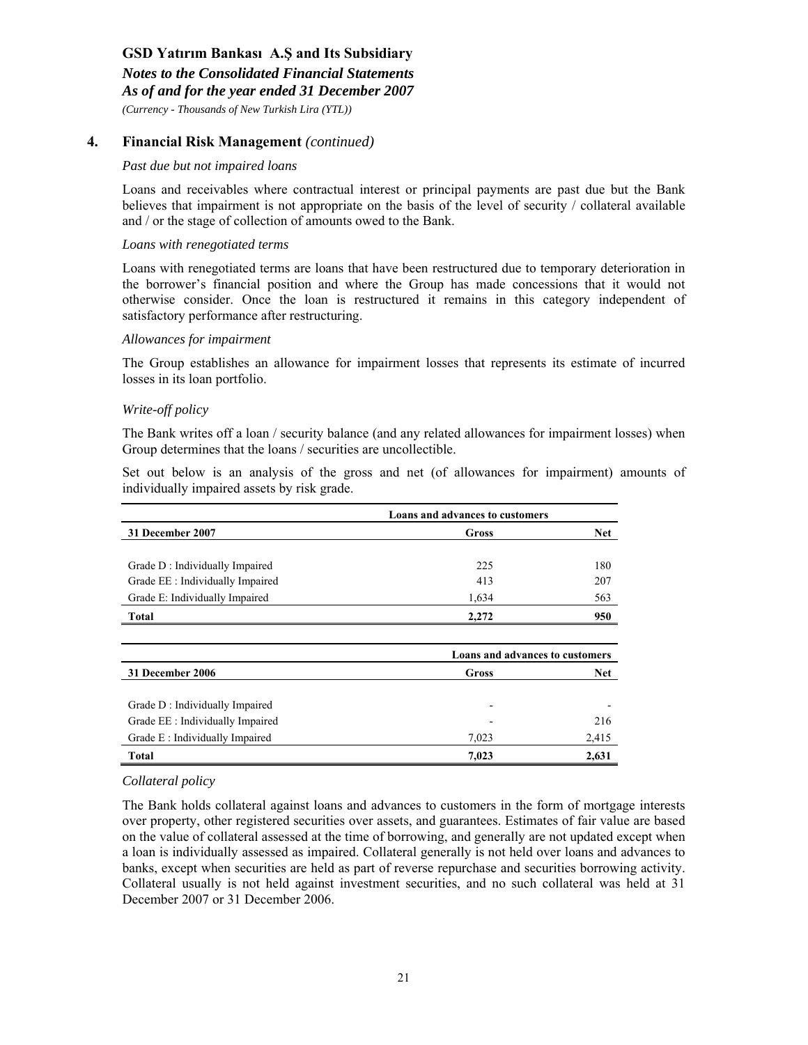## 4. Financial Risk Management *(continued)*

*Past due but not impaired loans*

Loans and receivables where contractual interest or principal payments are past due but the Bank believes that impairment is not appropriate on the basis of the level of security / collateral available and / or the stage of collection of amounts owed to the Bank.

*Loans with renegotiated terms*

Loans with renegotiated terms are loans that have been restructured due to temporary deterioration in the borrower's financial position and where the Group has made concessions that it would not otherwise consider. Once the loan is restructured it remains in this category independent of satisfactory performance after restructuring.

*Allowances for impairment*

The Group establishes an allowance for impairment losses that represents its estimate of incurred losses in its loan portfolio.

*Write-off policy*

The Bank writes off a loan / security balance (and any related allowances for impairment losses) when Group determines that the loans / securities are uncollectible.

Set out below is an analysis of the gross and net (of allowances for impairment) amounts of individually impaired assets by risk grade.

| | Loans and advances to customers | |
|---|---|---|
| **31 December 2007** | **Gross** | **Net** |
| Grade D : Individually Impaired | 225 | 180 |
| Grade EE : Individually Impaired | 413 | 207 |
| Grade E: Individually Impaired | 1,634 | 563 |
| **Total** | **2,272** | **950** |

| | Loans and advances to customers | |
|---|---|---|
| **31 December 2006** | **Gross** | **Net** |
| Grade D : Individually Impaired | - | - |
| Grade EE : Individually Impaired | - | 216 |
| Grade E : Individually Impaired | 7,023 | 2,415 |
| **Total** | **7,023** | **2,631** |

*Collateral policy*

The Bank holds collateral against loans and advances to customers in the form of mortgage interests over property, other registered securities over assets, and guarantees. Estimates of fair value are based on the value of collateral assessed at the time of borrowing, and generally are not updated except when a loan is individually assessed as impaired. Collateral generally is not held over loans and advances to banks, except when securities are held as part of reverse repurchase and securities borrowing activity. Collateral usually is not held against investment securities, and no such collateral was held at 31 December 2007 or 31 December 2006.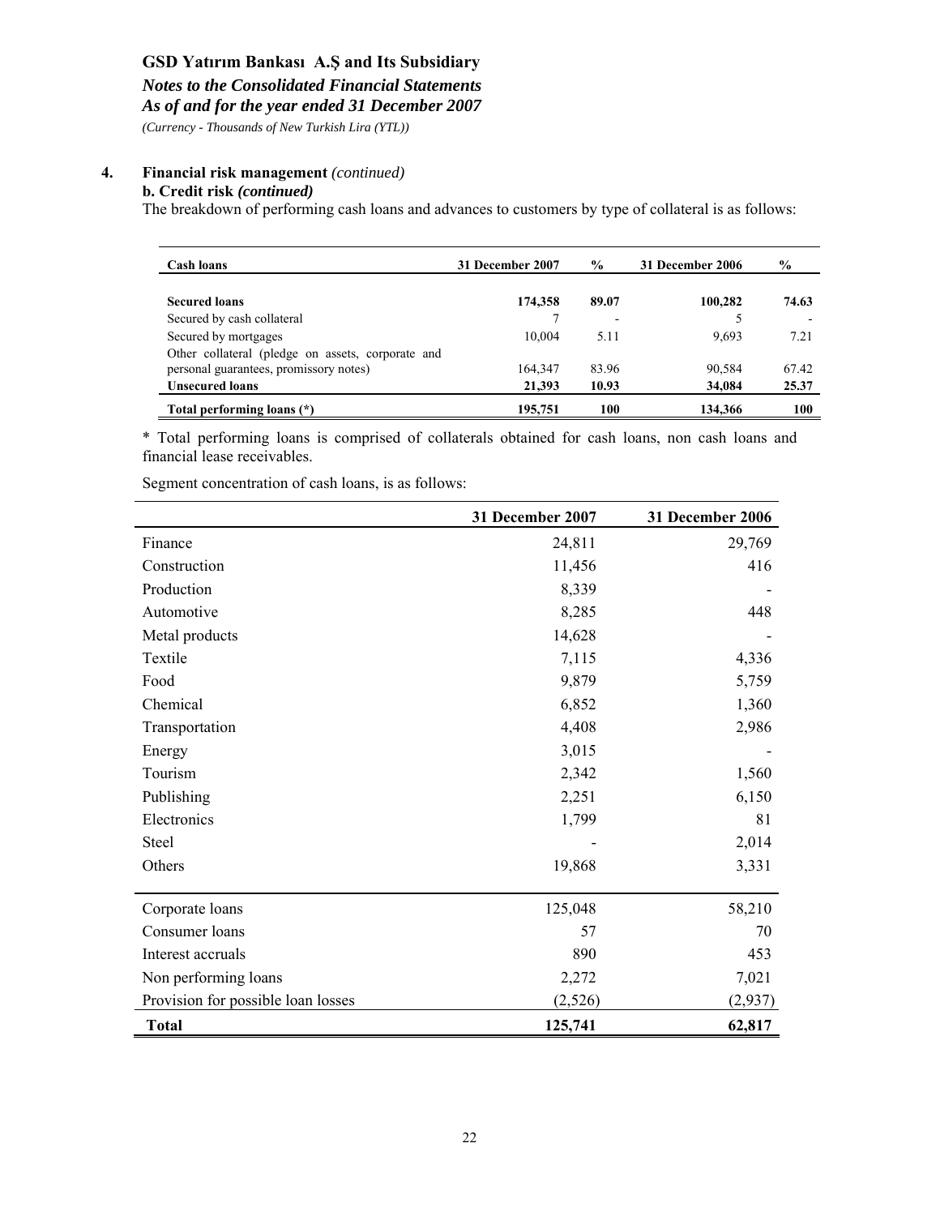## 4. Financial risk management *(continued)*

### b. Credit risk *(continued)*

The breakdown of performing cash loans and advances to customers by type of collateral is as follows:

| Cash loans | 31 December 2007 | % | 31 December 2006 | % |
|---|---|---|---|---|
| **Secured loans** | **174,358** | **89.07** | **100,282** | **74.63** |
| Secured by cash collateral | 7 | - | 5 | - |
| Secured by mortgages | 10,004 | 5.11 | 9,693 | 7.21 |
| Other collateral (pledge on assets, corporate and personal guarantees, promissory notes) | 164,347 | 83.96 | 90,584 | 67.42 |
| **Unsecured loans** | **21,393** | **10.93** | **34,084** | **25.37** |
| **Total performing loans (*)** | **195,751** | **100** | **134,366** | **100** |

* Total performing loans is comprised of collaterals obtained for cash loans, non cash loans and financial lease receivables.

Segment concentration of cash loans, is as follows:

| | 31 December 2007 | 31 December 2006 |
|---|---|---|
| Finance | 24,811 | 29,769 |
| Construction | 11,456 | 416 |
| Production | 8,339 | - |
| Automotive | 8,285 | 448 |
| Metal products | 14,628 | - |
| Textile | 7,115 | 4,336 |
| Food | 9,879 | 5,759 |
| Chemical | 6,852 | 1,360 |
| Transportation | 4,408 | 2,986 |
| Energy | 3,015 | - |
| Tourism | 2,342 | 1,560 |
| Publishing | 2,251 | 6,150 |
| Electronics | 1,799 | 81 |
| Steel | - | 2,014 |
| Others | 19,868 | 3,331 |
| Corporate loans | 125,048 | 58,210 |
| Consumer loans | 57 | 70 |
| Interest accruals | 890 | 453 |
| Non performing loans | 2,272 | 7,021 |
| Provision for possible loan losses | (2,526) | (2,937) |
| **Total** | **125,741** | **62,817** |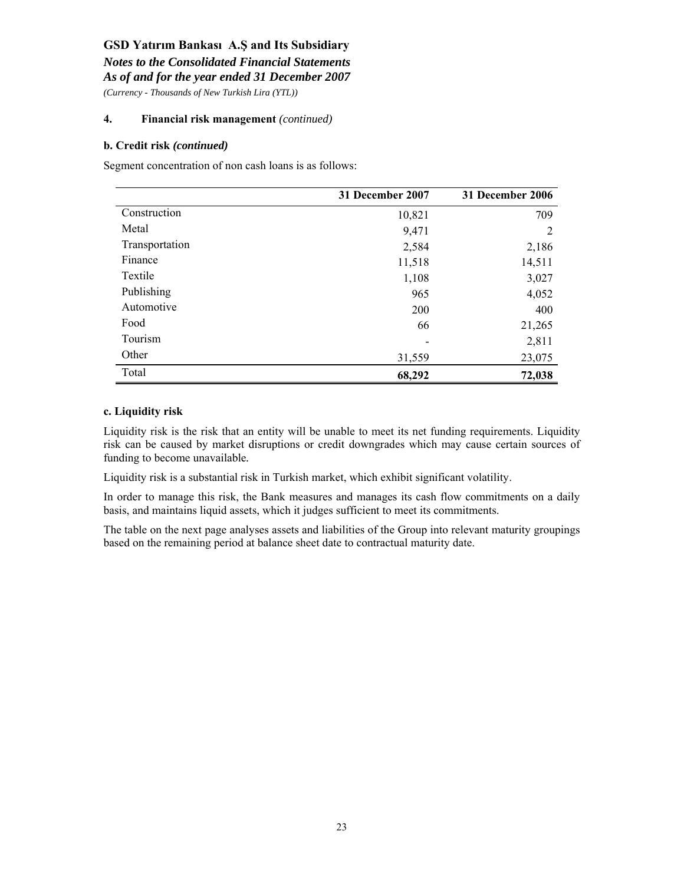## 4. Financial risk management *(continued)*

### b. Credit risk *(continued)*

Segment concentration of non cash loans is as follows:

| | 31 December 2007 | 31 December 2006 |
|---|---|---|
| Construction | 10,821 | 709 |
| Metal | 9,471 | 2 |
| Transportation | 2,584 | 2,186 |
| Finance | 11,518 | 14,511 |
| Textile | 1,108 | 3,027 |
| Publishing | 965 | 4,052 |
| Automotive | 200 | 400 |
| Food | 66 | 21,265 |
| Tourism | - | 2,811 |
| Other | 31,559 | 23,075 |
| Total | **68,292** | **72,038** |

### c. Liquidity risk

Liquidity risk is the risk that an entity will be unable to meet its net funding requirements. Liquidity risk can be caused by market disruptions or credit downgrades which may cause certain sources of funding to become unavailable.

Liquidity risk is a substantial risk in Turkish market, which exhibit significant volatility.

In order to manage this risk, the Bank measures and manages its cash flow commitments on a daily basis, and maintains liquid assets, which it judges sufficient to meet its commitments.

The table on the next page analyses assets and liabilities of the Group into relevant maturity groupings based on the remaining period at balance sheet date to contractual maturity date.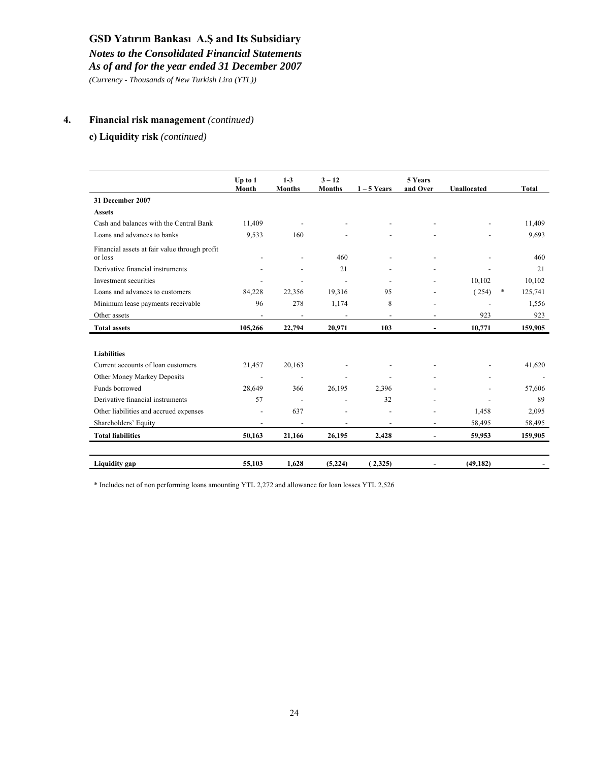# GSD Yatırım Bankası A.Ş and Its Subsidiary

***Notes to the Consolidated Financial Statements***
***As of and for the year ended 31 December 2007***
*(Currency - Thousands of New Turkish Lira (YTL))*

## 4. Financial risk management *(continued)*

### c) Liquidity risk *(continued)*

| | Up to 1 Month | 1-3 Months | 3 – 12 Months | 1 – 5 Years | 5 Years and Over | Unallocated | Total |
|---|---|---|---|---|---|---|---|
| **31 December 2007** | | | | | | | |
| **Assets** | | | | | | | |
| Cash and balances with the Central Bank | 11,409 | - | - | - | - | - | 11,409 |
| Loans and advances to banks | 9,533 | 160 | - | - | - | - | 9,693 |
| Financial assets at fair value through profit or loss | - | - | 460 | - | - | - | 460 |
| Derivative financial instruments | - | - | 21 | - | - | - | 21 |
| Investment securities | - | - | - | - | - | 10,102 | 10,102 |
| Loans and advances to customers | 84,228 | 22,356 | 19,316 | 95 | - | ( 254) * | 125,741 |
| Minimum lease payments receivable | 96 | 278 | 1,174 | 8 | - | - | 1,556 |
| Other assets | - | - | - | - | - | 923 | 923 |
| **Total assets** | **105,266** | **22,794** | **20,971** | **103** | **-** | **10,771** | **159,905** |
| | | | | | | | |
| **Liabilities** | | | | | | | |
| Current accounts of loan customers | 21,457 | 20,163 | - | - | - | - | 41,620 |
| Other Money Markey Deposits | - | - | - | - | - | - | - |
| Funds borrowed | 28,649 | 366 | 26,195 | 2,396 | - | - | 57,606 |
| Derivative financial instruments | 57 | - | - | 32 | - | - | 89 |
| Other liabilities and accrued expenses | - | 637 | - | - | - | 1,458 | 2,095 |
| Shareholders' Equity | - | - | - | - | - | 58,495 | 58,495 |
| **Total liabilities** | **50,163** | **21,166** | **26,195** | **2,428** | **-** | **59,953** | **159,905** |
| | | | | | | | |
| **Liquidity gap** | **55,103** | **1,628** | **(5,224)** | **( 2,325)** | **-** | **(49,182)** | **-** |

* Includes net of non performing loans amounting YTL 2,272 and allowance for loan losses YTL 2,526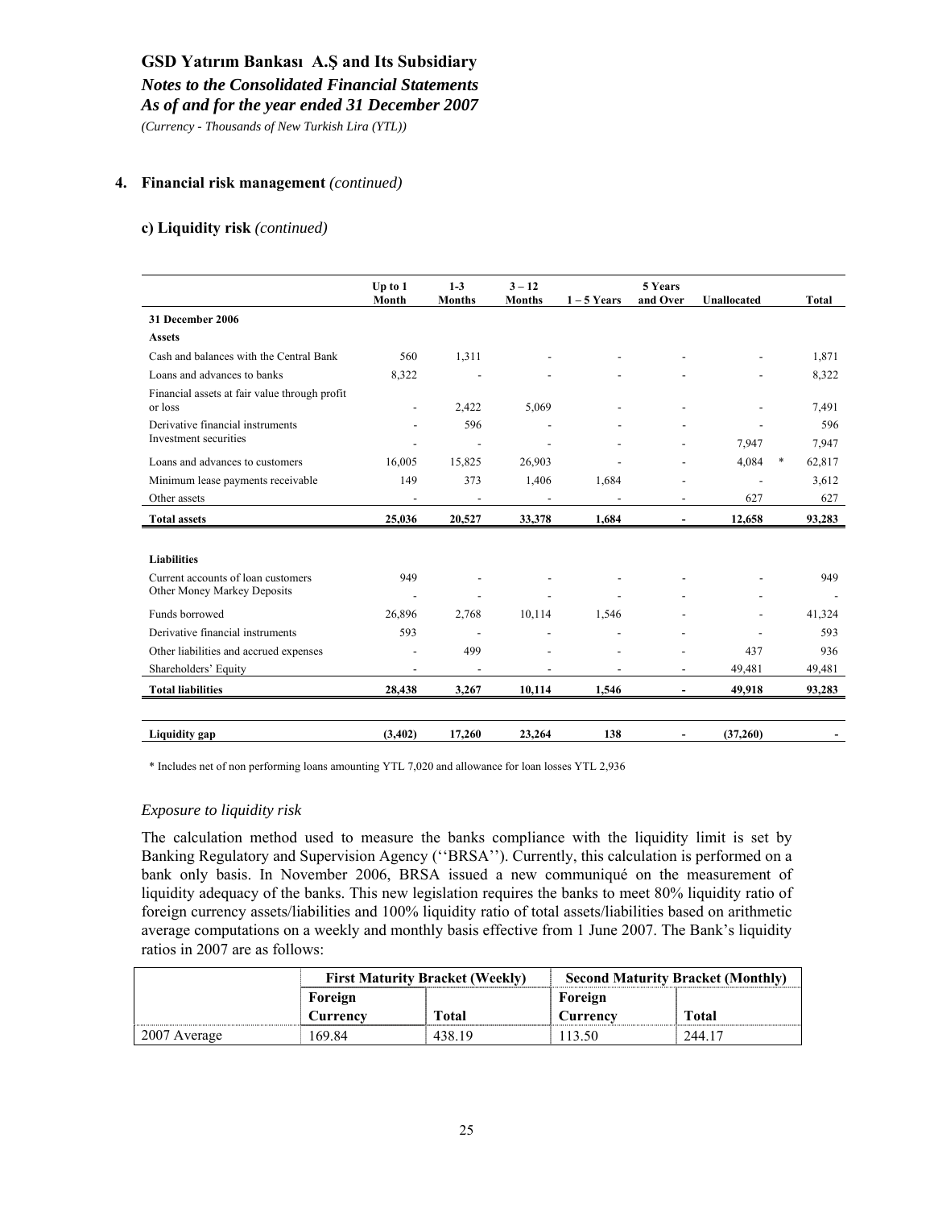**GSD Yatırım Bankası A.Ş and Its Subsidiary**

*Notes to the Consolidated Financial Statements*

*As of and for the year ended 31 December 2007*

*(Currency - Thousands of New Turkish Lira (YTL))*

## 4. Financial risk management *(continued)*

### c) Liquidity risk *(continued)*

| | Up to 1 Month | 1-3 Months | 3 – 12 Months | 1 – 5 Years | 5 Years and Over | Unallocated | Total |
|---|---|---|---|---|---|---|---|
| **31 December 2006** | | | | | | | |
| **Assets** | | | | | | | |
| Cash and balances with the Central Bank | 560 | 1,311 | - | - | - | - | 1,871 |
| Loans and advances to banks | 8,322 | - | - | - | - | - | 8,322 |
| Financial assets at fair value through profit or loss | - | 2,422 | 5,069 | - | - | - | 7,491 |
| Derivative financial instruments | - | 596 | - | - | - | - | 596 |
| Investment securities | - | - | - | - | - | 7,947 | 7,947 |
| Loans and advances to customers | 16,005 | 15,825 | 26,903 | - | - | 4,084 * | 62,817 |
| Minimum lease payments receivable | 149 | 373 | 1,406 | 1,684 | - | - | 3,612 |
| Other assets | - | - | - | - | - | 627 | 627 |
| **Total assets** | **25,036** | **20,527** | **33,378** | **1,684** | **-** | **12,658** | **93,283** |
| **Liabilities** | | | | | | | |
| Current accounts of loan customers | 949 | - | - | - | - | - | 949 |
| Other Money Markey Deposits | - | - | - | - | - | - | - |
| Funds borrowed | 26,896 | 2,768 | 10,114 | 1,546 | - | - | 41,324 |
| Derivative financial instruments | 593 | - | - | - | - | - | 593 |
| Other liabilities and accrued expenses | - | 499 | - | - | - | 437 | 936 |
| Shareholders' Equity | - | - | - | - | - | 49,481 | 49,481 |
| **Total liabilities** | **28,438** | **3,267** | **10,114** | **1,546** | **-** | **49,918** | **93,283** |
| **Liquidity gap** | **(3,402)** | **17,260** | **23,264** | **138** | **-** | **(37,260)** | **-** |

\* Includes net of non performing loans amounting YTL 7,020 and allowance for loan losses YTL 2,936

*Exposure to liquidity risk*

The calculation method used to measure the banks compliance with the liquidity limit is set by Banking Regulatory and Supervision Agency (''BRSA''). Currently, this calculation is performed on a bank only basis. In November 2006, BRSA issued a new communiqué on the measurement of liquidity adequacy of the banks. This new legislation requires the banks to meet 80% liquidity ratio of foreign currency assets/liabilities and 100% liquidity ratio of total assets/liabilities based on arithmetic average computations on a weekly and monthly basis effective from 1 June 2007. The Bank's liquidity ratios in 2007 are as follows:

| | First Maturity Bracket (Weekly) | | Second Maturity Bracket (Monthly) | |
|---|---|---|---|---|
| | Foreign Currency | Total | Foreign Currency | Total |
| 2007 Average | 169.84 | 438.19 | 113.50 | 244.17 |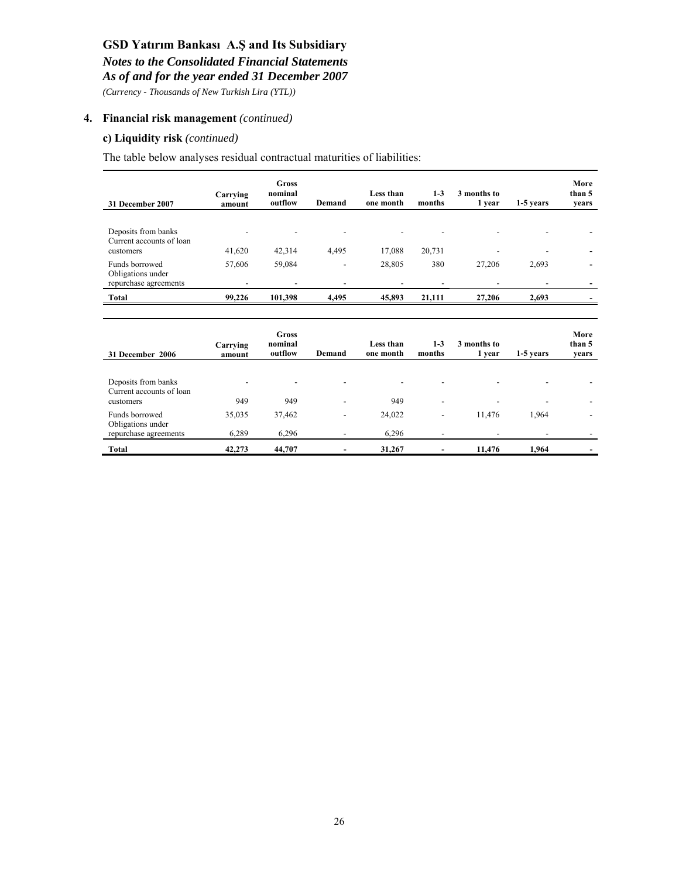# GSD Yatırım Bankası A.Ş and Its Subsidiary

*Notes to the Consolidated Financial Statements*
*As of and for the year ended 31 December 2007*
*(Currency - Thousands of New Turkish Lira (YTL))*

## 4. Financial risk management *(continued)*

### c) Liquidity risk *(continued)*

The table below analyses residual contractual maturities of liabilities:

| 31 December 2007 | Carrying amount | Gross nominal outflow | Demand | Less than one month | 1-3 months | 3 months to 1 year | 1-5 years | More than 5 years |
|---|---|---|---|---|---|---|---|---|
| Deposits from banks | - | - | - | - | - | - | - | - |
| Current accounts of loan customers | 41,620 | 42,314 | 4,495 | 17,088 | 20,731 | - | - | - |
| Funds borrowed | 57,606 | 59,084 | - | 28,805 | 380 | 27,206 | 2,693 | - |
| Obligations under repurchase agreements | - | - | - | - | - | - | - | - |
| **Total** | **99,226** | **101,398** | **4,495** | **45,893** | **21,111** | **27,206** | **2,693** | **-** |

| 31 December 2006 | Carrying amount | Gross nominal outflow | Demand | Less than one month | 1-3 months | 3 months to 1 year | 1-5 years | More than 5 years |
|---|---|---|---|---|---|---|---|---|
| Deposits from banks | - | - | - | - | - | - | - | - |
| Current accounts of loan customers | 949 | 949 | - | 949 | - | - | - | - |
| Funds borrowed | 35,035 | 37,462 | - | 24,022 | - | 11,476 | 1,964 | - |
| Obligations under repurchase agreements | 6,289 | 6,296 | - | 6,296 | - | - | - | - |
| **Total** | **42,273** | **44,707** | **-** | **31,267** | **-** | **11,476** | **1,964** | **-** |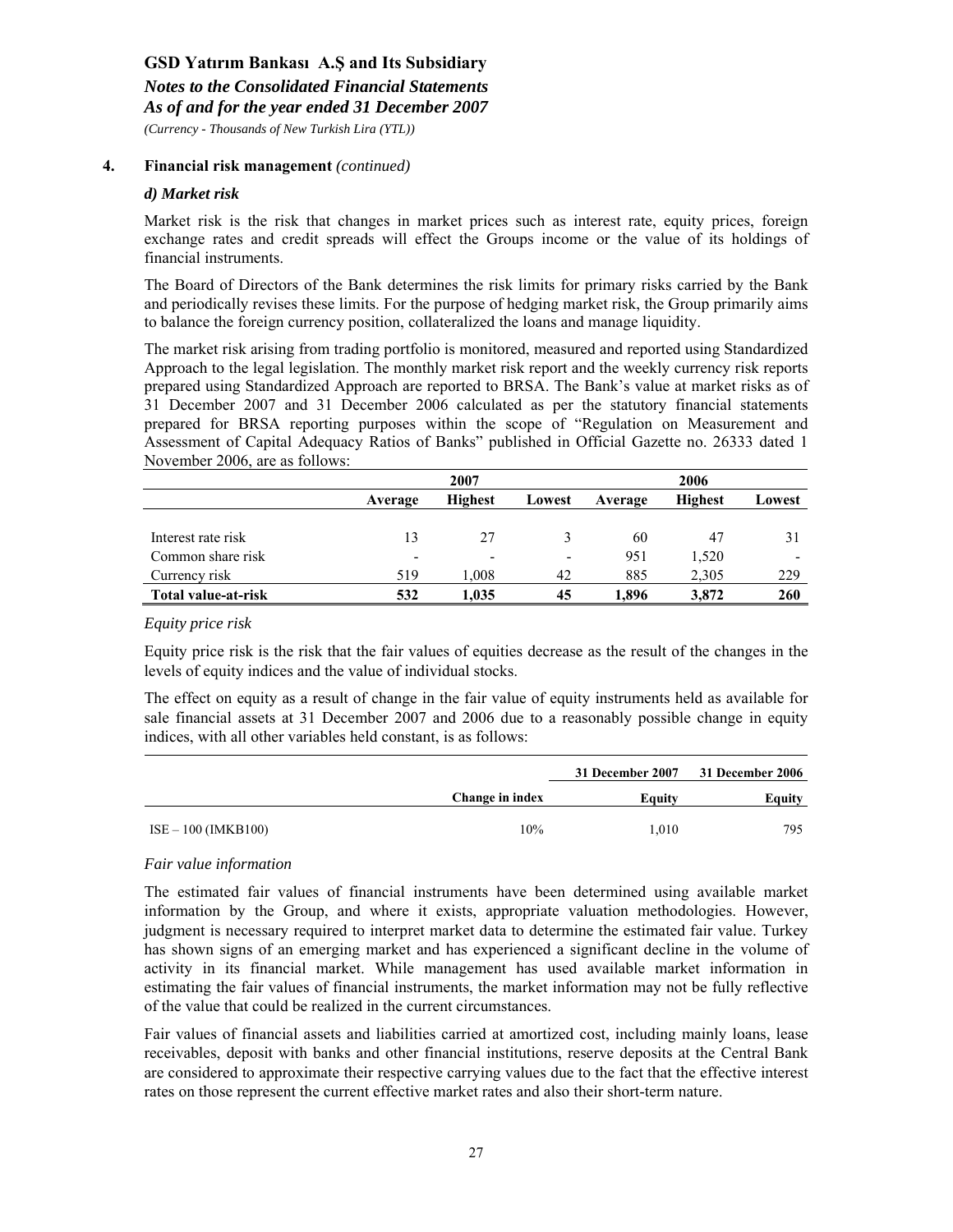## 4. Financial risk management *(continued)*

### *d) Market risk*

Market risk is the risk that changes in market prices such as interest rate, equity prices, foreign exchange rates and credit spreads will effect the Groups income or the value of its holdings of financial instruments.

The Board of Directors of the Bank determines the risk limits for primary risks carried by the Bank and periodically revises these limits. For the purpose of hedging market risk, the Group primarily aims to balance the foreign currency position, collateralized the loans and manage liquidity.

The market risk arising from trading portfolio is monitored, measured and reported using Standardized Approach to the legal legislation. The monthly market risk report and the weekly currency risk reports prepared using Standardized Approach are reported to BRSA. The Bank's value at market risks as of 31 December 2007 and 31 December 2006 calculated as per the statutory financial statements prepared for BRSA reporting purposes within the scope of "Regulation on Measurement and Assessment of Capital Adequacy Ratios of Banks" published in Official Gazette no. 26333 dated 1 November 2006, are as follows:

| | 2007 | | | 2006 | | |
|---|---|---|---|---|---|---|
| | **Average** | **Highest** | **Lowest** | **Average** | **Highest** | **Lowest** |
| Interest rate risk | 13 | 27 | 3 | 60 | 47 | 31 |
| Common share risk | - | - | - | 951 | 1,520 | - |
| Currency risk | 519 | 1,008 | 42 | 885 | 2,305 | 229 |
| **Total value-at-risk** | **532** | **1,035** | **45** | **1,896** | **3,872** | **260** |

*Equity price risk*

Equity price risk is the risk that the fair values of equities decrease as the result of the changes in the levels of equity indices and the value of individual stocks.

The effect on equity as a result of change in the fair value of equity instruments held as available for sale financial assets at 31 December 2007 and 2006 due to a reasonably possible change in equity indices, with all other variables held constant, is as follows:

| | | 31 December 2007 | 31 December 2006 |
|---|---|---|---|
| | **Change in index** | **Equity** | **Equity** |
| ISE – 100 (IMKB100) | 10% | 1,010 | 795 |

*Fair value information*

The estimated fair values of financial instruments have been determined using available market information by the Group, and where it exists, appropriate valuation methodologies. However, judgment is necessary required to interpret market data to determine the estimated fair value. Turkey has shown signs of an emerging market and has experienced a significant decline in the volume of activity in its financial market. While management has used available market information in estimating the fair values of financial instruments, the market information may not be fully reflective of the value that could be realized in the current circumstances.

Fair values of financial assets and liabilities carried at amortized cost, including mainly loans, lease receivables, deposit with banks and other financial institutions, reserve deposits at the Central Bank are considered to approximate their respective carrying values due to the fact that the effective interest rates on those represent the current effective market rates and also their short-term nature.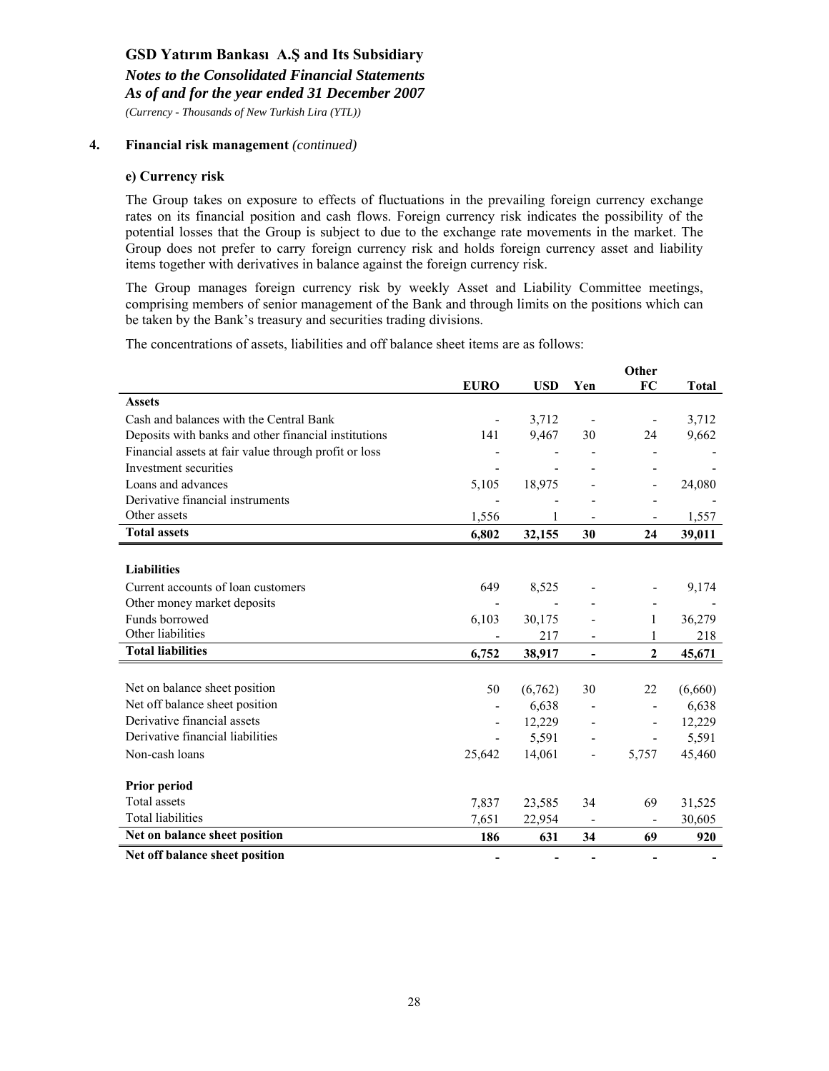## 4. Financial risk management *(continued)*

### e) Currency risk

The Group takes on exposure to effects of fluctuations in the prevailing foreign currency exchange rates on its financial position and cash flows. Foreign currency risk indicates the possibility of the potential losses that the Group is subject to due to the exchange rate movements in the market. The Group does not prefer to carry foreign currency risk and holds foreign currency asset and liability items together with derivatives in balance against the foreign currency risk.

The Group manages foreign currency risk by weekly Asset and Liability Committee meetings, comprising members of senior management of the Bank and through limits on the positions which can be taken by the Bank's treasury and securities trading divisions.

The concentrations of assets, liabilities and off balance sheet items are as follows:

| | EURO | USD | Yen | Other FC | Total |
|---|---|---|---|---|---|
| **Assets** | | | | | |
| Cash and balances with the Central Bank | - | 3,712 | - | - | 3,712 |
| Deposits with banks and other financial institutions | 141 | 9,467 | 30 | 24 | 9,662 |
| Financial assets at fair value through profit or loss | - | - | - | - | - |
| Investment securities | - | - | - | - | - |
| Loans and advances | 5,105 | 18,975 | - | - | 24,080 |
| Derivative financial instruments | - | - | - | - | - |
| Other assets | 1,556 | 1 | - | - | 1,557 |
| **Total assets** | **6,802** | **32,155** | **30** | **24** | **39,011** |
| | | | | | |
| **Liabilities** | | | | | |
| Current accounts of loan customers | 649 | 8,525 | - | - | 9,174 |
| Other money market deposits | - | - | - | - | - |
| Funds borrowed | 6,103 | 30,175 | - | 1 | 36,279 |
| Other liabilities | - | 217 | - | 1 | 218 |
| **Total liabilities** | **6,752** | **38,917** | **-** | **2** | **45,671** |
| | | | | | |
| Net on balance sheet position | 50 | (6,762) | 30 | 22 | (6,660) |
| Net off balance sheet position | - | 6,638 | - | - | 6,638 |
| Derivative financial assets | - | 12,229 | - | - | 12,229 |
| Derivative financial liabilities | - | 5,591 | - | - | 5,591 |
| Non-cash loans | 25,642 | 14,061 | - | 5,757 | 45,460 |
| | | | | | |
| **Prior period** | | | | | |
| Total assets | 7,837 | 23,585 | 34 | 69 | 31,525 |
| Total liabilities | 7,651 | 22,954 | - | - | 30,605 |
| **Net on balance sheet position** | **186** | **631** | **34** | **69** | **920** |
| **Net off balance sheet position** | **-** | **-** | **-** | **-** | **-** |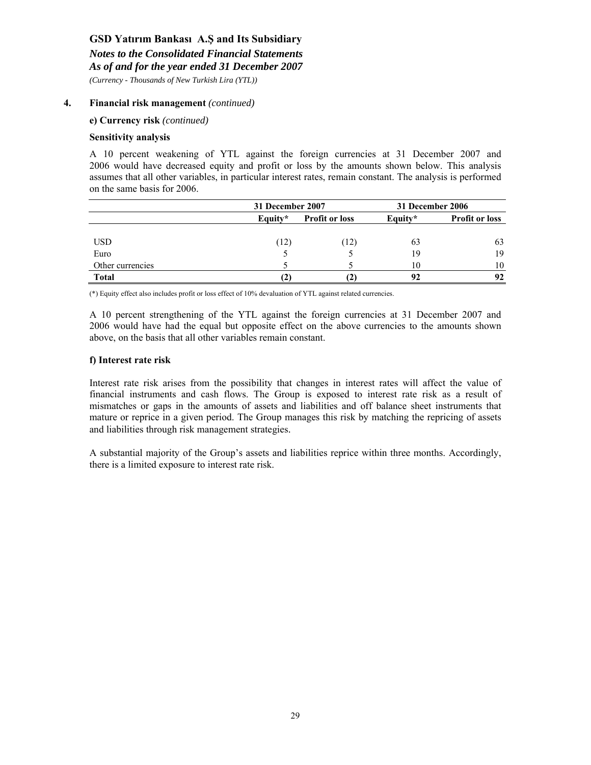## 4. Financial risk management *(continued)*

### e) Currency risk *(continued)*

**Sensitivity analysis**

A 10 percent weakening of YTL against the foreign currencies at 31 December 2007 and 2006 would have decreased equity and profit or loss by the amounts shown below. This analysis assumes that all other variables, in particular interest rates, remain constant. The analysis is performed on the same basis for 2006.

| | 31 December 2007 | | 31 December 2006 | |
|---|---|---|---|---|
| | **Equity*** | **Profit or loss** | **Equity*** | **Profit or loss** |
| USD | (12) | (12) | 63 | 63 |
| Euro | 5 | 5 | 19 | 19 |
| Other currencies | 5 | 5 | 10 | 10 |
| **Total** | **(2)** | **(2)** | **92** | **92** |

(*) Equity effect also includes profit or loss effect of 10% devaluation of YTL against related currencies.

A 10 percent strengthening of the YTL against the foreign currencies at 31 December 2007 and 2006 would have had the equal but opposite effect on the above currencies to the amounts shown above, on the basis that all other variables remain constant.

### f) Interest rate risk

Interest rate risk arises from the possibility that changes in interest rates will affect the value of financial instruments and cash flows. The Group is exposed to interest rate risk as a result of mismatches or gaps in the amounts of assets and liabilities and off balance sheet instruments that mature or reprice in a given period. The Group manages this risk by matching the repricing of assets and liabilities through risk management strategies.

A substantial majority of the Group's assets and liabilities reprice within three months. Accordingly, there is a limited exposure to interest rate risk.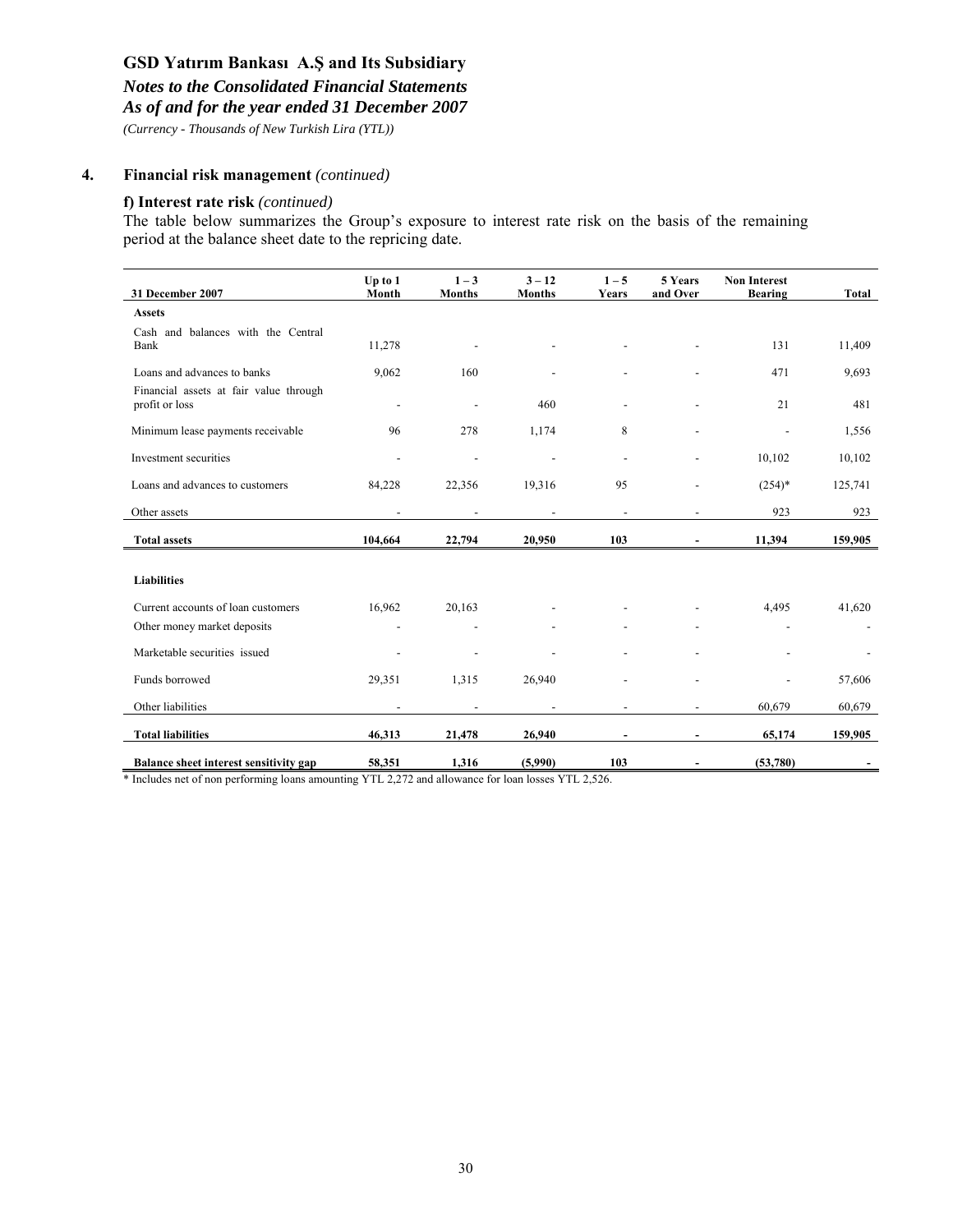## 4. Financial risk management *(continued)*

### f) Interest rate risk *(continued)*

The table below summarizes the Group's exposure to interest rate risk on the basis of the remaining period at the balance sheet date to the repricing date.

| 31 December 2007 | Up to 1 Month | 1 – 3 Months | 3 – 12 Months | 1 – 5 Years | 5 Years and Over | Non Interest Bearing | Total |
|---|---|---|---|---|---|---|---|
| **Assets** | | | | | | | |
| Cash and balances with the Central Bank | 11,278 | - | - | - | - | 131 | 11,409 |
| Loans and advances to banks | 9,062 | 160 | - | - | - | 471 | 9,693 |
| Financial assets at fair value through profit or loss | - | - | 460 | - | - | 21 | 481 |
| Minimum lease payments receivable | 96 | 278 | 1,174 | 8 | - | - | 1,556 |
| Investment securities | - | - | - | - | - | 10,102 | 10,102 |
| Loans and advances to customers | 84,228 | 22,356 | 19,316 | 95 | - | (254)* | 125,741 |
| Other assets | - | - | - | - | - | 923 | 923 |
| **Total assets** | **104,664** | **22,794** | **20,950** | **103** | **-** | **11,394** | **159,905** |
| **Liabilities** | | | | | | | |
| Current accounts of loan customers | 16,962 | 20,163 | - | - | - | 4,495 | 41,620 |
| Other money market deposits | - | - | - | - | - | - | - |
| Marketable securities issued | - | - | - | - | - | - | - |
| Funds borrowed | 29,351 | 1,315 | 26,940 | - | - | - | 57,606 |
| Other liabilities | - | - | - | - | - | 60,679 | 60,679 |
| **Total liabilities** | **46,313** | **21,478** | **26,940** | **-** | **-** | **65,174** | **159,905** |
| **Balance sheet interest sensitivity gap** | **58,351** | **1,316** | **(5,990)** | **103** | **-** | **(53,780)** | **-** |

\* Includes net of non performing loans amounting YTL 2,272 and allowance for loan losses YTL 2,526.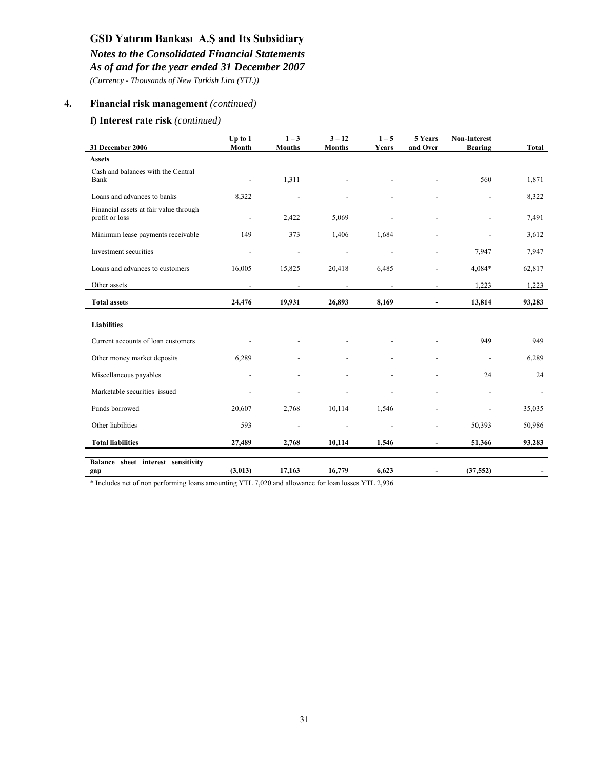## 4. Financial risk management *(continued)*

### f) Interest rate risk *(continued)*

| 31 December 2006 | Up to 1 Month | 1 – 3 Months | 3 – 12 Months | 1 – 5 Years | 5 Years and Over | Non-Interest Bearing | Total |
|---|---|---|---|---|---|---|---|
| **Assets** | | | | | | | |
| Cash and balances with the Central Bank | - | 1,311 | - | - | - | 560 | 1,871 |
| Loans and advances to banks | 8,322 | - | - | - | - | - | 8,322 |
| Financial assets at fair value through profit or loss | - | 2,422 | 5,069 | - | - | - | 7,491 |
| Minimum lease payments receivable | 149 | 373 | 1,406 | 1,684 | - | - | 3,612 |
| Investment securities | - | - | - | - | - | 7,947 | 7,947 |
| Loans and advances to customers | 16,005 | 15,825 | 20,418 | 6,485 | - | 4,084* | 62,817 |
| Other assets | - | - | - | - | - | 1,223 | 1,223 |
| **Total assets** | **24,476** | **19,931** | **26,893** | **8,169** | **-** | **13,814** | **93,283** |
| **Liabilities** | | | | | | | |
| Current accounts of loan customers | - | - | - | - | - | 949 | 949 |
| Other money market deposits | 6,289 | - | - | - | - | - | 6,289 |
| Miscellaneous payables | - | - | - | - | - | 24 | 24 |
| Marketable securities issued | - | - | - | - | - | - | - |
| Funds borrowed | 20,607 | 2,768 | 10,114 | 1,546 | - | - | 35,035 |
| Other liabilities | 593 | - | - | - | - | 50,393 | 50,986 |
| **Total liabilities** | **27,489** | **2,768** | **10,114** | **1,546** | **-** | **51,366** | **93,283** |
| **Balance sheet interest sensitivity gap** | **(3,013)** | **17,163** | **16,779** | **6,623** | **-** | **(37,552)** | **-** |

\* Includes net of non performing loans amounting YTL 7,020 and allowance for loan losses YTL 2,936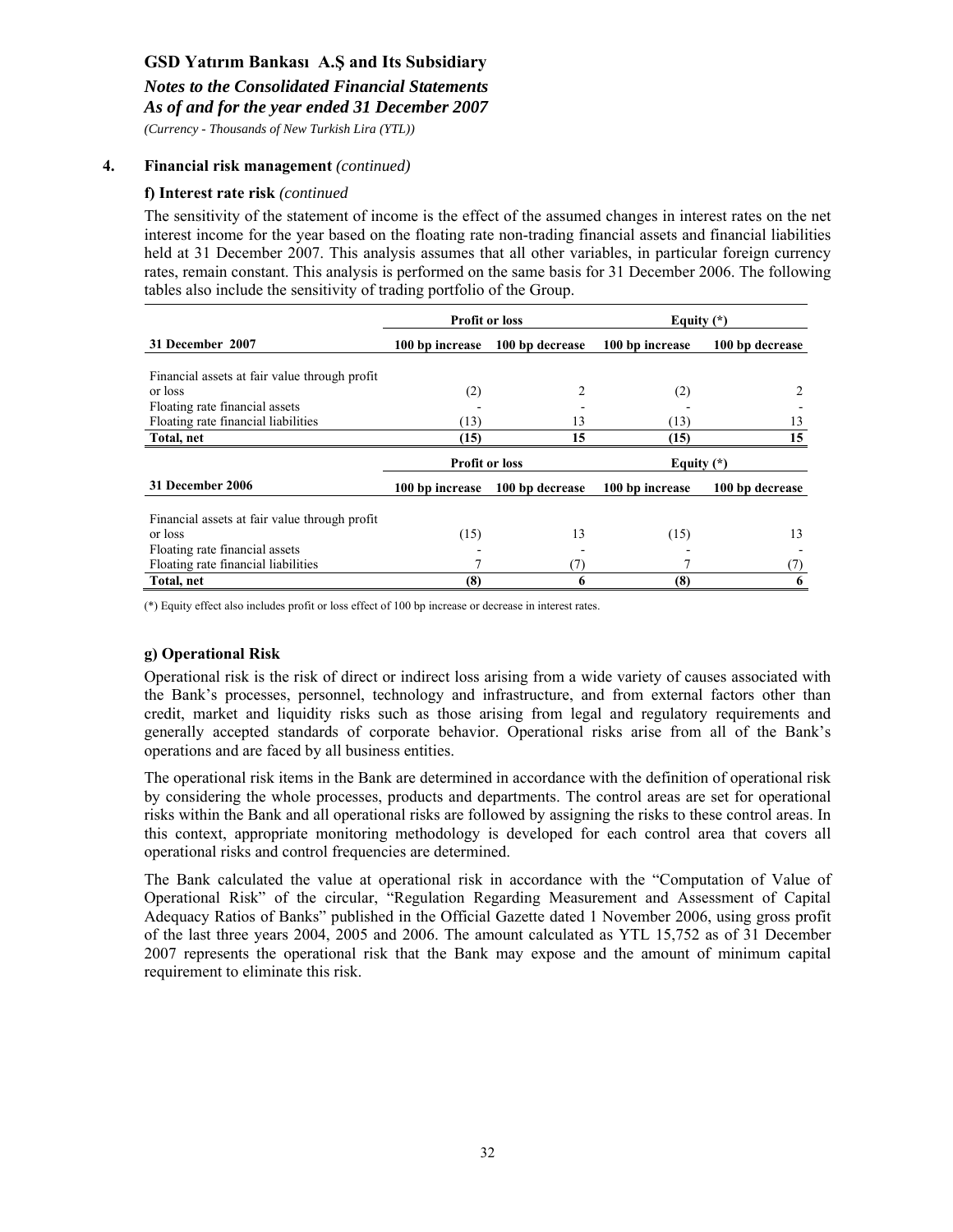## 4. Financial risk management *(continued)*

### f) Interest rate risk *(continued*

The sensitivity of the statement of income is the effect of the assumed changes in interest rates on the net interest income for the year based on the floating rate non-trading financial assets and financial liabilities held at 31 December 2007. This analysis assumes that all other variables, in particular foreign currency rates, remain constant. This analysis is performed on the same basis for 31 December 2006. The following tables also include the sensitivity of trading portfolio of the Group.

| | Profit or loss | | Equity (*) | |
|---|---|---|---|---|
| **31 December 2007** | **100 bp increase** | **100 bp decrease** | **100 bp increase** | **100 bp decrease** |
| Financial assets at fair value through profit or loss | (2) | 2 | (2) | 2 |
| Floating rate financial assets | - | - | - | - |
| Floating rate financial liabilities | (13) | 13 | (13) | 13 |
| **Total, net** | **(15)** | **15** | **(15)** | **15** |

| | Profit or loss | | Equity (*) | |
|---|---|---|---|---|
| **31 December 2006** | **100 bp increase** | **100 bp decrease** | **100 bp increase** | **100 bp decrease** |
| Financial assets at fair value through profit or loss | (15) | 13 | (15) | 13 |
| Floating rate financial assets | - | - | - | - |
| Floating rate financial liabilities | 7 | (7) | 7 | (7) |
| **Total, net** | **(8)** | **6** | **(8)** | **6** |

(*) Equity effect also includes profit or loss effect of 100 bp increase or decrease in interest rates.

### g) Operational Risk

Operational risk is the risk of direct or indirect loss arising from a wide variety of causes associated with the Bank's processes, personnel, technology and infrastructure, and from external factors other than credit, market and liquidity risks such as those arising from legal and regulatory requirements and generally accepted standards of corporate behavior. Operational risks arise from all of the Bank's operations and are faced by all business entities.

The operational risk items in the Bank are determined in accordance with the definition of operational risk by considering the whole processes, products and departments. The control areas are set for operational risks within the Bank and all operational risks are followed by assigning the risks to these control areas. In this context, appropriate monitoring methodology is developed for each control area that covers all operational risks and control frequencies are determined.

The Bank calculated the value at operational risk in accordance with the "Computation of Value of Operational Risk" of the circular, "Regulation Regarding Measurement and Assessment of Capital Adequacy Ratios of Banks" published in the Official Gazette dated 1 November 2006, using gross profit of the last three years 2004, 2005 and 2006. The amount calculated as YTL 15,752 as of 31 December 2007 represents the operational risk that the Bank may expose and the amount of minimum capital requirement to eliminate this risk.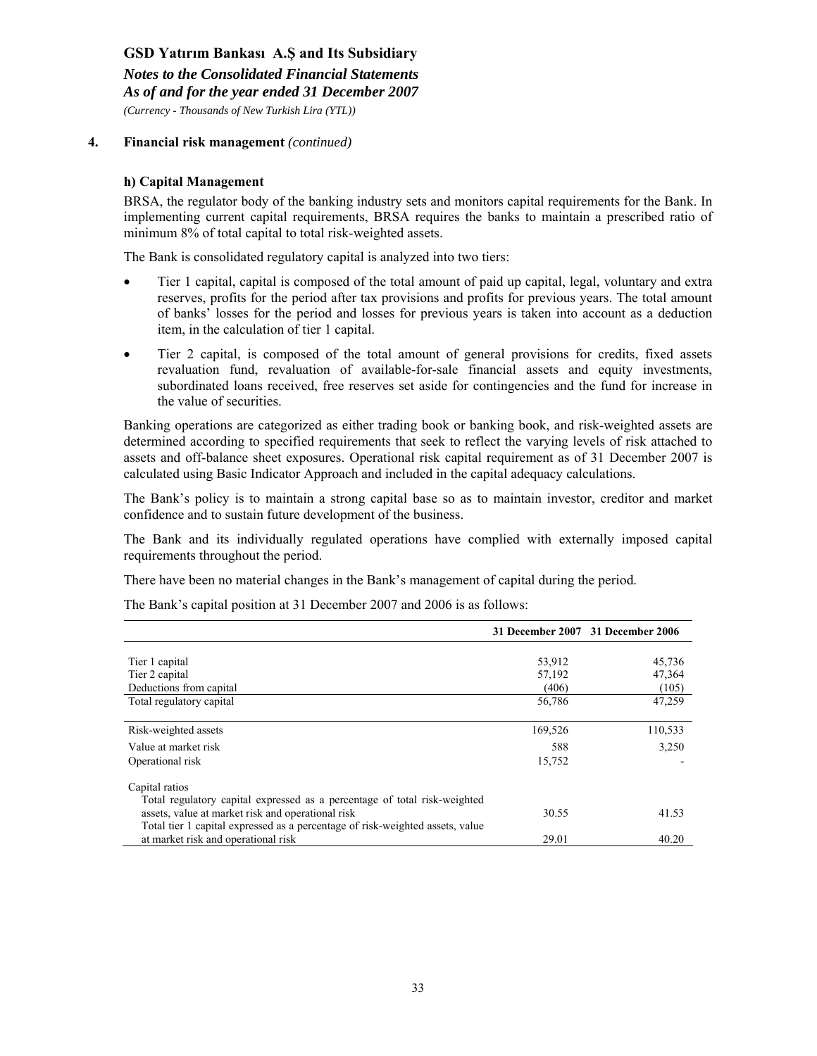## 4. Financial risk management *(continued)*

### h) Capital Management

BRSA, the regulator body of the banking industry sets and monitors capital requirements for the Bank. In implementing current capital requirements, BRSA requires the banks to maintain a prescribed ratio of minimum 8% of total capital to total risk-weighted assets.

The Bank is consolidated regulatory capital is analyzed into two tiers:

- Tier 1 capital, capital is composed of the total amount of paid up capital, legal, voluntary and extra reserves, profits for the period after tax provisions and profits for previous years. The total amount of banks' losses for the period and losses for previous years is taken into account as a deduction item, in the calculation of tier 1 capital.
- Tier 2 capital, is composed of the total amount of general provisions for credits, fixed assets revaluation fund, revaluation of available-for-sale financial assets and equity investments, subordinated loans received, free reserves set aside for contingencies and the fund for increase in the value of securities.

Banking operations are categorized as either trading book or banking book, and risk-weighted assets are determined according to specified requirements that seek to reflect the varying levels of risk attached to assets and off-balance sheet exposures. Operational risk capital requirement as of 31 December 2007 is calculated using Basic Indicator Approach and included in the capital adequacy calculations.

The Bank's policy is to maintain a strong capital base so as to maintain investor, creditor and market confidence and to sustain future development of the business.

The Bank and its individually regulated operations have complied with externally imposed capital requirements throughout the period.

There have been no material changes in the Bank's management of capital during the period.

The Bank's capital position at 31 December 2007 and 2006 is as follows:

| | 31 December 2007 | 31 December 2006 |
|---|---|---|
| Tier 1 capital | 53,912 | 45,736 |
| Tier 2 capital | 57,192 | 47,364 |
| Deductions from capital | (406) | (105) |
| Total regulatory capital | 56,786 | 47,259 |
| Risk-weighted assets | 169,526 | 110,533 |
| Value at market risk | 588 | 3,250 |
| Operational risk | 15,752 | - |
| Capital ratios | | |
| Total regulatory capital expressed as a percentage of total risk-weighted assets, value at market risk and operational risk | 30.55 | 41.53 |
| Total tier 1 capital expressed as a percentage of risk-weighted assets, value at market risk and operational risk | 29.01 | 40.20 |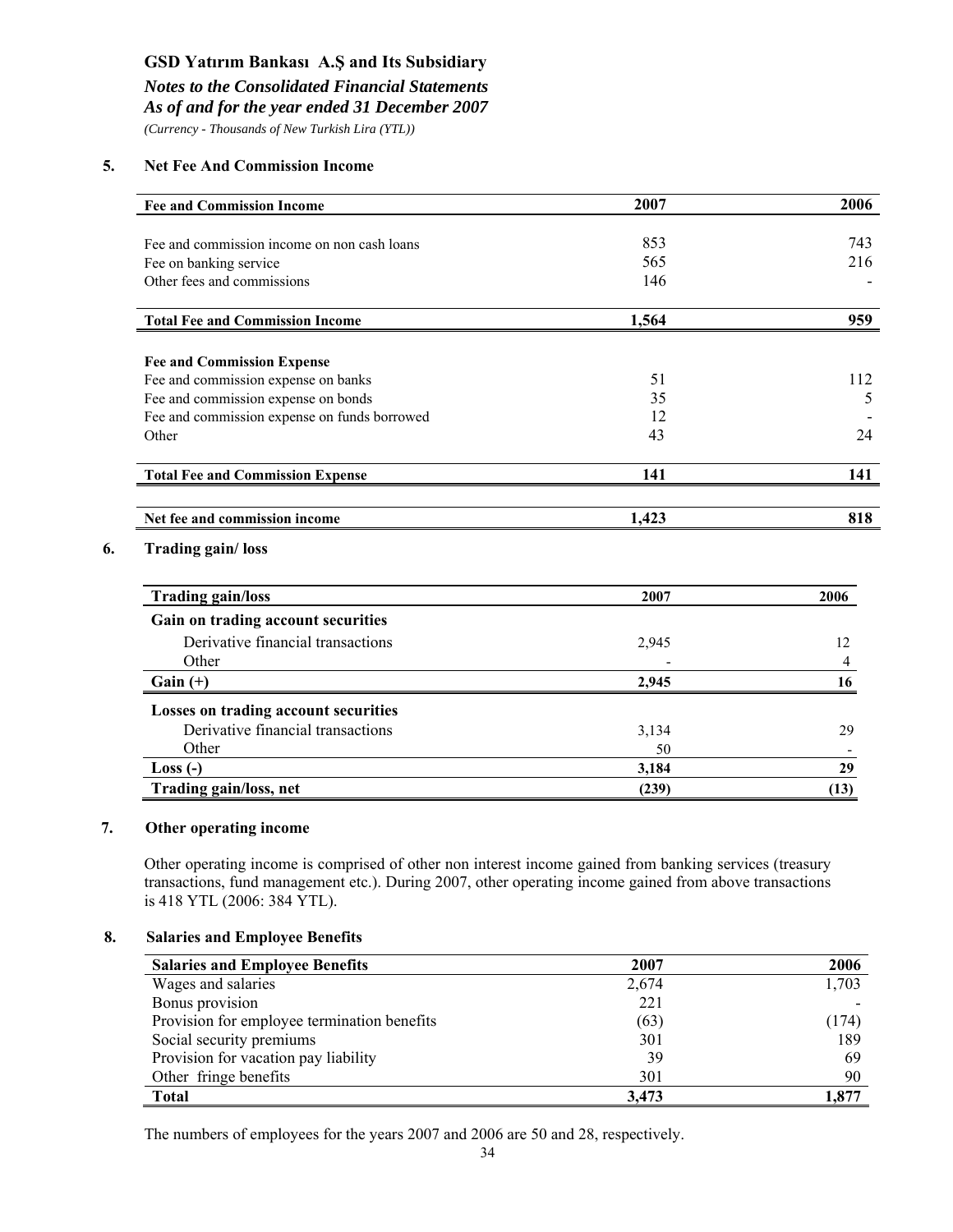# GSD Yatırım Bankası A.Ş and Its Subsidiary

*Notes to the Consolidated Financial Statements*
*As of and for the year ended 31 December 2007*
*(Currency - Thousands of New Turkish Lira (YTL))*

## 5. Net Fee And Commission Income

| Fee and Commission Income | 2007 | 2006 |
|---|---|---|
| Fee and commission income on non cash loans | 853 | 743 |
| Fee on banking service | 565 | 216 |
| Other fees and commissions | 146 | - |
| **Total Fee and Commission Income** | **1,564** | **959** |
| **Fee and Commission Expense** | | |
| Fee and commission expense on banks | 51 | 112 |
| Fee and commission expense on bonds | 35 | 5 |
| Fee and commission expense on funds borrowed | 12 | - |
| Other | 43 | 24 |
| **Total Fee and Commission Expense** | **141** | **141** |
| **Net fee and commission income** | **1,423** | **818** |

## 6. Trading gain/ loss

| Trading gain/loss | 2007 | 2006 |
|---|---|---|
| **Gain on trading account securities** | | |
| Derivative financial transactions | 2,945 | 12 |
| Other | - | 4 |
| **Gain (+)** | **2,945** | **16** |
| **Losses on trading account securities** | | |
| Derivative financial transactions | 3,134 | 29 |
| Other | 50 | - |
| **Loss (-)** | **3,184** | **29** |
| **Trading gain/loss, net** | **(239)** | **(13)** |

## 7. Other operating income

Other operating income is comprised of other non interest income gained from banking services (treasury transactions, fund management etc.). During 2007, other operating income gained from above transactions is 418 YTL (2006: 384 YTL).

## 8. Salaries and Employee Benefits

| Salaries and Employee Benefits | 2007 | 2006 |
|---|---|---|
| Wages and salaries | 2,674 | 1,703 |
| Bonus provision | 221 | - |
| Provision for employee termination benefits | (63) | (174) |
| Social security premiums | 301 | 189 |
| Provision for vacation pay liability | 39 | 69 |
| Other fringe benefits | 301 | 90 |
| **Total** | **3,473** | **1,877** |

The numbers of employees for the years 2007 and 2006 are 50 and 28, respectively.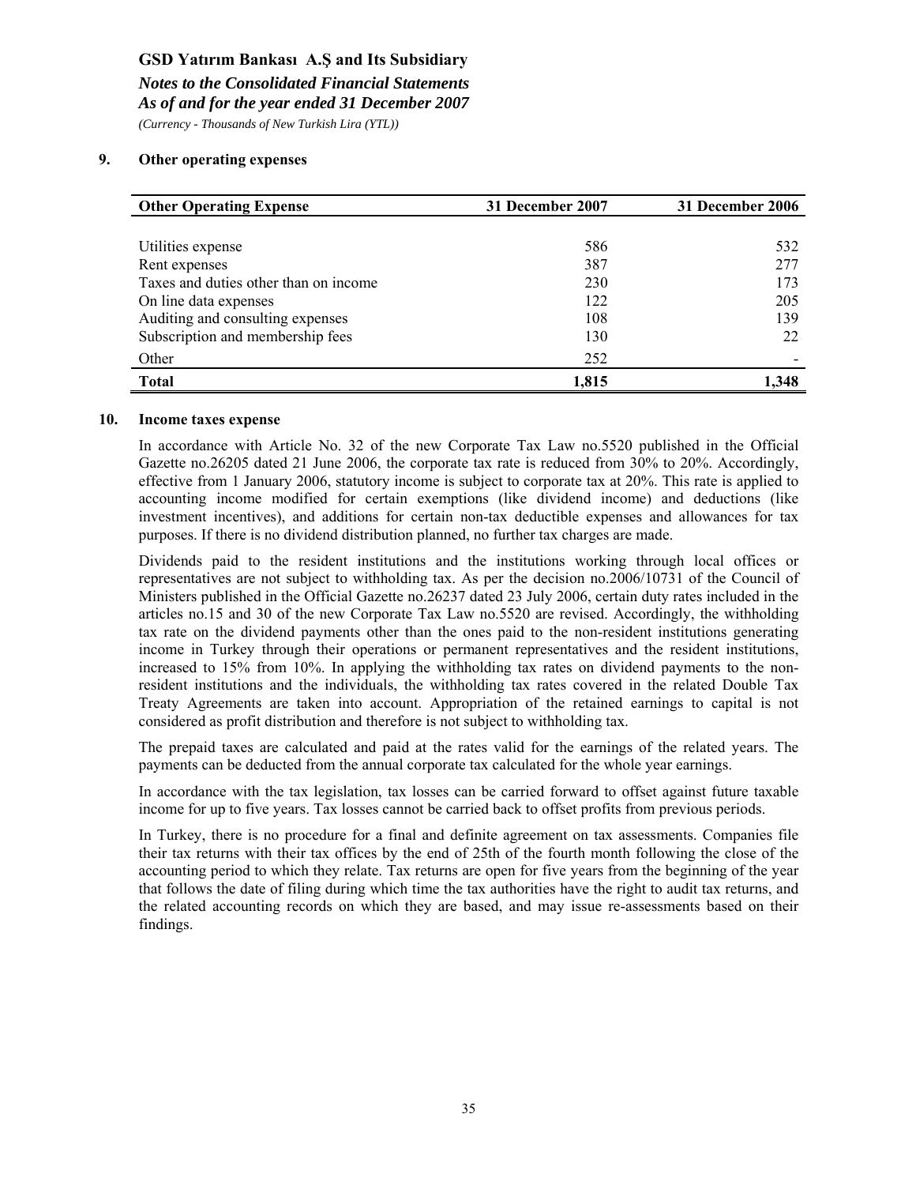## 9. Other operating expenses

| Other Operating Expense | 31 December 2007 | 31 December 2006 |
|---|---|---|
| Utilities expense | 586 | 532 |
| Rent expenses | 387 | 277 |
| Taxes and duties other than on income | 230 | 173 |
| On line data expenses | 122 | 205 |
| Auditing and consulting expenses | 108 | 139 |
| Subscription and membership fees | 130 | 22 |
| Other | 252 | - |
| **Total** | **1,815** | **1,348** |

## 10. Income taxes expense

In accordance with Article No. 32 of the new Corporate Tax Law no.5520 published in the Official Gazette no.26205 dated 21 June 2006, the corporate tax rate is reduced from 30% to 20%. Accordingly, effective from 1 January 2006, statutory income is subject to corporate tax at 20%. This rate is applied to accounting income modified for certain exemptions (like dividend income) and deductions (like investment incentives), and additions for certain non-tax deductible expenses and allowances for tax purposes. If there is no dividend distribution planned, no further tax charges are made.

Dividends paid to the resident institutions and the institutions working through local offices or representatives are not subject to withholding tax. As per the decision no.2006/10731 of the Council of Ministers published in the Official Gazette no.26237 dated 23 July 2006, certain duty rates included in the articles no.15 and 30 of the new Corporate Tax Law no.5520 are revised. Accordingly, the withholding tax rate on the dividend payments other than the ones paid to the non-resident institutions generating income in Turkey through their operations or permanent representatives and the resident institutions, increased to 15% from 10%. In applying the withholding tax rates on dividend payments to the non-resident institutions and the individuals, the withholding tax rates covered in the related Double Tax Treaty Agreements are taken into account. Appropriation of the retained earnings to capital is not considered as profit distribution and therefore is not subject to withholding tax.

The prepaid taxes are calculated and paid at the rates valid for the earnings of the related years. The payments can be deducted from the annual corporate tax calculated for the whole year earnings.

In accordance with the tax legislation, tax losses can be carried forward to offset against future taxable income for up to five years. Tax losses cannot be carried back to offset profits from previous periods.

In Turkey, there is no procedure for a final and definite agreement on tax assessments. Companies file their tax returns with their tax offices by the end of 25th of the fourth month following the close of the accounting period to which they relate. Tax returns are open for five years from the beginning of the year that follows the date of filing during which time the tax authorities have the right to audit tax returns, and the related accounting records on which they are based, and may issue re-assessments based on their findings.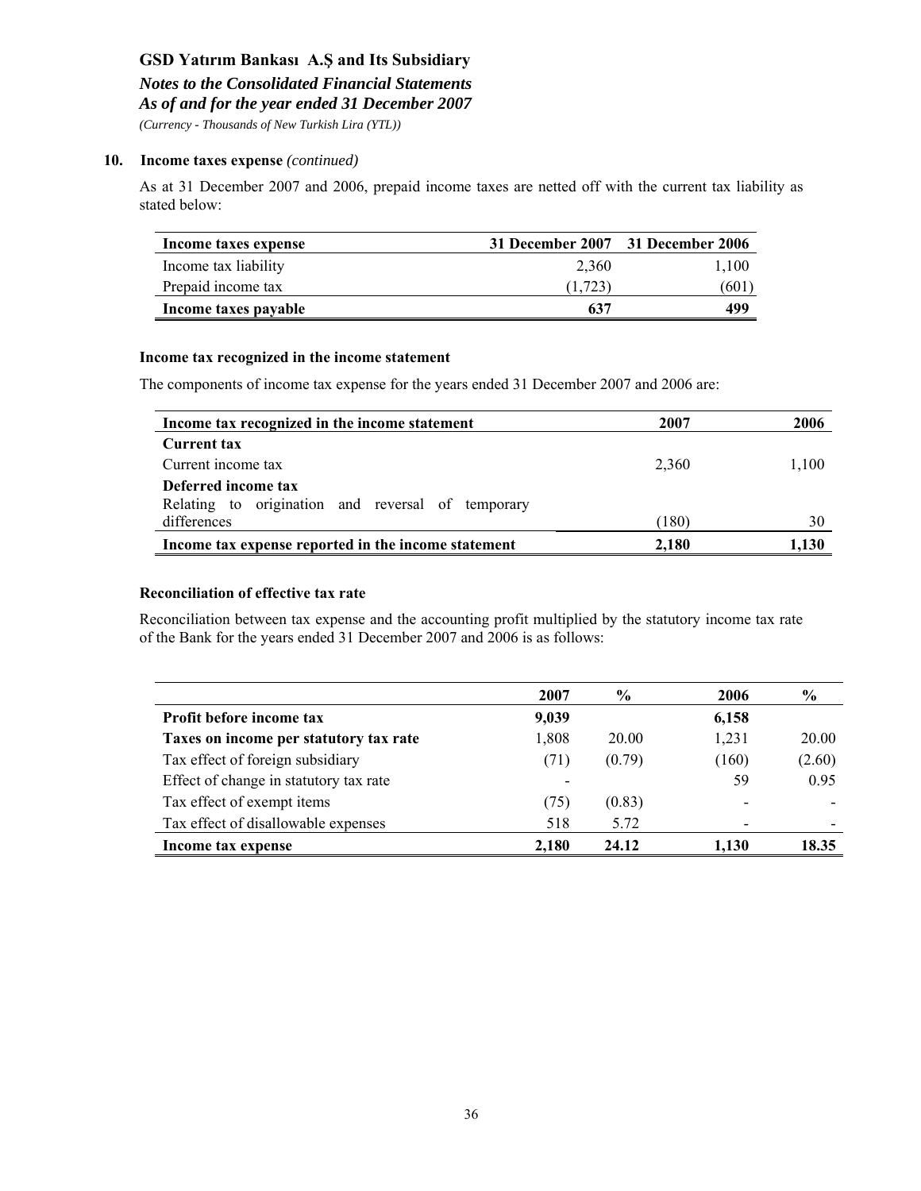**GSD Yatırım Bankası A.Ş and Its Subsidiary**

***Notes to the Consolidated Financial Statements***
***As of and for the year ended 31 December 2007***
*(Currency - Thousands of New Turkish Lira (YTL))*

## 10. Income taxes expense *(continued)*

As at 31 December 2007 and 2006, prepaid income taxes are netted off with the current tax liability as stated below:

| Income taxes expense | 31 December 2007 | 31 December 2006 |
|---|---|---|
| Income tax liability | 2,360 | 1,100 |
| Prepaid income tax | (1,723) | (601) |
| **Income taxes payable** | **637** | **499** |

### Income tax recognized in the income statement

The components of income tax expense for the years ended 31 December 2007 and 2006 are:

| Income tax recognized in the income statement | 2007 | 2006 |
|---|---|---|
| **Current tax** | | |
| Current income tax | 2,360 | 1,100 |
| **Deferred income tax** | | |
| Relating to origination and reversal of temporary differences | (180) | 30 |
| **Income tax expense reported in the income statement** | **2,180** | **1,130** |

### Reconciliation of effective tax rate

Reconciliation between tax expense and the accounting profit multiplied by the statutory income tax rate of the Bank for the years ended 31 December 2007 and 2006 is as follows:

| | 2007 | % | 2006 | % |
|---|---|---|---|---|
| **Profit before income tax** | **9,039** | | **6,158** | |
| **Taxes on income per statutory tax rate** | 1,808 | 20.00 | 1,231 | 20.00 |
| Tax effect of foreign subsidiary | (71) | (0.79) | (160) | (2.60) |
| Effect of change in statutory tax rate | - | | 59 | 0.95 |
| Tax effect of exempt items | (75) | (0.83) | - | - |
| Tax effect of disallowable expenses | 518 | 5.72 | - | - |
| **Income tax expense** | **2,180** | **24.12** | **1,130** | **18.35** |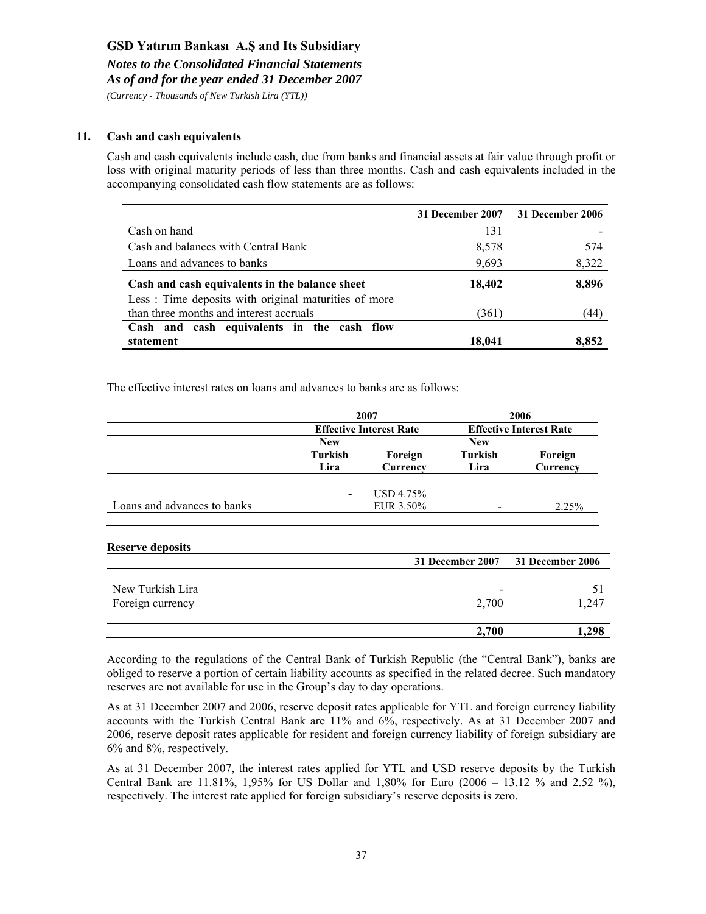## 11. Cash and cash equivalents

Cash and cash equivalents include cash, due from banks and financial assets at fair value through profit or loss with original maturity periods of less than three months. Cash and cash equivalents included in the accompanying consolidated cash flow statements are as follows:

| | 31 December 2007 | 31 December 2006 |
|---|---|---|
| Cash on hand | 131 | - |
| Cash and balances with Central Bank | 8,578 | 574 |
| Loans and advances to banks | 9,693 | 8,322 |
| **Cash and cash equivalents in the balance sheet** | **18,402** | **8,896** |
| Less : Time deposits with original maturities of more than three months and interest accruals | (361) | (44) |
| **Cash and cash equivalents in the cash flow statement** | **18,041** | **8,852** |

The effective interest rates on loans and advances to banks are as follows:

| | 2007 | | 2006 | |
|---|---|---|---|---|
| | Effective Interest Rate | | Effective Interest Rate | |
| | New Turkish Lira | Foreign Currency | New Turkish Lira | Foreign Currency |
| Loans and advances to banks | - | USD 4.75% EUR 3.50% | - | 2.25% |

**Reserve deposits**

| | 31 December 2007 | 31 December 2006 |
|---|---|---|
| New Turkish Lira | - | 51 |
| Foreign currency | 2,700 | 1,247 |
| | **2,700** | **1,298** |

According to the regulations of the Central Bank of Turkish Republic (the "Central Bank"), banks are obliged to reserve a portion of certain liability accounts as specified in the related decree. Such mandatory reserves are not available for use in the Group's day to day operations.

As at 31 December 2007 and 2006, reserve deposit rates applicable for YTL and foreign currency liability accounts with the Turkish Central Bank are 11% and 6%, respectively. As at 31 December 2007 and 2006, reserve deposit rates applicable for resident and foreign currency liability of foreign subsidiary are 6% and 8%, respectively.

As at 31 December 2007, the interest rates applied for YTL and USD reserve deposits by the Turkish Central Bank are 11.81%, 1,95% for US Dollar and 1,80% for Euro (2006 – 13.12 % and 2.52 %), respectively. The interest rate applied for foreign subsidiary's reserve deposits is zero.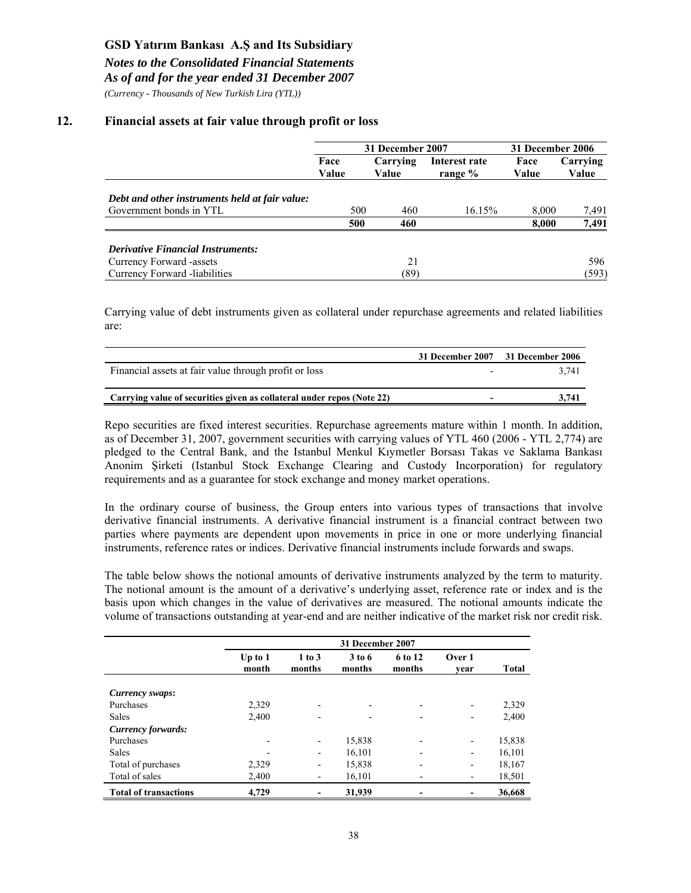## 12. Financial assets at fair value through profit or loss

| | 31 December 2007 | | | 31 December 2006 | |
|---|---|---|---|---|---|
| | Face Value | Carrying Value | Interest rate range % | Face Value | Carrying Value |
| ***Debt and other instruments held at fair value:*** | | | | | |
| Government bonds in YTL | 500 | 460 | 16.15% | 8,000 | 7,491 |
| | **500** | **460** | | **8,000** | **7,491** |
| ***Derivative Financial Instruments:*** | | | | | |
| Currency Forward -assets | | 21 | | | 596 |
| Currency Forward -liabilities | | (89) | | | (593) |

Carrying value of debt instruments given as collateral under repurchase agreements and related liabilities are:

| | 31 December 2007 | 31 December 2006 |
|---|---|---|
| Financial assets at fair value through profit or loss | - | 3,741 |
| **Carrying value of securities given as collateral under repos (Note 22)** | **-** | **3,741** |

Repo securities are fixed interest securities. Repurchase agreements mature within 1 month. In addition, as of December 31, 2007, government securities with carrying values of YTL 460 (2006 - YTL 2,774) are pledged to the Central Bank, and the Istanbul Menkul Kıymetler Borsası Takas ve Saklama Bankası Anonim Şirketi (Istanbul Stock Exchange Clearing and Custody Incorporation) for regulatory requirements and as a guarantee for stock exchange and money market operations.

In the ordinary course of business, the Group enters into various types of transactions that involve derivative financial instruments. A derivative financial instrument is a financial contract between two parties where payments are dependent upon movements in price in one or more underlying financial instruments, reference rates or indices. Derivative financial instruments include forwards and swaps.

The table below shows the notional amounts of derivative instruments analyzed by the term to maturity. The notional amount is the amount of a derivative's underlying asset, reference rate or index and is the basis upon which changes in the value of derivatives are measured. The notional amounts indicate the volume of transactions outstanding at year-end and are neither indicative of the market risk nor credit risk.

| | 31 December 2007 | | | | | |
|---|---|---|---|---|---|---|
| | Up to 1 month | 1 to 3 months | 3 to 6 months | 6 to 12 months | Over 1 year | Total |
| ***Currency swaps:*** | | | | | | |
| Purchases | 2,329 | - | - | - | - | 2,329 |
| Sales | 2,400 | - | - | - | - | 2,400 |
| ***Currency forwards:*** | | | | | | |
| Purchases | - | - | 15,838 | - | - | 15,838 |
| Sales | - | - | 16,101 | - | - | 16,101 |
| Total of purchases | 2,329 | - | 15,838 | - | - | 18,167 |
| Total of sales | 2,400 | - | 16,101 | - | - | 18,501 |
| **Total of transactions** | **4,729** | **-** | **31,939** | **-** | **-** | **36,668** |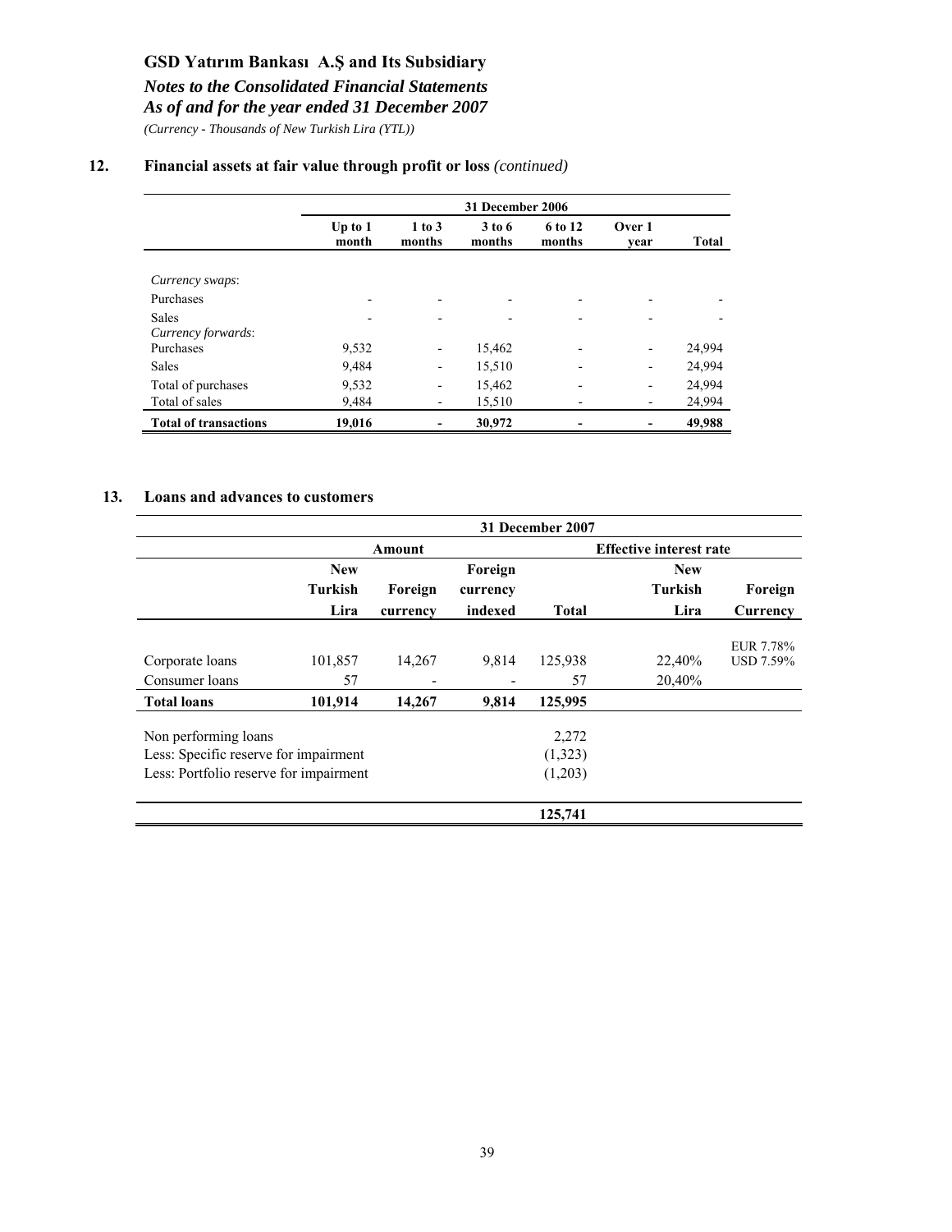## 12. Financial assets at fair value through profit or loss *(continued)*

| | 31 December 2006 | | | | | |
|---|---|---|---|---|---|---|
| | Up to 1 month | 1 to 3 months | 3 to 6 months | 6 to 12 months | Over 1 year | Total |
| *Currency swaps*: | | | | | | |
| Purchases | - | - | - | - | - | - |
| Sales | - | - | - | - | - | - |
| *Currency forwards*: | | | | | | |
| Purchases | 9,532 | - | 15,462 | - | - | 24,994 |
| Sales | 9,484 | - | 15,510 | - | - | 24,994 |
| Total of purchases | 9,532 | - | 15,462 | - | - | 24,994 |
| Total of sales | 9,484 | - | 15,510 | - | - | 24,994 |
| **Total of transactions** | **19,016** | **-** | **30,972** | **-** | **-** | **49,988** |

## 13. Loans and advances to customers

| | 31 December 2007 | | | | | |
|---|---|---|---|---|---|---|
| | Amount | | | | Effective interest rate | |
| | New Turkish Lira | Foreign currency | Foreign currency indexed | Total | New Turkish Lira | Foreign Currency |
| Corporate loans | 101,857 | 14,267 | 9,814 | 125,938 | 22,40% | EUR 7.78% USD 7.59% |
| Consumer loans | 57 | - | - | 57 | 20,40% | |
| **Total loans** | **101,914** | **14,267** | **9,814** | **125,995** | | |
| Non performing loans | | | | 2,272 | | |
| Less: Specific reserve for impairment | | | | (1,323) | | |
| Less: Portfolio reserve for impairment | | | | (1,203) | | |
| | | | | **125,741** | | |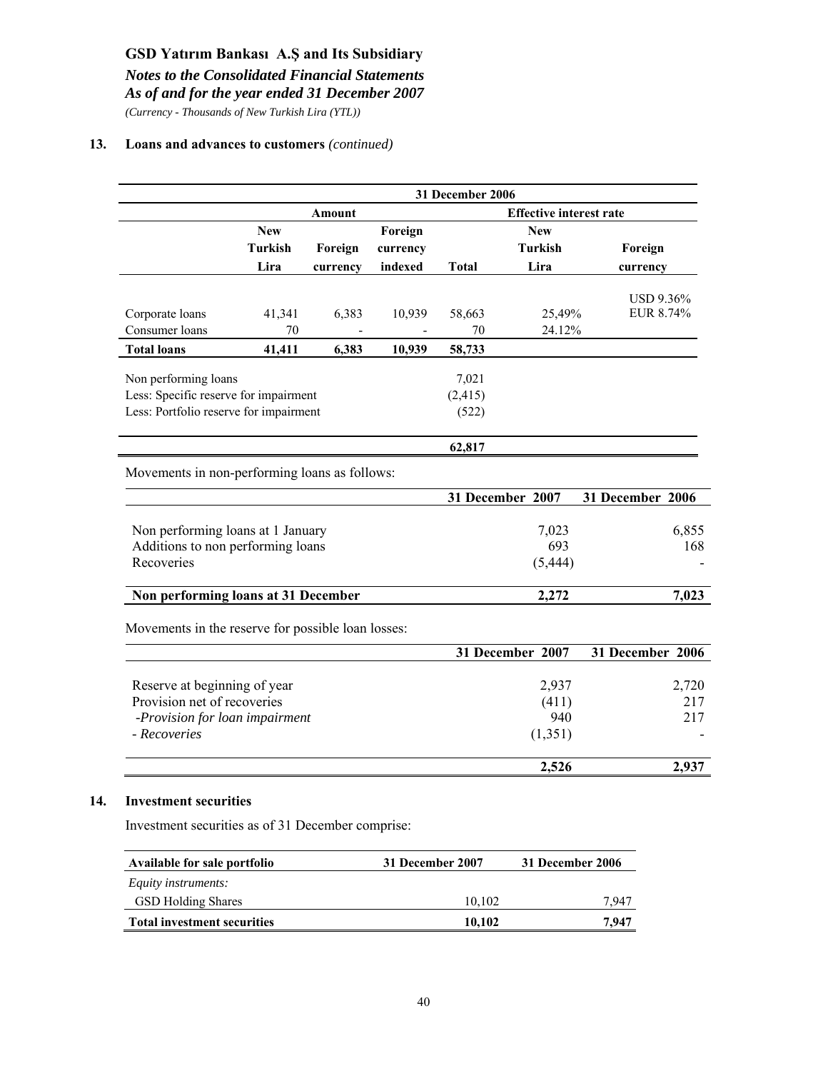## 13. Loans and advances to customers *(continued)*

| | 31 December 2006 | | | | | |
|---|---|---|---|---|---|---|
| | Amount | | | | Effective interest rate | |
| | New Turkish Lira | Foreign currency | Foreign currency indexed | Total | New Turkish Lira | Foreign currency |
| Corporate loans | 41,341 | 6,383 | 10,939 | 58,663 | 25,49% | USD 9.36% EUR 8.74% |
| Consumer loans | 70 | - | - | 70 | 24.12% | |
| **Total loans** | **41,411** | **6,383** | **10,939** | **58,733** | | |
| Non performing loans | | | | 7,021 | | |
| Less: Specific reserve for impairment | | | | (2,415) | | |
| Less: Portfolio reserve for impairment | | | | (522) | | |
| | | | | **62,817** | | |

Movements in non-performing loans as follows:

| | 31 December 2007 | 31 December 2006 |
|---|---|---|
| Non performing loans at 1 January | 7,023 | 6,855 |
| Additions to non performing loans | 693 | 168 |
| Recoveries | (5,444) | - |
| **Non performing loans at 31 December** | **2,272** | **7,023** |

Movements in the reserve for possible loan losses:

| | 31 December 2007 | 31 December 2006 |
|---|---|---|
| Reserve at beginning of year | 2,937 | 2,720 |
| Provision net of recoveries | (411) | 217 |
| *-Provision for loan impairment* | 940 | 217 |
| *- Recoveries* | (1,351) | - |
| | **2,526** | **2,937** |

## 14. Investment securities

Investment securities as of 31 December comprise:

| Available for sale portfolio | 31 December 2007 | 31 December 2006 |
|---|---|---|
| *Equity instruments:* | | |
| GSD Holding Shares | 10,102 | 7,947 |
| **Total investment securities** | **10,102** | **7,947** |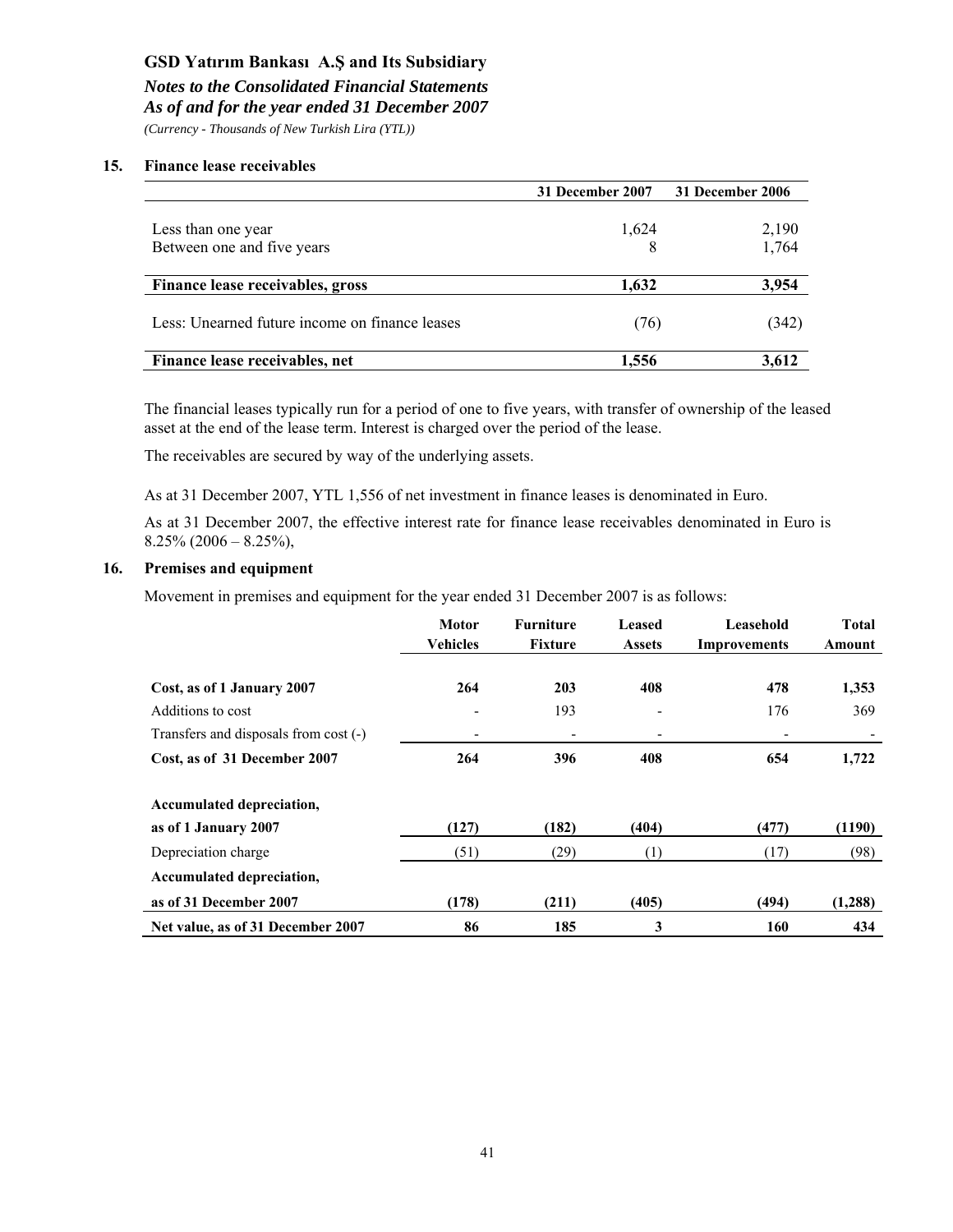**GSD Yatırım Bankası A.Ş and Its Subsidiary**

***Notes to the Consolidated Financial Statements***

***As of and for the year ended 31 December 2007***

*(Currency - Thousands of New Turkish Lira (YTL))*

## 15. Finance lease receivables

| | 31 December 2007 | 31 December 2006 |
|---|---|---|
| Less than one year | 1,624 | 2,190 |
| Between one and five years | 8 | 1,764 |
| **Finance lease receivables, gross** | **1,632** | **3,954** |
| Less: Unearned future income on finance leases | (76) | (342) |
| **Finance lease receivables, net** | **1,556** | **3,612** |

The financial leases typically run for a period of one to five years, with transfer of ownership of the leased asset at the end of the lease term. Interest is charged over the period of the lease.

The receivables are secured by way of the underlying assets.

As at 31 December 2007, YTL 1,556 of net investment in finance leases is denominated in Euro.

As at 31 December 2007, the effective interest rate for finance lease receivables denominated in Euro is 8.25% (2006 – 8.25%),

## 16. Premises and equipment

Movement in premises and equipment for the year ended 31 December 2007 is as follows:

| | Motor Vehicles | Furniture Fixture | Leased Assets | Leasehold Improvements | Total Amount |
|---|---|---|---|---|---|
| **Cost, as of 1 January 2007** | **264** | **203** | **408** | **478** | **1,353** |
| Additions to cost | - | 193 | - | 176 | 369 |
| Transfers and disposals from cost (-) | - | - | - | - | - |
| **Cost, as of 31 December 2007** | **264** | **396** | **408** | **654** | **1,722** |
| **Accumulated depreciation, as of 1 January 2007** | **(127)** | **(182)** | **(404)** | **(477)** | **(1190)** |
| Depreciation charge | (51) | (29) | (1) | (17) | (98) |
| **Accumulated depreciation, as of 31 December 2007** | **(178)** | **(211)** | **(405)** | **(494)** | **(1,288)** |
| **Net value, as of 31 December 2007** | **86** | **185** | **3** | **160** | **434** |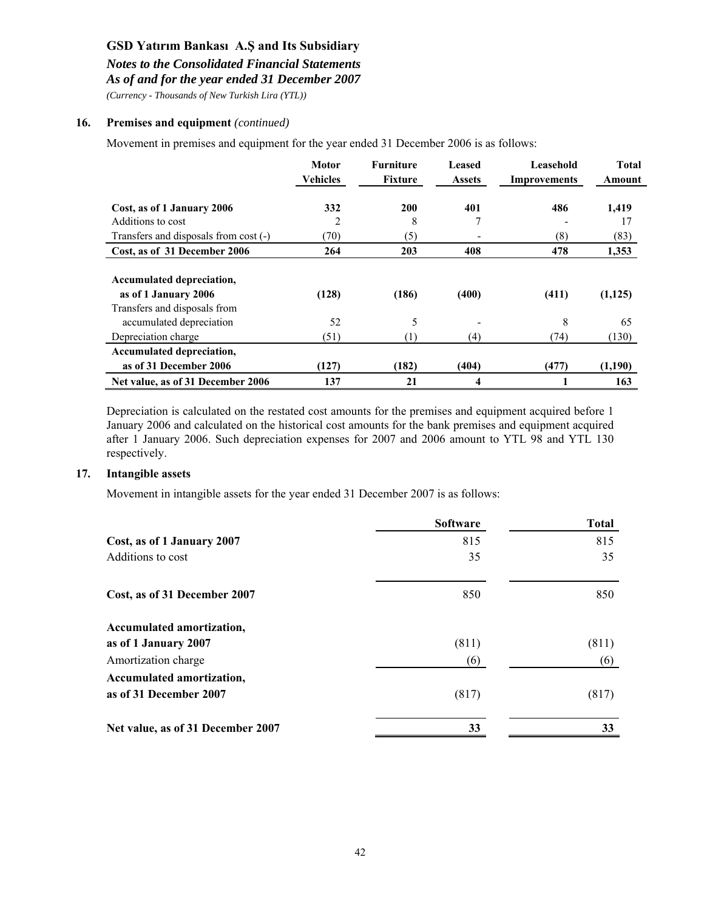### 16. Premises and equipment *(continued)*

Movement in premises and equipment for the year ended 31 December 2006 is as follows:

| | Motor Vehicles | Furniture Fixture | Leased Assets | Leasehold Improvements | Total Amount |
|---|---|---|---|---|---|
| **Cost, as of 1 January 2006** | **332** | **200** | **401** | **486** | **1,419** |
| Additions to cost | 2 | 8 | 7 | - | 17 |
| Transfers and disposals from cost (-) | (70) | (5) | - | (8) | (83) |
| **Cost, as of 31 December 2006** | **264** | **203** | **408** | **478** | **1,353** |
| **Accumulated depreciation, as of 1 January 2006** | **(128)** | **(186)** | **(400)** | **(411)** | **(1,125)** |
| Transfers and disposals from accumulated depreciation | 52 | 5 | - | 8 | 65 |
| Depreciation charge | (51) | (1) | (4) | (74) | (130) |
| **Accumulated depreciation, as of 31 December 2006** | **(127)** | **(182)** | **(404)** | **(477)** | **(1,190)** |
| **Net value, as of 31 December 2006** | **137** | **21** | **4** | **1** | **163** |

Depreciation is calculated on the restated cost amounts for the premises and equipment acquired before 1 January 2006 and calculated on the historical cost amounts for the bank premises and equipment acquired after 1 January 2006. Such depreciation expenses for 2007 and 2006 amount to YTL 98 and YTL 130 respectively.

### 17. Intangible assets

Movement in intangible assets for the year ended 31 December 2007 is as follows:

| | Software | Total |
|---|---|---|
| **Cost, as of 1 January 2007** | 815 | 815 |
| Additions to cost | 35 | 35 |
| **Cost, as of 31 December 2007** | 850 | 850 |
| **Accumulated amortization, as of 1 January 2007** | (811) | (811) |
| Amortization charge | (6) | (6) |
| **Accumulated amortization, as of 31 December 2007** | (817) | (817) |
| **Net value, as of 31 December 2007** | **33** | **33** |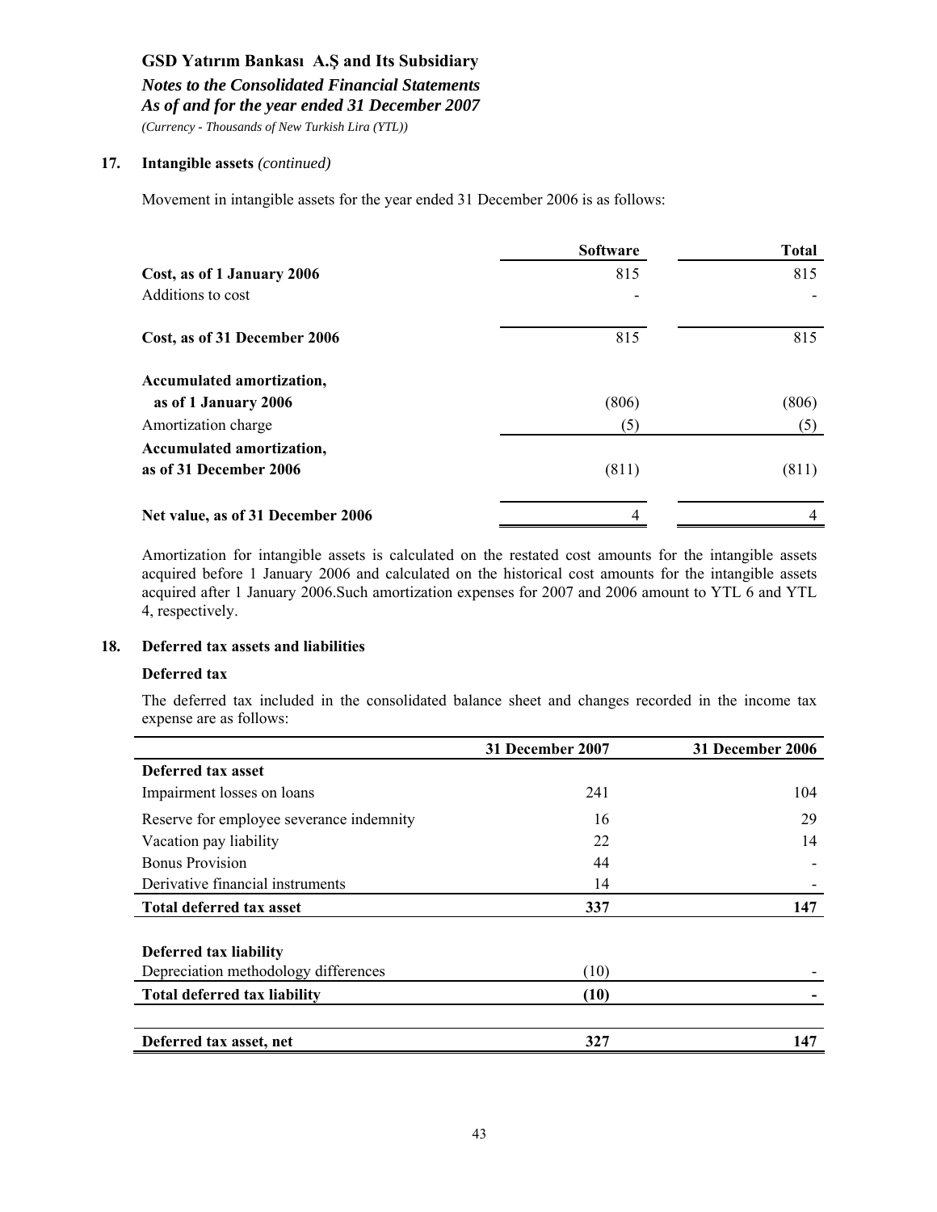### 17. Intangible assets *(continued)*

Movement in intangible assets for the year ended 31 December 2006 is as follows:

| | Software | Total |
|---|---|---|
| **Cost, as of 1 January 2006** | 815 | 815 |
| Additions to cost | - | - |
| **Cost, as of 31 December 2006** | 815 | 815 |
| **Accumulated amortization, as of 1 January 2006** | (806) | (806) |
| Amortization charge | (5) | (5) |
| **Accumulated amortization, as of 31 December 2006** | (811) | (811) |
| **Net value, as of 31 December 2006** | 4 | 4 |

Amortization for intangible assets is calculated on the restated cost amounts for the intangible assets acquired before 1 January 2006 and calculated on the historical cost amounts for the intangible assets acquired after 1 January 2006.Such amortization expenses for 2007 and 2006 amount to YTL 6 and YTL 4, respectively.

### 18. Deferred tax assets and liabilities

**Deferred tax**

The deferred tax included in the consolidated balance sheet and changes recorded in the income tax expense are as follows:

| | 31 December 2007 | 31 December 2006 |
|---|---|---|
| **Deferred tax asset** | | |
| Impairment losses on loans | 241 | 104 |
| Reserve for employee severance indemnity | 16 | 29 |
| Vacation pay liability | 22 | 14 |
| Bonus Provision | 44 | - |
| Derivative financial instruments | 14 | - |
| **Total deferred tax asset** | **337** | **147** |
| | | |
| **Deferred tax liability** | | |
| Depreciation methodology differences | (10) | - |
| **Total deferred tax liability** | **(10)** | **-** |
| | | |
| **Deferred tax asset, net** | **327** | **147** |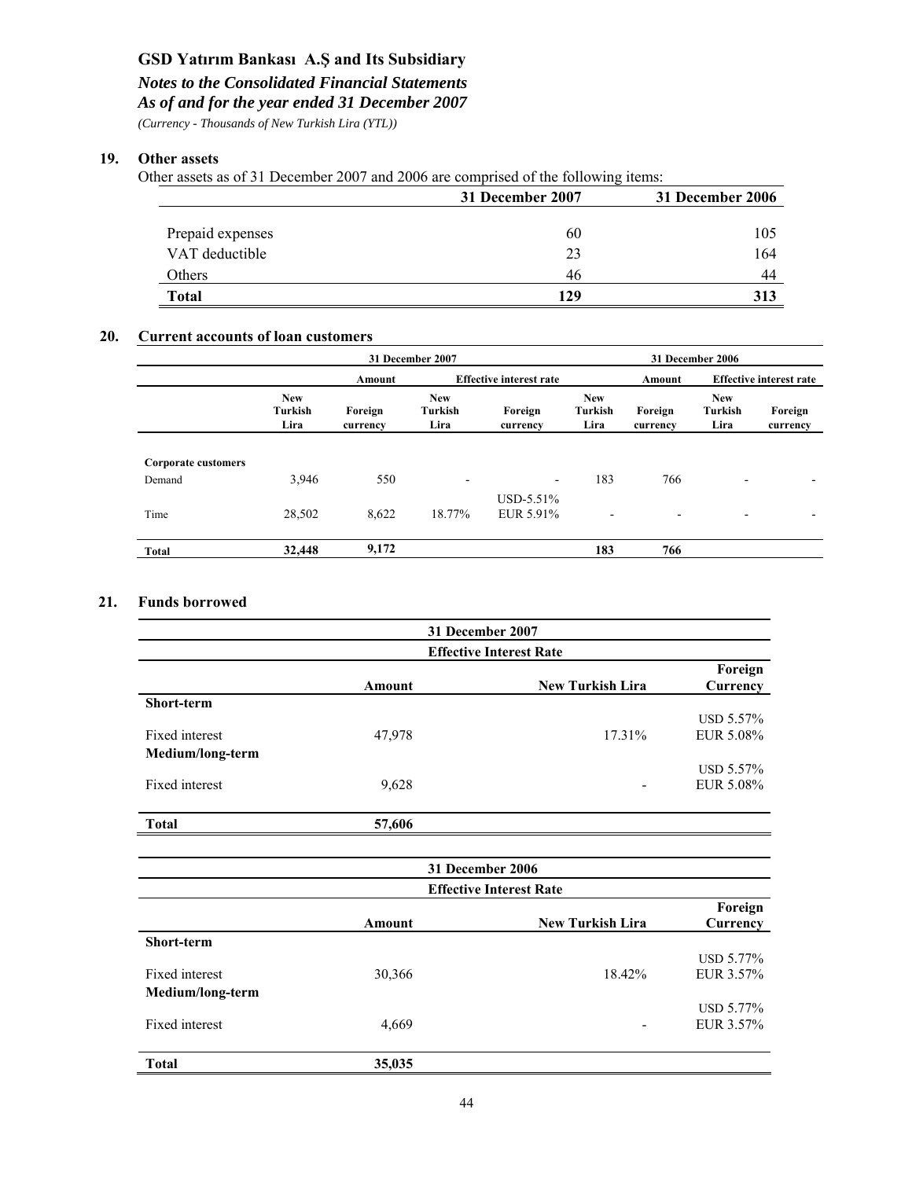# GSD Yatırım Bankası A.Ş and Its Subsidiary

*Notes to the Consolidated Financial Statements*
*As of and for the year ended 31 December 2007*
*(Currency - Thousands of New Turkish Lira (YTL))*

## 19. Other assets

Other assets as of 31 December 2007 and 2006 are comprised of the following items:

| | 31 December 2007 | 31 December 2006 |
|---|---|---|
| Prepaid expenses | 60 | 105 |
| VAT deductible | 23 | 164 |
| Others | 46 | 44 |
| **Total** | **129** | **313** |

## 20. Current accounts of loan customers

| | 31 December 2007 | | | | 31 December 2006 | | | |
|---|---|---|---|---|---|---|---|---|
| | Amount | | Effective interest rate | | Amount | | Effective interest rate | |
| | New Turkish Lira | Foreign currency | New Turkish Lira | Foreign currency | New Turkish Lira | Foreign currency | New Turkish Lira | Foreign currency |
| **Corporate customers** | | | | | | | | |
| Demand | 3,946 | 550 | - | - | 183 | 766 | - | - |
| Time | 28,502 | 8,622 | 18.77% | USD-5.51% EUR 5.91% | - | - | - | - |
| **Total** | **32,448** | **9,172** | | | **183** | **766** | | |

## 21. Funds borrowed

| | 31 December 2007 | | |
|---|---|---|---|
| | | Effective Interest Rate | |
| | Amount | New Turkish Lira | Foreign Currency |
| **Short-term** | | | |
| Fixed interest | 47,978 | 17.31% | USD 5.57% EUR 5.08% |
| **Medium/long-term** | | | |
| Fixed interest | 9,628 | - | USD 5.57% EUR 5.08% |
| **Total** | **57,606** | | |

| | 31 December 2006 | | |
|---|---|---|---|
| | | Effective Interest Rate | |
| | Amount | New Turkish Lira | Foreign Currency |
| **Short-term** | | | |
| Fixed interest | 30,366 | 18.42% | USD 5.77% EUR 3.57% |
| **Medium/long-term** | | | |
| Fixed interest | 4,669 | - | USD 5.77% EUR 3.57% |
| **Total** | **35,035** | | |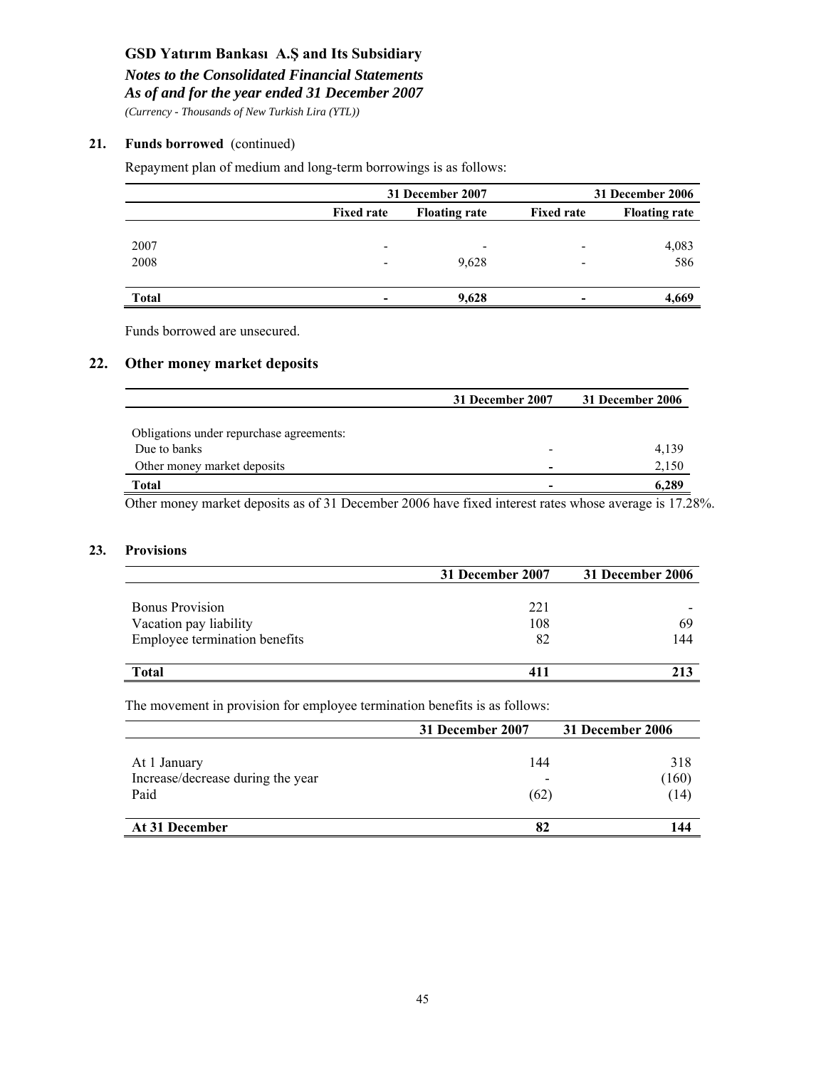## 21. Funds borrowed (continued)

Repayment plan of medium and long-term borrowings is as follows:

| | 31 December 2007 | | 31 December 2006 | |
|---|---|---|---|---|
| | **Fixed rate** | **Floating rate** | **Fixed rate** | **Floating rate** |
| 2007 | - | - | - | 4,083 |
| 2008 | - | 9,628 | - | 586 |
| **Total** | **-** | **9,628** | **-** | **4,669** |

Funds borrowed are unsecured.

## 22. Other money market deposits

| | 31 December 2007 | 31 December 2006 |
|---|---|---|
| Obligations under repurchase agreements: | | |
| Due to banks | - | 4,139 |
| Other money market deposits | - | 2,150 |
| **Total** | **-** | **6,289** |

Other money market deposits as of 31 December 2006 have fixed interest rates whose average is 17.28%.

## 23. Provisions

| | 31 December 2007 | 31 December 2006 |
|---|---|---|
| Bonus Provision | 221 | - |
| Vacation pay liability | 108 | 69 |
| Employee termination benefits | 82 | 144 |
| **Total** | **411** | **213** |

The movement in provision for employee termination benefits is as follows:

| | 31 December 2007 | 31 December 2006 |
|---|---|---|
| At 1 January | 144 | 318 |
| Increase/decrease during the year | - | (160) |
| Paid | (62) | (14) |
| **At 31 December** | **82** | **144** |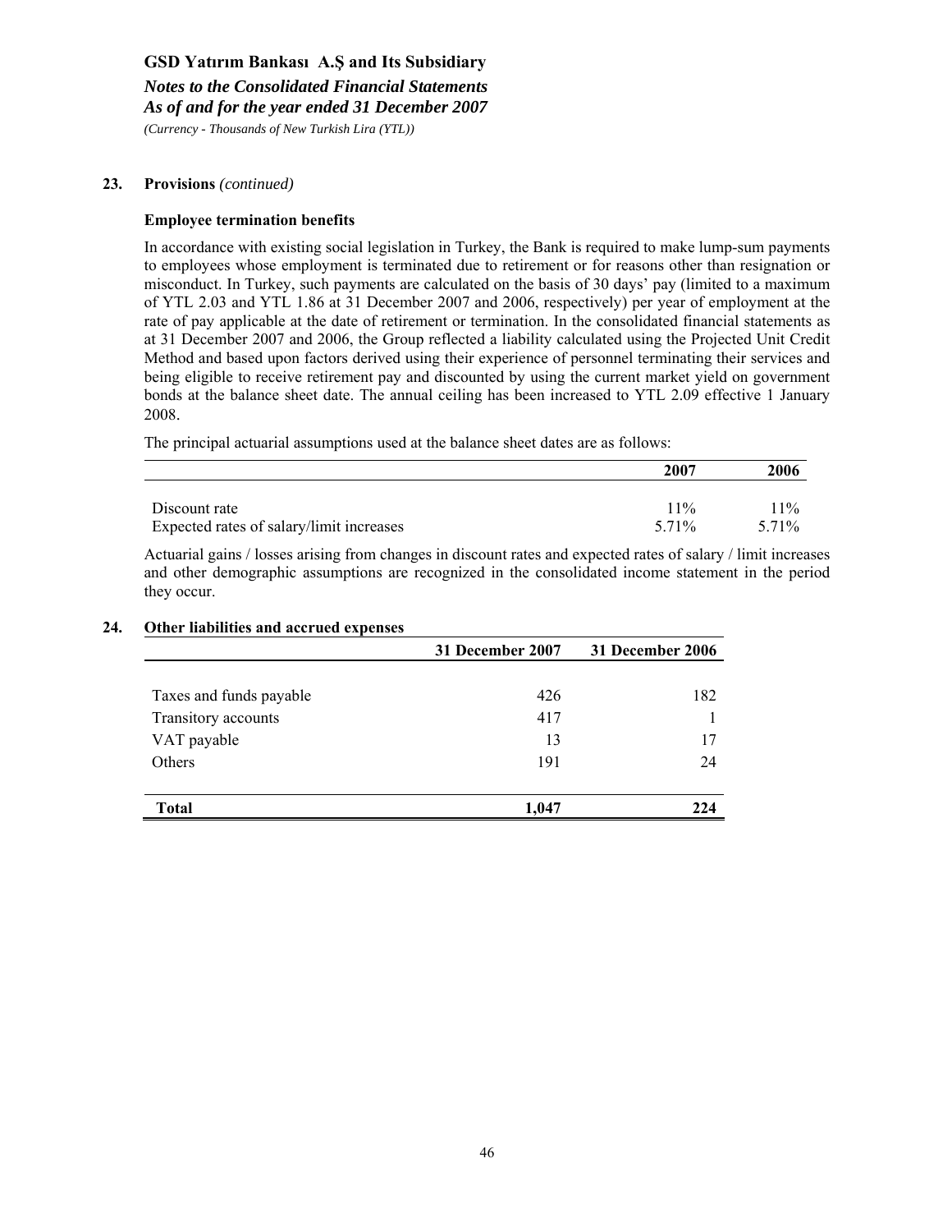## 23. Provisions *(continued)*

### Employee termination benefits

In accordance with existing social legislation in Turkey, the Bank is required to make lump-sum payments to employees whose employment is terminated due to retirement or for reasons other than resignation or misconduct. In Turkey, such payments are calculated on the basis of 30 days' pay (limited to a maximum of YTL 2.03 and YTL 1.86 at 31 December 2007 and 2006, respectively) per year of employment at the rate of pay applicable at the date of retirement or termination. In the consolidated financial statements as at 31 December 2007 and 2006, the Group reflected a liability calculated using the Projected Unit Credit Method and based upon factors derived using their experience of personnel terminating their services and being eligible to receive retirement pay and discounted by using the current market yield on government bonds at the balance sheet date. The annual ceiling has been increased to YTL 2.09 effective 1 January 2008.

The principal actuarial assumptions used at the balance sheet dates are as follows:

| | 2007 | 2006 |
|---|---|---|
| Discount rate | 11% | 11% |
| Expected rates of salary/limit increases | 5.71% | 5.71% |

Actuarial gains / losses arising from changes in discount rates and expected rates of salary / limit increases and other demographic assumptions are recognized in the consolidated income statement in the period they occur.

## 24. Other liabilities and accrued expenses

| | 31 December 2007 | 31 December 2006 |
|---|---|---|
| Taxes and funds payable | 426 | 182 |
| Transitory accounts | 417 | 1 |
| VAT payable | 13 | 17 |
| Others | 191 | 24 |
| **Total** | **1,047** | **224** |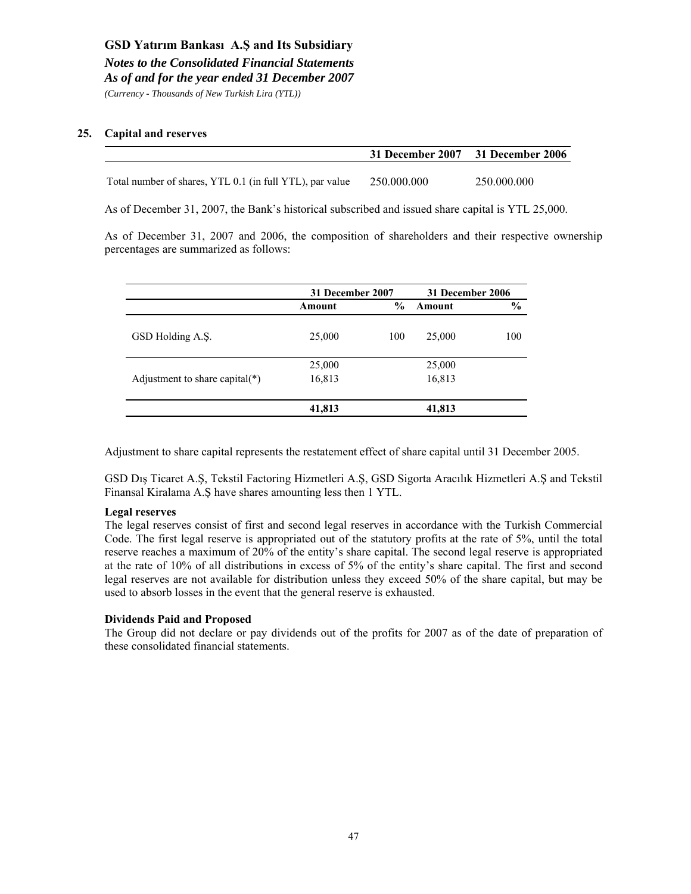## 25. Capital and reserves

| | 31 December 2007 | 31 December 2006 |
|---|---|---|
| Total number of shares, YTL 0.1 (in full YTL), par value | 250.000.000 | 250.000.000 |

As of December 31, 2007, the Bank's historical subscribed and issued share capital is YTL 25,000.

As of December 31, 2007 and 2006, the composition of shareholders and their respective ownership percentages are summarized as follows:

| | 31 December 2007 | | 31 December 2006 | |
|---|---|---|---|---|
| | Amount | % | Amount | % |
| GSD Holding A.Ş. | 25,000 | 100 | 25,000 | 100 |
| | 25,000 | | 25,000 | |
| Adjustment to share capital(*) | 16,813 | | 16,813 | |
| | 41,813 | | 41,813 | |

Adjustment to share capital represents the restatement effect of share capital until 31 December 2005.

GSD Dış Ticaret A.Ş, Tekstil Factoring Hizmetleri A.Ş, GSD Sigorta Aracılık Hizmetleri A.Ş and Tekstil Finansal Kiralama A.Ş have shares amounting less then 1 YTL.

**Legal reserves**

The legal reserves consist of first and second legal reserves in accordance with the Turkish Commercial Code. The first legal reserve is appropriated out of the statutory profits at the rate of 5%, until the total reserve reaches a maximum of 20% of the entity's share capital. The second legal reserve is appropriated at the rate of 10% of all distributions in excess of 5% of the entity's share capital. The first and second legal reserves are not available for distribution unless they exceed 50% of the share capital, but may be used to absorb losses in the event that the general reserve is exhausted.

**Dividends Paid and Proposed**

The Group did not declare or pay dividends out of the profits for 2007 as of the date of preparation of these consolidated financial statements.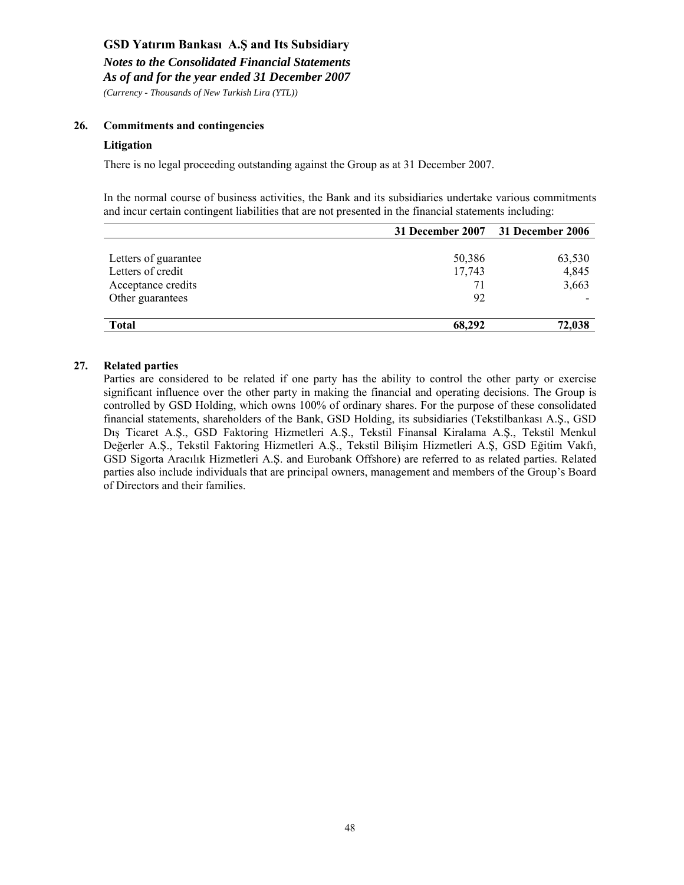## 26. Commitments and contingencies

### Litigation

There is no legal proceeding outstanding against the Group as at 31 December 2007.

In the normal course of business activities, the Bank and its subsidiaries undertake various commitments and incur certain contingent liabilities that are not presented in the financial statements including:

| | 31 December 2007 | 31 December 2006 |
|---|---|---|
| Letters of guarantee | 50,386 | 63,530 |
| Letters of credit | 17,743 | 4,845 |
| Acceptance credits | 71 | 3,663 |
| Other guarantees | 92 | - |
| **Total** | **68,292** | **72,038** |

## 27. Related parties

Parties are considered to be related if one party has the ability to control the other party or exercise significant influence over the other party in making the financial and operating decisions. The Group is controlled by GSD Holding, which owns 100% of ordinary shares. For the purpose of these consolidated financial statements, shareholders of the Bank, GSD Holding, its subsidiaries (Tekstilbankası A.Ş., GSD Dış Ticaret A.Ş., GSD Faktoring Hizmetleri A.Ş., Tekstil Finansal Kiralama A.Ş., Tekstil Menkul Değerler A.Ş., Tekstil Faktoring Hizmetleri A.Ş., Tekstil Bilişim Hizmetleri A.Ş, GSD Eğitim Vakfı, GSD Sigorta Aracılık Hizmetleri A.Ş. and Eurobank Offshore) are referred to as related parties. Related parties also include individuals that are principal owners, management and members of the Group's Board of Directors and their families.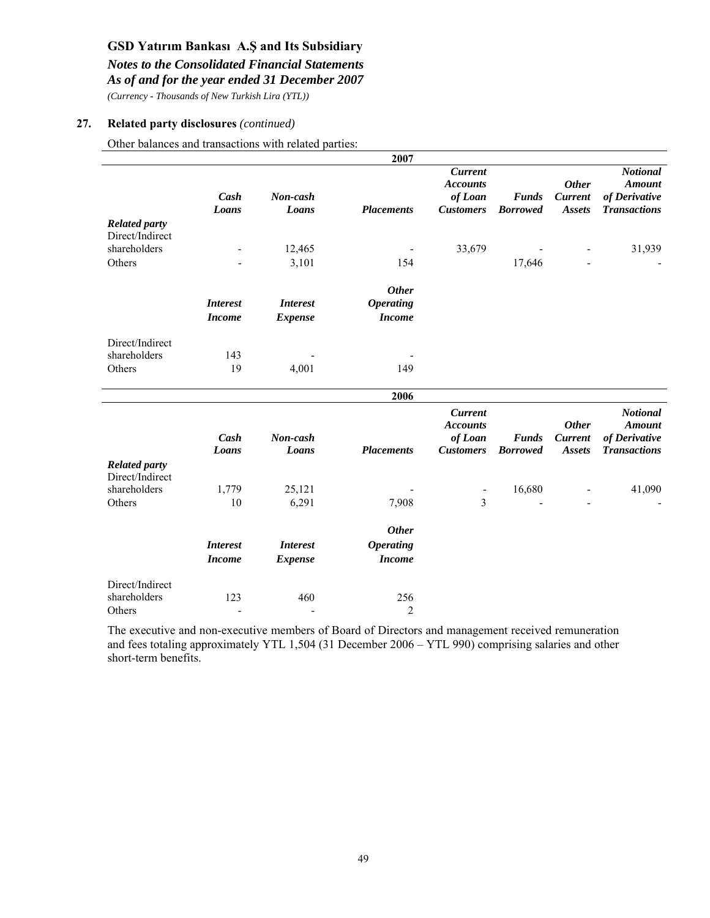## 27. Related party disclosures *(continued)*

Other balances and transactions with related parties:

| 2007 | | | | | | | |
|---|---|---|---|---|---|---|---|
| ***Related party*** | ***Cash Loans*** | ***Non-cash Loans*** | ***Placements*** | ***Current Accounts of Loan Customers*** | ***Funds Borrowed*** | ***Other Current Assets*** | ***Notional Amount of Derivative Transactions*** |
| Direct/Indirect shareholders | - | 12,465 | - | 33,679 | - | - | 31,939 |
| Others | - | 3,101 | 154 | | 17,646 | - | - |

| | ***Interest Income*** | ***Interest Expense*** | ***Other Operating Income*** |
|---|---|---|---|
| Direct/Indirect shareholders | 143 | - | - |
| Others | 19 | 4,001 | 149 |

| 2006 | | | | | | | |
|---|---|---|---|---|---|---|---|
| ***Related party*** | ***Cash Loans*** | ***Non-cash Loans*** | ***Placements*** | ***Current Accounts of Loan Customers*** | ***Funds Borrowed*** | ***Other Current Assets*** | ***Notional Amount of Derivative Transactions*** |
| Direct/Indirect shareholders | 1,779 | 25,121 | - | - | 16,680 | - | 41,090 |
| Others | 10 | 6,291 | 7,908 | 3 | - | - | - |

| | ***Interest Income*** | ***Interest Expense*** | ***Other Operating Income*** |
|---|---|---|---|
| Direct/Indirect shareholders | 123 | 460 | 256 |
| Others | - | - | 2 |

The executive and non-executive members of Board of Directors and management received remuneration and fees totaling approximately YTL 1,504 (31 December 2006 – YTL 990) comprising salaries and other short-term benefits.